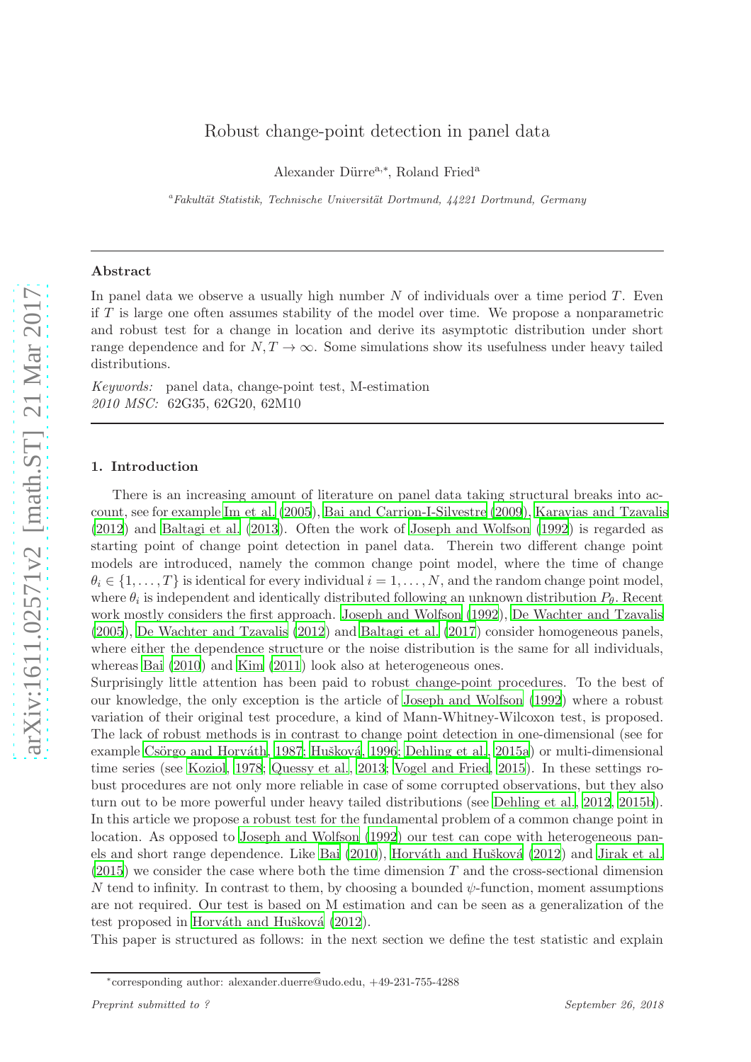# Robust change-point detection in panel data

Alexander Dürre[a,*], Roland Fried[a]

[a] *Fakultät Statistik, Technische Universität Dortmund, 44221 Dortmund, Germany*

---

## Abstract

In panel data we observe a usually high number $N$ of individuals over a time period $T$. Even if $T$ is large one often assumes stability of the model over time. We propose a nonparametric and robust test for a change in location and derive its asymptotic distribution under short range dependence and for $N, T \to \infty$. Some simulations show its usefulness under heavy tailed distributions.

*Keywords:* panel data, change-point test, M-estimation
*2010 MSC:* 62G35, 62G20, 62M10

---

## 1. Introduction

There is an increasing amount of literature on panel data taking structural breaks into account, see for example Im et al. (2005), Bai and Carrion-I-Silvestre (2009), Karavias and Tzavalis (2012) and Baltagi et al. (2013). Often the work of Joseph and Wolfson (1992) is regarded as starting point of change point detection in panel data. Therein two different change point models are introduced, namely the common change point model, where the time of change $\theta_i \in \{1, \ldots, T\}$ is identical for every individual $i = 1, \ldots, N$, and the random change point model, where $\theta_i$ is independent and identically distributed following an unknown distribution $P_\theta$. Recent work mostly considers the first approach. Joseph and Wolfson (1992), De Wachter and Tzavalis (2005), De Wachter and Tzavalis (2012) and Baltagi et al. (2017) consider homogeneous panels, where either the dependence structure or the noise distribution is the same for all individuals, whereas Bai (2010) and Kim (2011) look also at heterogeneous ones.
Surprisingly little attention has been paid to robust change-point procedures. To the best of our knowledge, the only exception is the article of Joseph and Wolfson (1992) where a robust variation of their original test procedure, a kind of Mann-Whitney-Wilcoxon test, is proposed. The lack of robust methods is in contrast to change point detection in one-dimensional (see for example Csörgo and Horváth, 1987; Hušková, 1996; Dehling et al., 2015a) or multi-dimensional time series (see Koziol, 1978; Quessy et al., 2013; Vogel and Fried, 2015). In these settings robust procedures are not only more reliable in case of some corrupted observations, but they also turn out to be more powerful under heavy tailed distributions (see Dehling et al., 2012, 2015b).
In this article we propose a robust test for the fundamental problem of a common change point in location. As opposed to Joseph and Wolfson (1992) our test can cope with heterogeneous panels and short range dependence. Like Bai (2010), Horváth and Hušková (2012) and Jirak et al. (2015) we consider the case where both the time dimension $T$ and the cross-sectional dimension $N$ tend to infinity. In contrast to them, by choosing a bounded $\psi$-function, moment assumptions are not required. Our test is based on M estimation and can be seen as a generalization of the test proposed in Horváth and Hušková (2012).
This paper is structured as follows: in the next section we define the test statistic and explain

---

*corresponding author: alexander.duerre@udo.edu, +49-231-755-4288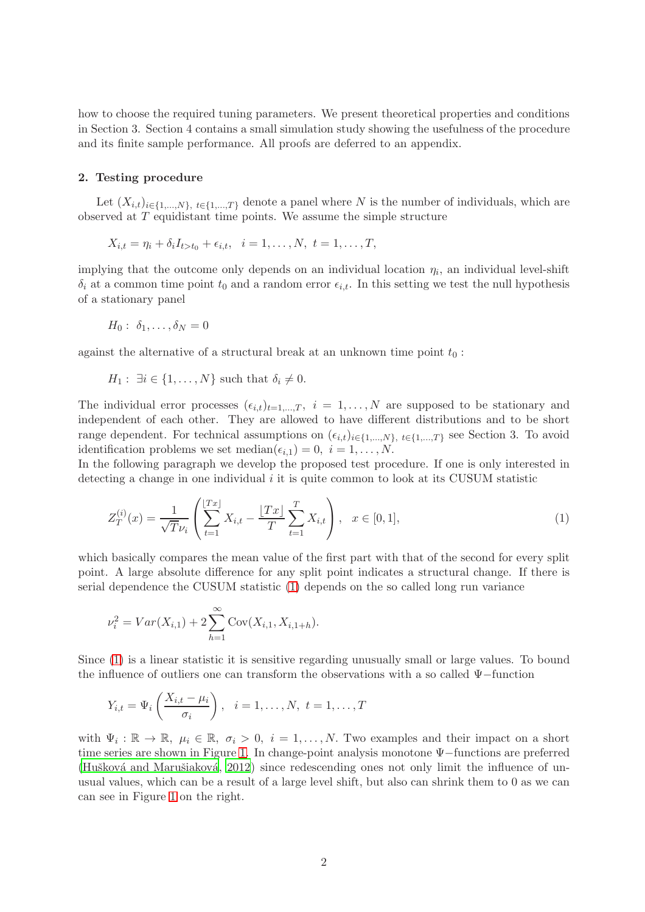how to choose the required tuning parameters. We present theoretical properties and conditions in Section 3. Section 4 contains a small simulation study showing the usefulness of the procedure and its finite sample performance. All proofs are deferred to an appendix.

## 2. Testing procedure

Let $(X_{i,t})_{i\in\{1,\dots,N\},\ t\in\{1,\dots,T\}}$ denote a panel where $N$ is the number of individuals, which are observed at $T$ equidistant time points. We assume the simple structure

$$X_{i,t} = \eta_i + \delta_i I_{t>t_0} + \epsilon_{i,t}, \quad i = 1,\dots,N,\ t = 1,\dots,T,$$

implying that the outcome only depends on an individual location $\eta_i$, an individual level-shift $\delta_i$ at a common time point $t_0$ and a random error $\epsilon_{i,t}$. In this setting we test the null hypothesis of a stationary panel

$$H_0 :\ \delta_1,\dots,\delta_N = 0$$

against the alternative of a structural break at an unknown time point $t_0$ :

$$H_1 :\ \exists i \in \{1,\dots,N\} \text{ such that } \delta_i \neq 0.$$

The individual error processes $(\epsilon_{i,t})_{t=1,\dots,T},\ i = 1,\dots,N$ are supposed to be stationary and independent of each other. They are allowed to have different distributions and to be short range dependent. For technical assumptions on $(\epsilon_{i,t})_{i\in\{1,\dots,N\},\ t\in\{1,\dots,T\}}$ see Section 3. To avoid identification problems we set $\text{median}(\epsilon_{i,1}) = 0,\ i = 1,\dots,N$.
In the following paragraph we develop the proposed test procedure. If one is only interested in detecting a change in one individual $i$ it is quite common to look at its CUSUM statistic

$$Z_T^{(i)}(x) = \frac{1}{\sqrt{T}\nu_i}\left(\sum_{t=1}^{\lfloor Tx\rfloor} X_{i,t} - \frac{\lfloor Tx\rfloor}{T}\sum_{t=1}^{T} X_{i,t}\right), \quad x \in [0,1], \tag{1}$$

which basically compares the mean value of the first part with that of the second for every split point. A large absolute difference for any split point indicates a structural change. If there is serial dependence the CUSUM statistic (1) depends on the so called long run variance

$$\nu_i^2 = Var(X_{i,1}) + 2\sum_{h=1}^{\infty}\text{Cov}(X_{i,1}, X_{i,1+h}).$$

Since (1) is a linear statistic it is sensitive regarding unusually small or large values. To bound the influence of outliers one can transform the observations with a so called $\Psi-$function

$$Y_{i,t} = \Psi_i\left(\frac{X_{i,t}-\mu_i}{\sigma_i}\right), \quad i = 1,\dots,N,\ t = 1,\dots,T$$

with $\Psi_i : \mathbb{R} \to \mathbb{R},\ \mu_i \in \mathbb{R},\ \sigma_i > 0,\ i = 1,\dots,N$. Two examples and their impact on a short time series are shown in Figure 1. In change-point analysis monotone $\Psi-$functions are preferred (Hušková and Marušiaková, 2012) since redescending ones not only limit the influence of unusual values, which can be a result of a large level shift, but also can shrink them to 0 as we can can see in Figure 1 on the right.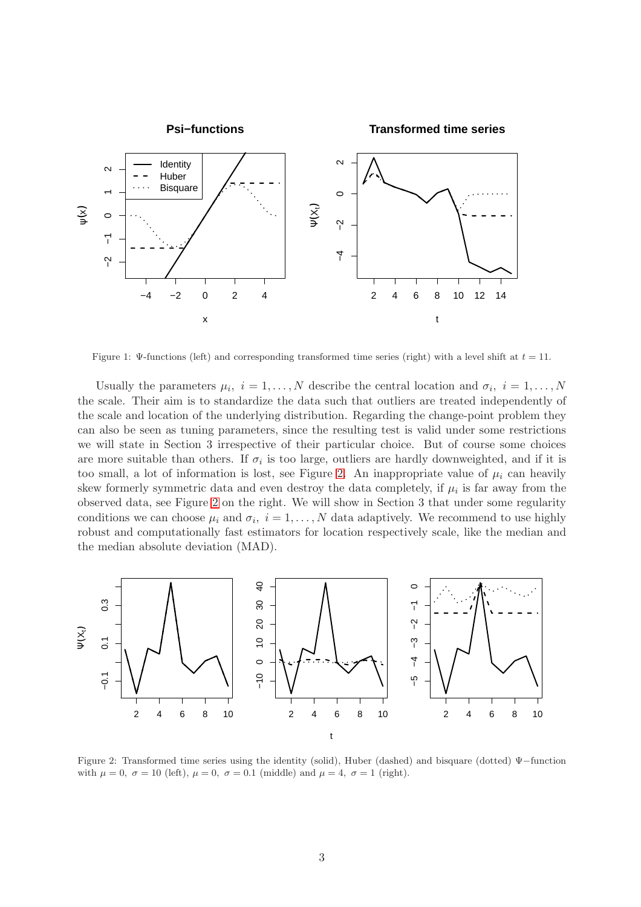Figure 1: Ψ-functions (left) and corresponding transformed time series (right) with a level shift at $t = 11$.

Usually the parameters $\mu_i,\ i = 1,\ldots,N$ describe the central location and $\sigma_i,\ i = 1,\ldots,N$ the scale. Their aim is to standardize the data such that outliers are treated independently of the scale and location of the underlying distribution. Regarding the change-point problem they can also be seen as tuning parameters, since the resulting test is valid under some restrictions we will state in Section 3 irrespective of their particular choice. But of course some choices are more suitable than others. If $\sigma_i$ is too large, outliers are hardly downweighted, and if it is too small, a lot of information is lost, see Figure 2. An inappropriate value of $\mu_i$ can heavily skew formerly symmetric data and even destroy the data completely, if $\mu_i$ is far away from the observed data, see Figure 2 on the right. We will show in Section 3 that under some regularity conditions we can choose $\mu_i$ and $\sigma_i,\ i = 1,\ldots,N$ data adaptively. We recommend to use highly robust and computationally fast estimators for location respectively scale, like the median and the median absolute deviation (MAD).

Figure 2: Transformed time series using the identity (solid), Huber (dashed) and bisquare (dotted) Ψ−function with $\mu = 0,\ \sigma = 10$ (left), $\mu = 0,\ \sigma = 0.1$ (middle) and $\mu = 4,\ \sigma = 1$ (right).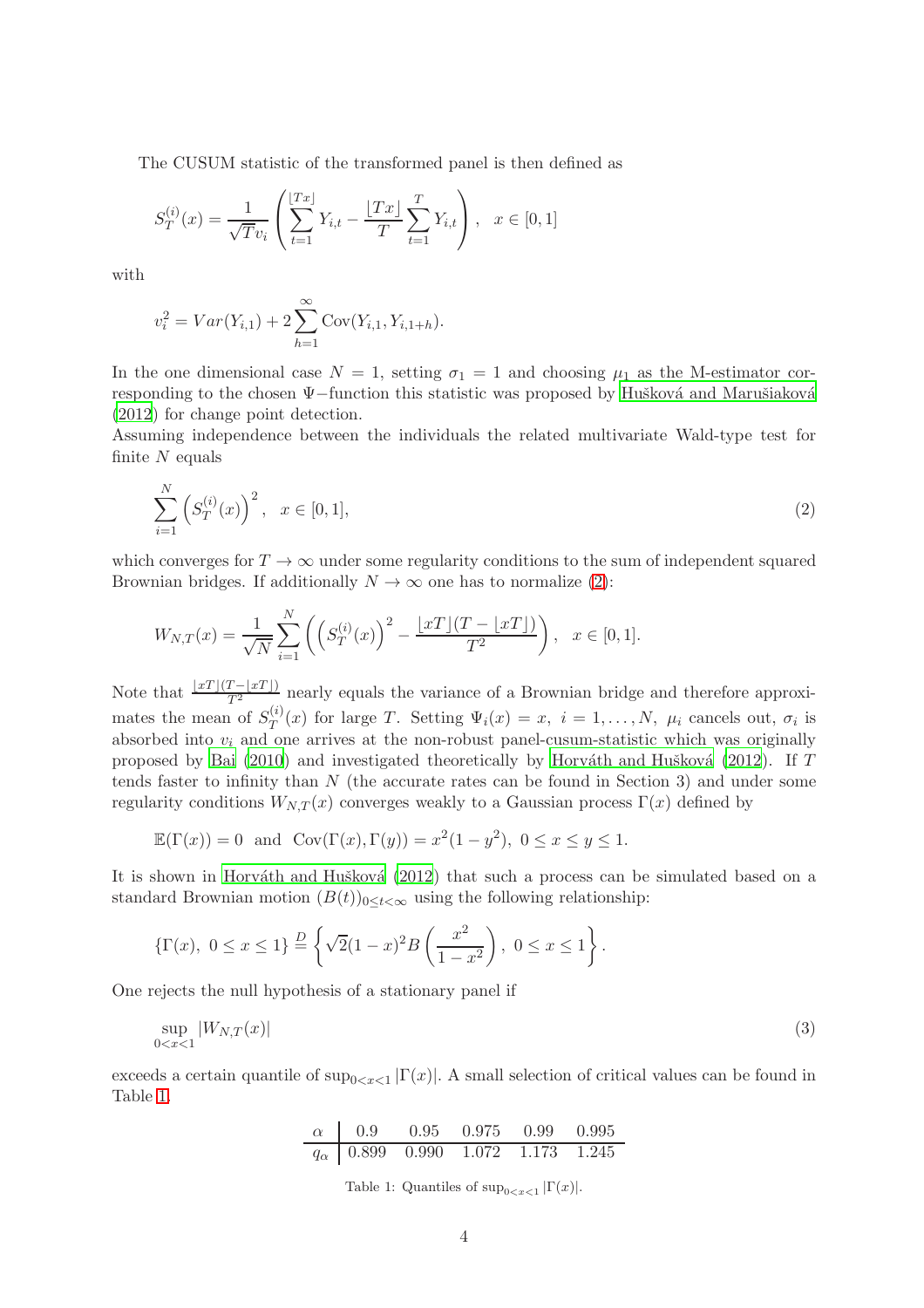The CUSUM statistic of the transformed panel is then defined as

$$S_T^{(i)}(x) = \frac{1}{\sqrt{T} v_i} \left( \sum_{t=1}^{\lfloor Tx \rfloor} Y_{i,t} - \frac{\lfloor Tx \rfloor}{T} \sum_{t=1}^{T} Y_{i,t} \right), \quad x \in [0,1]$$

with

$$v_i^2 = Var(Y_{i,1}) + 2 \sum_{h=1}^{\infty} \mathrm{Cov}(Y_{i,1}, Y_{i,1+h}).$$

In the one dimensional case $N = 1$, setting $\sigma_1 = 1$ and choosing $\mu_1$ as the M-estimator corresponding to the chosen $\Psi-$function this statistic was proposed by Hušková and Marušiaková (2012) for change point detection.
Assuming independence between the individuals the related multivariate Wald-type test for finite $N$ equals

$$\sum_{i=1}^{N} \left( S_T^{(i)}(x) \right)^2, \quad x \in [0,1], \tag{2}$$

which converges for $T \to \infty$ under some regularity conditions to the sum of independent squared Brownian bridges. If additionally $N \to \infty$ one has to normalize (2):

$$W_{N,T}(x) = \frac{1}{\sqrt{N}} \sum_{i=1}^{N} \left( \left( S_T^{(i)}(x) \right)^2 - \frac{\lfloor xT \rfloor (T - \lfloor xT \rfloor)}{T^2} \right), \quad x \in [0,1].$$

Note that $\frac{\lfloor xT \rfloor (T - \lfloor xT \rfloor)}{T^2}$ nearly equals the variance of a Brownian bridge and therefore approximates the mean of $S_T^{(i)}(x)$ for large $T$. Setting $\Psi_i(x) = x,\ i = 1, \ldots, N,\ \mu_i$ cancels out, $\sigma_i$ is absorbed into $v_i$ and one arrives at the non-robust panel-cusum-statistic which was originally proposed by Bai (2010) and investigated theoretically by Horváth and Hušková (2012). If $T$ tends faster to infinity than $N$ (the accurate rates can be found in Section 3) and under some regularity conditions $W_{N,T}(x)$ converges weakly to a Gaussian process $\Gamma(x)$ defined by

$$\mathbb{E}(\Gamma(x)) = 0 \ \text{ and } \ \mathrm{Cov}(\Gamma(x), \Gamma(y)) = x^2(1 - y^2), \ 0 \le x \le y \le 1.$$

It is shown in Horváth and Hušková (2012) that such a process can be simulated based on a standard Brownian motion $(B(t))_{0 \le t < \infty}$ using the following relationship:

$$\{\Gamma(x),\ 0 \le x \le 1\} \stackrel{D}{=} \left\{ \sqrt{2}(1-x)^2 B\left( \frac{x^2}{1-x^2} \right),\ 0 \le x \le 1 \right\}.$$

One rejects the null hypothesis of a stationary panel if

$$\sup_{0<x<1} |W_{N,T}(x)| \tag{3}$$

exceeds a certain quantile of $\sup_{0<x<1} |\Gamma(x)|$. A small selection of critical values can be found in Table 1.

| $\alpha$ | 0.9 | 0.95 | 0.975 | 0.99 | 0.995 |
|---|---|---|---|---|---|
| $q_\alpha$ | 0.899 | 0.990 | 1.072 | 1.173 | 1.245 |

Table 1: Quantiles of $\sup_{0<x<1} |\Gamma(x)|$.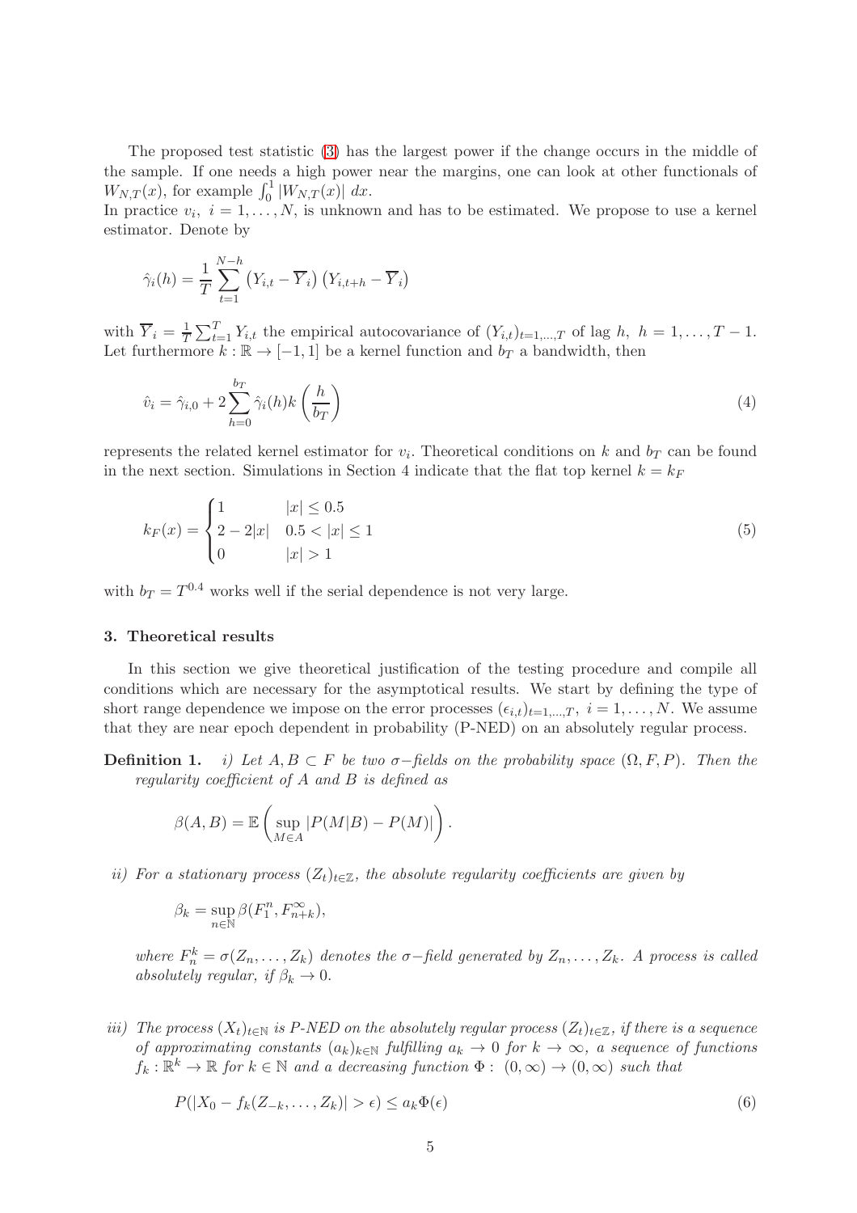The proposed test statistic (3) has the largest power if the change occurs in the middle of the sample. If one needs a high power near the margins, one can look at other functionals of $W_{N,T}(x)$, for example $\int_0^1 |W_{N,T}(x)| \, dx$.
In practice $v_i,\ i = 1, \ldots, N$, is unknown and has to be estimated. We propose to use a kernel estimator. Denote by

$$\hat{\gamma}_i(h) = \frac{1}{T} \sum_{t=1}^{N-h} \left(Y_{i,t} - \overline{Y}_i\right) \left(Y_{i,t+h} - \overline{Y}_i\right)$$

with $\overline{Y}_i = \frac{1}{T} \sum_{t=1}^{T} Y_{i,t}$ the empirical autocovariance of $(Y_{i,t})_{t=1,\ldots,T}$ of lag $h,\ h = 1, \ldots, T-1$. Let furthermore $k : \mathbb{R} \to [-1, 1]$ be a kernel function and $b_T$ a bandwidth, then

$$\hat{v}_i = \hat{\gamma}_{i,0} + 2 \sum_{h=0}^{b_T} \hat{\gamma}_i(h) k\left(\frac{h}{b_T}\right) \tag{4}$$

represents the related kernel estimator for $v_i$. Theoretical conditions on $k$ and $b_T$ can be found in the next section. Simulations in Section 4 indicate that the flat top kernel $k = k_F$

$$k_F(x) = \begin{cases} 1 & |x| \leq 0.5 \\ 2 - 2|x| & 0.5 < |x| \leq 1 \\ 0 & |x| > 1 \end{cases} \tag{5}$$

with $b_T = T^{0.4}$ works well if the serial dependence is not very large.

### 3. Theoretical results

In this section we give theoretical justification of the testing procedure and compile all conditions which are necessary for the asymptotical results. We start by defining the type of short range dependence we impose on the error processes $(\epsilon_{i,t})_{t=1,\ldots,T},\ i = 1, \ldots, N$. We assume that they are near epoch dependent in probability (P-NED) on an absolutely regular process.

**Definition 1.** *i) Let $A, B \subset F$ be two $\sigma-$fields on the probability space $(\Omega, F, P)$. Then the regularity coefficient of $A$ and $B$ is defined as*

$$\beta(A, B) = \mathbb{E}\left(\sup_{M \in A} |P(M|B) - P(M)|\right).$$

*ii) For a stationary process $(Z_t)_{t \in \mathbb{Z}}$, the absolute regularity coefficients are given by*

$$\beta_k = \sup_{n \in \mathbb{N}} \beta(F_1^n, F_{n+k}^\infty),$$

*where $F_n^k = \sigma(Z_n, \ldots, Z_k)$ denotes the $\sigma-$field generated by $Z_n, \ldots, Z_k$. A process is called absolutely regular, if $\beta_k \to 0$.*

*iii) The process $(X_t)_{t \in \mathbb{N}}$ is P-NED on the absolutely regular process $(Z_t)_{t \in \mathbb{Z}}$, if there is a sequence of approximating constants $(a_k)_{k \in \mathbb{N}}$ fulfilling $a_k \to 0$ for $k \to \infty$, a sequence of functions $f_k : \mathbb{R}^k \to \mathbb{R}$ for $k \in \mathbb{N}$ and a decreasing function $\Phi :\ (0, \infty) \to (0, \infty)$ such that*

$$P(|X_0 - f_k(Z_{-k}, \ldots, Z_k)| > \epsilon) \leq a_k \Phi(\epsilon) \tag{6}$$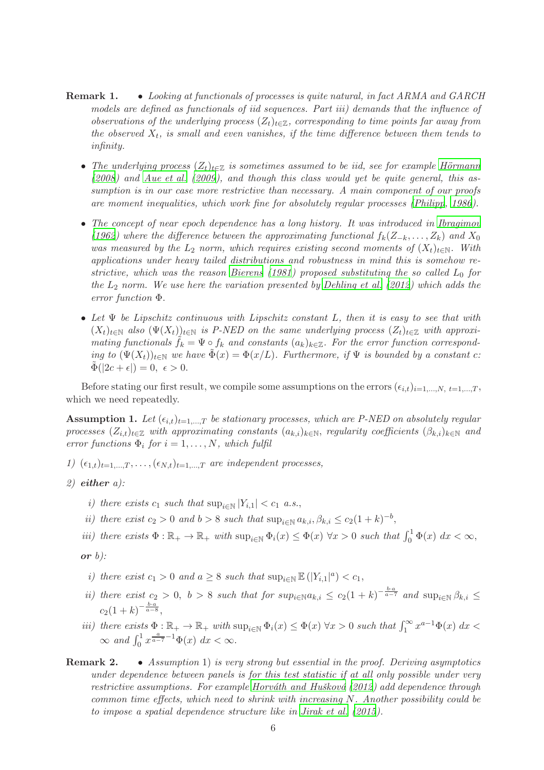**Remark 1.**

- *Looking at functionals of processes is quite natural, in fact ARMA and GARCH models are defined as functionals of iid sequences. Part iii) demands that the influence of observations of the underlying process $(Z_t)_{t\in\mathbb{Z}}$, corresponding to time points far away from the observed $X_t$, is small and even vanishes, if the time difference between them tends to infinity.*

- *The underlying process $(Z_t)_{t\in\mathbb{Z}}$ is sometimes assumed to be iid, see for example Hörmann (2008) and Aue et al. (2009), and though this class would yet be quite general, this assumption is in our case more restrictive than necessary. A main component of our proofs are moment inequalities, which work fine for absolutely regular processes (Philipp, 1986).*

- *The concept of near epoch dependence has a long history. It was introduced in Ibragimov (1962) where the difference between the approximating functional $f_k(Z_{-k}, \ldots, Z_k)$ and $X_0$ was measured by the $L_2$ norm, which requires existing second moments of $(X_t)_{t\in\mathbb{N}}$. With applications under heavy tailed distributions and robustness in mind this is somehow restrictive, which was the reason Bierens (1981) proposed substituting the so called $L_0$ for the $L_2$ norm. We use here the variation presented by Dehling et al. (2012) which adds the error function $\Phi$.*

- *Let $\Psi$ be Lipschitz continuous with Lipschitz constant $L$, then it is easy to see that with $(X_t)_{t\in\mathbb{N}}$ also $(\Psi(X_t))_{t\in\mathbb{N}}$ is P-NED on the same underlying process $(Z_t)_{t\in\mathbb{Z}}$ with approximating functionals $\tilde{f}_k = \Psi \circ f_k$ and constants $(a_k)_{k\in\mathbb{Z}}$. For the error function corresponding to $(\Psi(X_t))_{t\in\mathbb{N}}$ we have $\tilde{\Phi}(x) = \Phi(x/L)$. Furthermore, if $\Psi$ is bounded by a constant $c$: $\tilde{\Phi}(|2c+\epsilon|) = 0,\ \epsilon > 0$.*

Before stating our first result, we compile some assumptions on the errors $(\epsilon_{i,t})_{i=1,\ldots,N,\ t=1,\ldots,T}$, which we need repeatedly.

**Assumption 1.** *Let $(\epsilon_{i,t})_{t=1,\ldots,T}$ be stationary processes, which are P-NED on absolutely regular processes $(Z_{i,t})_{t\in\mathbb{Z}}$ with approximating constants $(a_{k,i})_{k\in\mathbb{N}}$, regularity coefficients $(\beta_{k,i})_{k\in\mathbb{N}}$ and error functions $\Phi_i$ for $i = 1, \ldots, N$, which fulfil*

*1) $(\epsilon_{1,t})_{t=1,\ldots,T}, \ldots, (\epsilon_{N,t})_{t=1,\ldots,T}$ are independent processes,*

*2)* ***either*** *a):*

- *i) there exists $c_1$ such that $\sup_{i\in\mathbb{N}} |Y_{i,1}| < c_1$ a.s.,*
- *ii) there exist $c_2 > 0$ and $b > 8$ such that $\sup_{i\in\mathbb{N}} a_{k,i}, \beta_{k,i} \le c_2(1+k)^{-b}$,*
- *iii) there exists $\Phi : \mathbb{R}_+ \to \mathbb{R}_+$ with $\sup_{i\in\mathbb{N}} \Phi_i(x) \le \Phi(x)\ \forall x > 0$ such that $\int_0^1 \Phi(x)\ dx < \infty$,*

***or*** *b):*

- *i) there exist $c_1 > 0$ and $a \ge 8$ such that $\sup_{i\in\mathbb{N}} \mathbb{E}\left(|Y_{i,1}|^a\right) < c_1$,*
- *ii) there exist $c_2 > 0,\ b > 8$ such that for $sup_{i\in\mathbb{N}} a_{k,i} \le c_2(1+k)^{-\frac{b\cdot a}{a-7}}$ and $\sup_{i\in\mathbb{N}} \beta_{k,i} \le c_2(1+k)^{-\frac{b\cdot a}{a-8}}$,*
- *iii) there exists $\Phi : \mathbb{R}_+ \to \mathbb{R}_+$ with $\sup_{i\in\mathbb{N}} \Phi_i(x) \le \Phi(x)\ \forall x > 0$ such that $\int_1^\infty x^{a-1}\Phi(x)\ dx < \infty$ and $\int_0^1 x^{\frac{a}{a-7}-1}\Phi(x)\ dx < \infty$.*

**Remark 2.**

- *Assumption 1) is very strong but essential in the proof. Deriving asymptotics under dependence between panels is for this test statistic if at all only possible under very restrictive assumptions. For example Horváth and Hušková (2012) add dependence through common time effects, which need to shrink with increasing $N$. Another possibility could be to impose a spatial dependence structure like in Jirak et al. (2015).*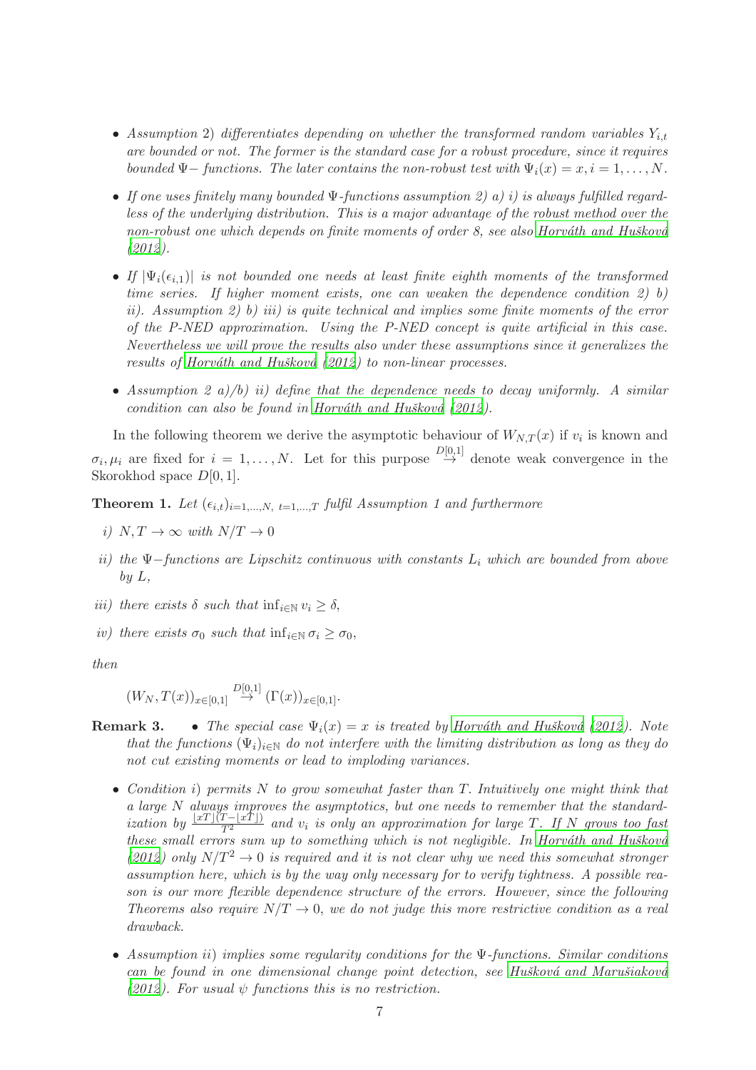- *Assumption* 2) *differentiates depending on whether the transformed random variables* $Y_{i,t}$ *are bounded or not. The former is the standard case for a robust procedure, since it requires bounded* $\Psi-$ *functions. The later contains the non-robust test with* $\Psi_i(x) = x, i = 1, \ldots, N$.

- *If one uses finitely many bounded* $\Psi$*-functions assumption 2) a) i) is always fulfilled regardless of the underlying distribution. This is a major advantage of the robust method over the non-robust one which depends on finite moments of order 8, see also Horváth and Hušková (2012).*

- *If* $|\Psi_i(\epsilon_{i,1})|$ *is not bounded one needs at least finite eighth moments of the transformed time series. If higher moment exists, one can weaken the dependence condition 2) b) ii). Assumption 2) b) iii) is quite technical and implies some finite moments of the error of the P-NED approximation. Using the P-NED concept is quite artificial in this case. Nevertheless we will prove the results also under these assumptions since it generalizes the results of Horváth and Hušková (2012) to non-linear processes.*

- *Assumption 2 a)/b) ii) define that the dependence needs to decay uniformly. A similar condition can also be found in Horváth and Hušková (2012).*

In the following theorem we derive the asymptotic behaviour of $W_{N,T}(x)$ if $v_i$ is known and $\sigma_i, \mu_i$ are fixed for $i = 1, \ldots, N$. Let for this purpose $\overset{D[0,1]}{\to}$ denote weak convergence in the Skorokhod space $D[0,1]$.

**Theorem 1.** *Let* $(\epsilon_{i,t})_{i=1,\ldots,N,\ t=1,\ldots,T}$ *fulfil Assumption 1 and furthermore*

*i)* $N, T \to \infty$ *with* $N/T \to 0$

*ii) the* $\Psi-$*functions are Lipschitz continuous with constants* $L_i$ *which are bounded from above by* $L$,

*iii) there exists* $\delta$ *such that* $\inf_{i \in \mathbb{N}} v_i \geq \delta$,

*iv) there exists* $\sigma_0$ *such that* $\inf_{i \in \mathbb{N}} \sigma_i \geq \sigma_0$,

*then*

$$(W_N, T(x))_{x \in [0,1]} \overset{D[0,1]}{\to} (\Gamma(x))_{x \in [0,1]}.$$

**Remark 3.**

- *The special case* $\Psi_i(x) = x$ *is treated by Horváth and Hušková (2012). Note that the functions* $(\Psi_i)_{i \in \mathbb{N}}$ *do not interfere with the limiting distribution as long as they do not cut existing moments or lead to imploding variances.*

- *Condition i) permits* $N$ *to grow somewhat faster than* $T$*. Intuitively one might think that a large* $N$ *always improves the asymptotics, but one needs to remember that the standardization by* $\frac{\lfloor xT \rfloor (T - \lfloor xT \rfloor)}{T^2}$ *and* $v_i$ *is only an approximation for large* $T$*. If* $N$ *grows too fast these small errors sum up to something which is not negligible. In Horváth and Hušková (2012) only* $N/T^2 \to 0$ *is required and it is not clear why we need this somewhat stronger assumption here, which is by the way only necessary for to verify tightness. A possible reason is our more flexible dependence structure of the errors. However, since the following Theorems also require* $N/T \to 0$*, we do not judge this more restrictive condition as a real drawback.*

- *Assumption ii) implies some regularity conditions for the* $\Psi$*-functions. Similar conditions can be found in one dimensional change point detection, see Hušková and Marušiaková (2012). For usual* $\psi$ *functions this is no restriction.*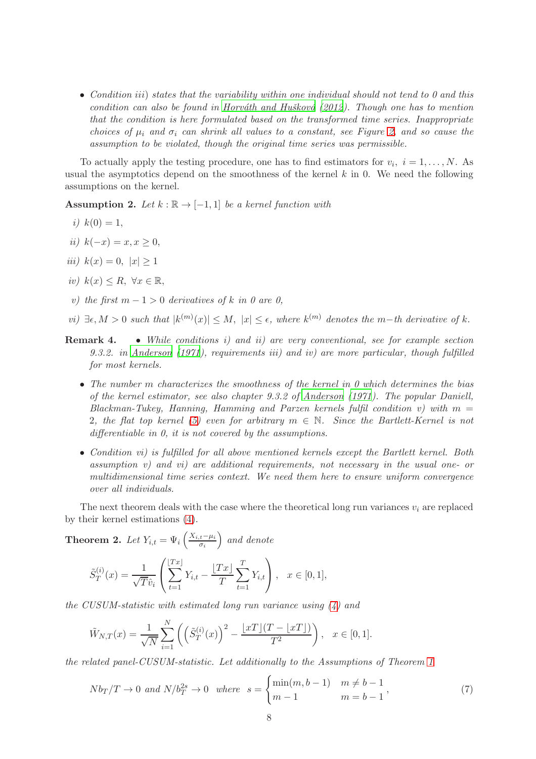- *Condition iii) states that the variability within one individual should not tend to 0 and this condition can also be found in Horváth and Hušková (2012). Though one has to mention that the condition is here formulated based on the transformed time series. Inappropriate choices of $\mu_i$ and $\sigma_i$ can shrink all values to a constant, see Figure 2, and so cause the assumption to be violated, though the original time series was permissible.*

To actually apply the testing procedure, one has to find estimators for $v_i,\ i = 1, \ldots, N$. As usual the asymptotics depend on the smoothness of the kernel $k$ in 0. We need the following assumptions on the kernel.

**Assumption 2.** *Let $k : \mathbb{R} \to [-1, 1]$ be a kernel function with*

*i)* $k(0) = 1$,

*ii)* $k(-x) = x, x \geq 0$,

*iii)* $k(x) = 0,\ |x| \geq 1$

*iv)* $k(x) \leq R,\ \forall x \in \mathbb{R}$,

*v) the first $m - 1 > 0$ derivatives of $k$ in 0 are 0,*

*vi) $\exists \epsilon, M > 0$ such that $|k^{(m)}(x)| \leq M,\ |x| \leq \epsilon$, where $k^{(m)}$ denotes the $m-$th derivative of $k$.*

**Remark 4.**

- *While conditions i) and ii) are very conventional, see for example section 9.3.2. in Anderson (1971), requirements iii) and iv) are more particular, though fulfilled for most kernels.*
- *The number $m$ characterizes the smoothness of the kernel in 0 which determines the bias of the kernel estimator, see also chapter 9.3.2 of Anderson (1971). The popular Daniell, Blackman-Tukey, Hanning, Hamming and Parzen kernels fulfil condition v) with $m = 2$, the flat top kernel (5) even for arbitrary $m \in \mathbb{N}$. Since the Bartlett-Kernel is not differentiable in 0, it is not covered by the assumptions.*
- *Condition vi) is fulfilled for all above mentioned kernels except the Bartlett kernel. Both assumption v) and vi) are additional requirements, not necessary in the usual one- or multidimensional time series context. We need them here to ensure uniform convergence over all individuals.*

The next theorem deals with the case where the theoretical long run variances $v_i$ are replaced by their kernel estimations (4).

**Theorem 2.** *Let $Y_{i,t} = \Psi_i\left(\frac{X_{i,t} - \mu_i}{\sigma_i}\right)$ and denote*

$$\tilde{S}_T^{(i)}(x) = \frac{1}{\sqrt{T}\hat{v}_i}\left(\sum_{t=1}^{\lfloor Tx \rfloor} Y_{i,t} - \frac{\lfloor Tx \rfloor}{T}\sum_{t=1}^{T} Y_{i,t}\right), \quad x \in [0,1],$$

*the CUSUM-statistic with estimated long run variance using (4) and*

$$\tilde{W}_{N,T}(x) = \frac{1}{\sqrt{N}}\sum_{i=1}^{N}\left(\left(\tilde{S}_T^{(i)}(x)\right)^2 - \frac{\lfloor xT \rfloor (T - \lfloor xT \rfloor)}{T^2}\right), \quad x \in [0,1].$$

*the related panel-CUSUM-statistic. Let additionally to the Assumptions of Theorem 1*

$$Nb_T/T \to 0 \text{ and } N/b_T^{2s} \to 0 \quad \text{where} \quad s = \begin{cases} \min(m, b-1) & m \neq b-1 \\ m-1 & m = b-1 \end{cases}, \tag{7}$$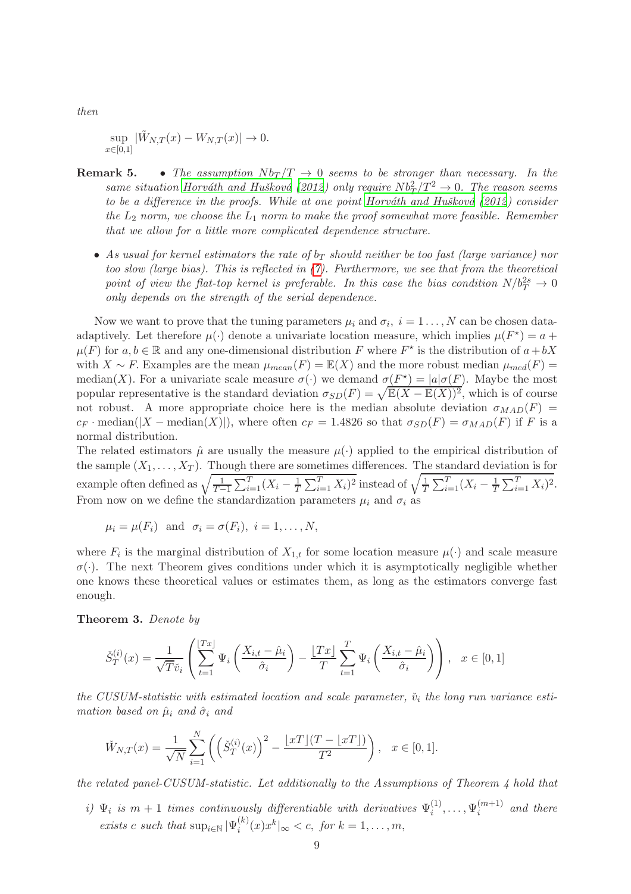*then*

$$\sup_{x\in[0,1]} |\tilde{W}_{N,T}(x) - W_{N,T}(x)| \to 0.$$

**Remark 5.**

- *The assumption $Nb_T/T \to 0$ seems to be stronger than necessary. In the same situation Horváth and Hušková (2012) only require $Nb_T^2/T^2 \to 0$. The reason seems to be a difference in the proofs. While at one point Horváth and Hušková (2012) consider the $L_2$ norm, we choose the $L_1$ norm to make the proof somewhat more feasible. Remember that we allow for a little more complicated dependence structure.*
- *As usual for kernel estimators the rate of $b_T$ should neither be too fast (large variance) nor too slow (large bias). This is reflected in (7). Furthermore, we see that from the theoretical point of view the flat-top kernel is preferable. In this case the bias condition $N/b_T^{2s} \to 0$ only depends on the strength of the serial dependence.*

Now we want to prove that the tuning parameters $\mu_i$ and $\sigma_i$, $i = 1\ldots, N$ can be chosen data-adaptively. Let therefore $\mu(\cdot)$ denote a univariate location measure, which implies $\mu(F^\star) = a + \mu(F)$ for $a, b \in \mathbb{R}$ and any one-dimensional distribution $F$ where $F^\star$ is the distribution of $a + bX$ with $X \sim F$. Examples are the mean $\mu_{mean}(F) = \mathbb{E}(X)$ and the more robust median $\mu_{med}(F) = \text{median}(X)$. For a univariate scale measure $\sigma(\cdot)$ we demand $\sigma(F^\star) = |a|\sigma(F)$. Maybe the most popular representative is the standard deviation $\sigma_{SD}(F) = \sqrt{\mathbb{E}(X - \mathbb{E}(X))^2}$, which is of course not robust. A more appropriate choice here is the median absolute deviation $\sigma_{MAD}(F) = c_F \cdot \text{median}(|X - \text{median}(X)|)$, where often $c_F = 1.4826$ so that $\sigma_{SD}(F) = \sigma_{MAD}(F)$ if $F$ is a normal distribution.

The related estimators $\hat{\mu}$ are usually the measure $\mu(\cdot)$ applied to the empirical distribution of the sample $(X_1, \ldots, X_T)$. Though there are sometimes differences. The standard deviation is for example often defined as $\sqrt{\frac{1}{T-1}\sum_{i=1}^{T}(X_i - \frac{1}{T}\sum_{i=1}^{T} X_i)^2}$ instead of $\sqrt{\frac{1}{T}\sum_{i=1}^{T}(X_i - \frac{1}{T}\sum_{i=1}^{T} X_i)^2}$. From now on we define the standardization parameters $\mu_i$ and $\sigma_i$ as

$$\mu_i = \mu(F_i) \text{ and } \sigma_i = \sigma(F_i),\ i = 1, \ldots, N,$$

where $F_i$ is the marginal distribution of $X_{1,t}$ for some location measure $\mu(\cdot)$ and scale measure $\sigma(\cdot)$. The next Theorem gives conditions under which it is asymptotically negligible whether one knows these theoretical values or estimates them, as long as the estimators converge fast enough.

**Theorem 3.** *Denote by*

$$\check{S}_T^{(i)}(x) = \frac{1}{\sqrt{T}\check{v}_i}\left(\sum_{t=1}^{\lfloor Tx\rfloor} \Psi_i\left(\frac{X_{i,t} - \hat{\mu}_i}{\hat{\sigma}_i}\right) - \frac{\lfloor Tx\rfloor}{T}\sum_{t=1}^{T} \Psi_i\left(\frac{X_{i,t} - \hat{\mu}_i}{\hat{\sigma}_i}\right)\right), \quad x \in [0,1]$$

*the CUSUM-statistic with estimated location and scale parameter, $\check{v}_i$ the long run variance estimation based on $\hat{\mu}_i$ and $\hat{\sigma}_i$ and*

$$\check{W}_{N,T}(x) = \frac{1}{\sqrt{N}}\sum_{i=1}^{N}\left(\left(\check{S}_T^{(i)}(x)\right)^2 - \frac{\lfloor xT\rfloor(T - \lfloor xT\rfloor)}{T^2}\right), \quad x \in [0,1].$$

*the related panel-CUSUM-statistic. Let additionally to the Assumptions of Theorem 4 hold that*

*i) $\Psi_i$ is $m+1$ times continuously differentiable with derivatives $\Psi_i^{(1)}, \ldots, \Psi_i^{(m+1)}$ and there exists $c$ such that $\sup_{i\in\mathbb{N}} |\Psi_i^{(k)}(x)x^k|_\infty < c$, for $k = 1, \ldots, m$,*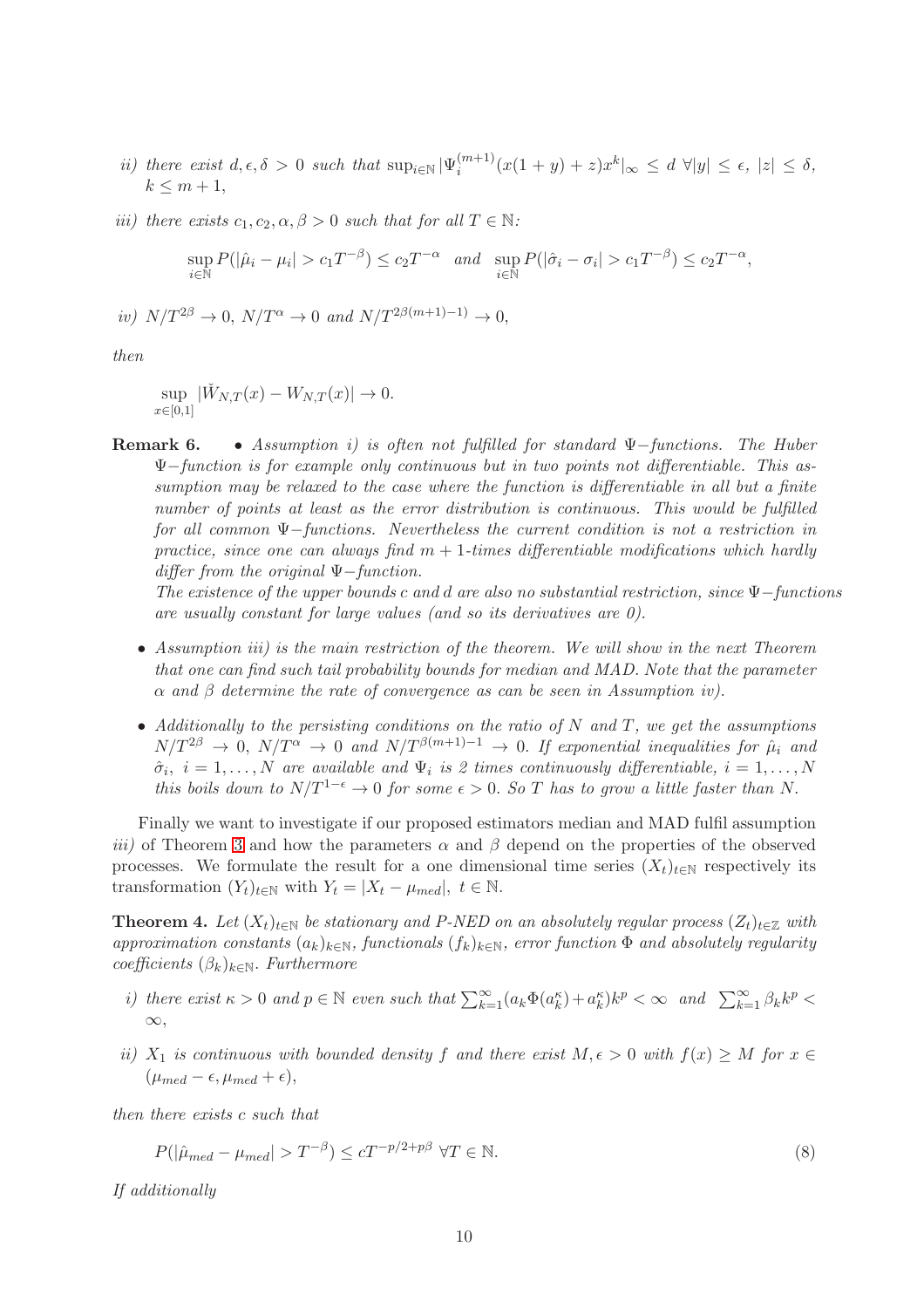*ii) there exist $d, \epsilon, \delta > 0$ such that $\sup_{i\in\mathbb{N}} |\Psi_i^{(m+1)}(x(1+y)+z)x^k|_\infty \leq d \; \forall |y| \leq \epsilon, \; |z| \leq \delta$, $k \leq m+1$,*

*iii) there exists $c_1, c_2, \alpha, \beta > 0$ such that for all $T \in \mathbb{N}$:*

$$\sup_{i\in\mathbb{N}} P(|\hat{\mu}_i - \mu_i| > c_1 T^{-\beta}) \leq c_2 T^{-\alpha} \quad \text{and} \quad \sup_{i\in\mathbb{N}} P(|\hat{\sigma}_i - \sigma_i| > c_1 T^{-\beta}) \leq c_2 T^{-\alpha},$$

*iv) $N/T^{2\beta} \to 0$, $N/T^{\alpha} \to 0$ and $N/T^{2\beta(m+1)-1)} \to 0$,*

*then*

$$\sup_{x\in[0,1]} |\check{W}_{N,T}(x) - W_{N,T}(x)| \to 0.$$

**Remark 6.**

- *Assumption i) is often not fulfilled for standard $\Psi-$functions. The Huber $\Psi-$function is for example only continuous but in two points not differentiable. This assumption may be relaxed to the case where the function is differentiable in all but a finite number of points at least as the error distribution is continuous. This would be fulfilled for all common $\Psi-$functions. Nevertheless the current condition is not a restriction in practice, since one can always find $m+1$-times differentiable modifications which hardly differ from the original $\Psi-$function.*

  *The existence of the upper bounds $c$ and $d$ are also no substantial restriction, since $\Psi-$functions are usually constant for large values (and so its derivatives are 0).*

- *Assumption iii) is the main restriction of the theorem. We will show in the next Theorem that one can find such tail probability bounds for median and MAD. Note that the parameter $\alpha$ and $\beta$ determine the rate of convergence as can be seen in Assumption iv).*

- *Additionally to the persisting conditions on the ratio of $N$ and $T$, we get the assumptions $N/T^{2\beta} \to 0$, $N/T^{\alpha} \to 0$ and $N/T^{\beta(m+1)-1} \to 0$. If exponential inequalities for $\hat{\mu}_i$ and $\hat{\sigma}_i$, $i = 1, \ldots, N$ are available and $\Psi_i$ is 2 times continuously differentiable, $i = 1, \ldots, N$ this boils down to $N/T^{1-\epsilon} \to 0$ for some $\epsilon > 0$. So $T$ has to grow a little faster than $N$.*

Finally we want to investigate if our proposed estimators median and MAD fulfil assumption *iii)* of Theorem 3 and how the parameters $\alpha$ and $\beta$ depend on the properties of the observed processes. We formulate the result for a one dimensional time series $(X_t)_{t\in\mathbb{N}}$ respectively its transformation $(Y_t)_{t\in\mathbb{N}}$ with $Y_t = |X_t - \mu_{med}|$, $t \in \mathbb{N}$.

**Theorem 4.** *Let $(X_t)_{t\in\mathbb{N}}$ be stationary and P-NED on an absolutely regular process $(Z_t)_{t\in\mathbb{Z}}$ with approximation constants $(a_k)_{k\in\mathbb{N}}$, functionals $(f_k)_{k\in\mathbb{N}}$, error function $\Phi$ and absolutely regularity coefficients $(\beta_k)_{k\in\mathbb{N}}$. Furthermore*

*i) there exist $\kappa > 0$ and $p \in \mathbb{N}$ even such that $\sum_{k=1}^{\infty}(a_k\Phi(a_k^{\kappa}) + a_k^{\kappa})k^p < \infty$ and $\sum_{k=1}^{\infty} \beta_k k^p < \infty$,*

*ii) $X_1$ is continuous with bounded density $f$ and there exist $M, \epsilon > 0$ with $f(x) \geq M$ for $x \in (\mu_{med} - \epsilon, \mu_{med} + \epsilon)$,*

*then there exists $c$ such that*

$$P(|\hat{\mu}_{med} - \mu_{med}| > T^{-\beta}) \leq cT^{-p/2+p\beta} \; \forall T \in \mathbb{N}. \tag{8}$$

*If additionally*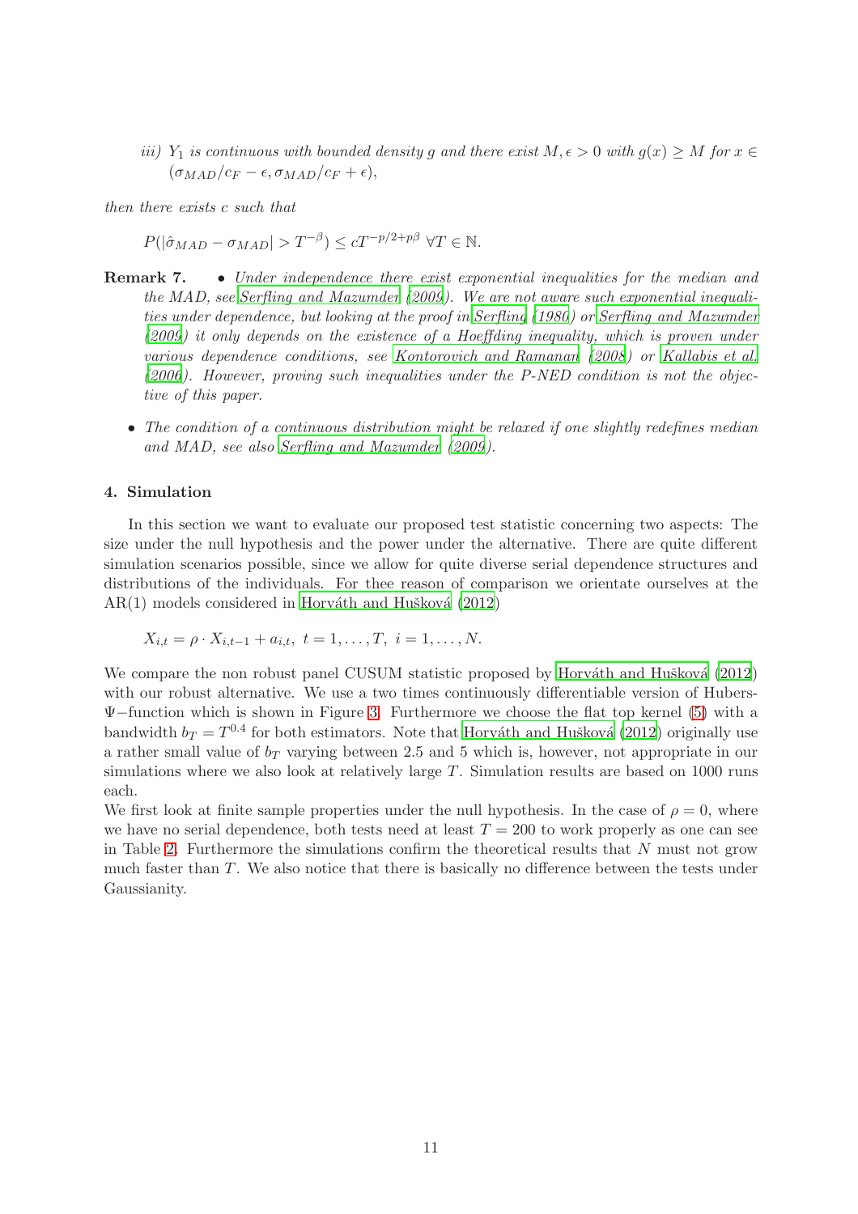*iii) $Y_1$ is continuous with bounded density $g$ and there exist $M, \epsilon > 0$ with $g(x) \geq M$ for $x \in (\sigma_{MAD}/c_F - \epsilon, \sigma_{MAD}/c_F + \epsilon)$,*

*then there exists $c$ such that*

$$P(|\hat{\sigma}_{MAD} - \sigma_{MAD}| > T^{-\beta}) \leq cT^{-p/2+p\beta} \ \forall T \in \mathbb{N}.$$

**Remark 7.**

- *Under independence there exist exponential inequalities for the median and the MAD, see Serfling and Mazumder (2009). We are not aware such exponential inequalities under dependence, but looking at the proof in Serfling (1980) or Serfling and Mazumder (2009) it only depends on the existence of a Hoeffding inequality, which is proven under various dependence conditions, see Kontorovich and Ramanan (2008) or Kallabis et al. (2006). However, proving such inequalities under the P-NED condition is not the objective of this paper.*
- *The condition of a continuous distribution might be relaxed if one slightly redefines median and MAD, see also Serfling and Mazumder (2009).*

## 4. Simulation

In this section we want to evaluate our proposed test statistic concerning two aspects: The size under the null hypothesis and the power under the alternative. There are quite different simulation scenarios possible, since we allow for quite diverse serial dependence structures and distributions of the individuals. For thee reason of comparison we orientate ourselves at the AR(1) models considered in Horváth and Hušková (2012)

$$X_{i,t} = \rho \cdot X_{i,t-1} + a_{i,t}, \ t = 1, \ldots, T, \ i = 1, \ldots, N.$$

We compare the non robust panel CUSUM statistic proposed by Horváth and Hušková (2012) with our robust alternative. We use a two times continuously differentiable version of Hubers-$\Psi$−function which is shown in Figure 3. Furthermore we choose the flat top kernel (5) with a bandwidth $b_T = T^{0.4}$ for both estimators. Note that Horváth and Hušková (2012) originally use a rather small value of $b_T$ varying between 2.5 and 5 which is, however, not appropriate in our simulations where we also look at relatively large $T$. Simulation results are based on 1000 runs each.

We first look at finite sample properties under the null hypothesis. In the case of $\rho = 0$, where we have no serial dependence, both tests need at least $T = 200$ to work properly as one can see in Table 2. Furthermore the simulations confirm the theoretical results that $N$ must not grow much faster than $T$. We also notice that there is basically no difference between the tests under Gaussianity.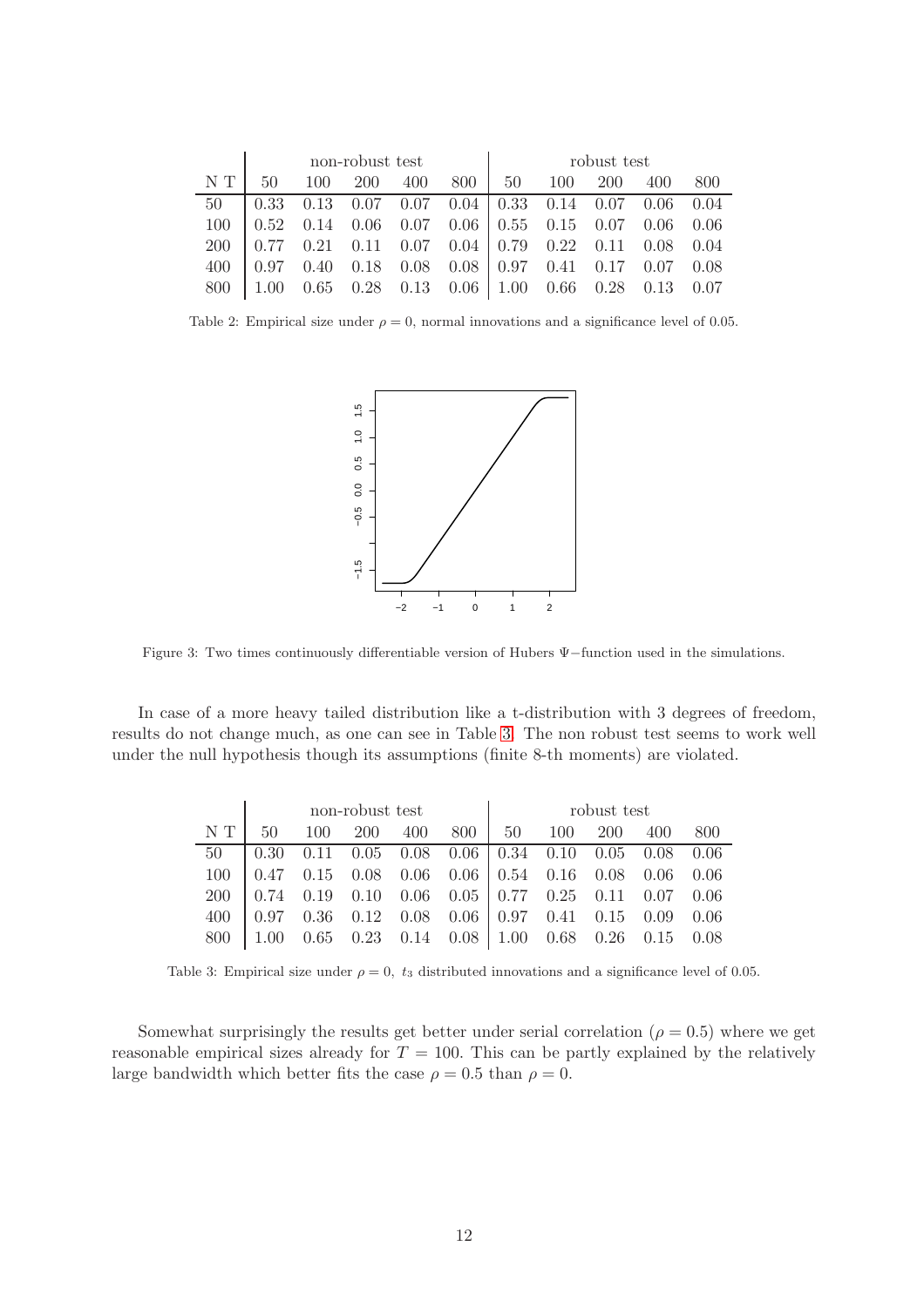| | non-robust test | | | | | robust test | | | | |
|---|---|---|---|---|---|---|---|---|---|---|
| N T | 50 | 100 | 200 | 400 | 800 | 50 | 100 | 200 | 400 | 800 |
| 50 | 0.33 | 0.13 | 0.07 | 0.07 | 0.04 | 0.33 | 0.14 | 0.07 | 0.06 | 0.04 |
| 100 | 0.52 | 0.14 | 0.06 | 0.07 | 0.06 | 0.55 | 0.15 | 0.07 | 0.06 | 0.06 |
| 200 | 0.77 | 0.21 | 0.11 | 0.07 | 0.04 | 0.79 | 0.22 | 0.11 | 0.08 | 0.04 |
| 400 | 0.97 | 0.40 | 0.18 | 0.08 | 0.08 | 0.97 | 0.41 | 0.17 | 0.07 | 0.08 |
| 800 | 1.00 | 0.65 | 0.28 | 0.13 | 0.06 | 1.00 | 0.66 | 0.28 | 0.13 | 0.07 |

Table 2: Empirical size under $\rho = 0$, normal innovations and a significance level of 0.05.

Figure 3: Two times continuously differentiable version of Hubers $\Psi-$function used in the simulations.

In case of a more heavy tailed distribution like a t-distribution with 3 degrees of freedom, results do not change much, as one can see in Table 3. The non robust test seems to work well under the null hypothesis though its assumptions (finite 8-th moments) are violated.

| | non-robust test | | | | | robust test | | | | |
|---|---|---|---|---|---|---|---|---|---|---|
| N T | 50 | 100 | 200 | 400 | 800 | 50 | 100 | 200 | 400 | 800 |
| 50 | 0.30 | 0.11 | 0.05 | 0.08 | 0.06 | 0.34 | 0.10 | 0.05 | 0.08 | 0.06 |
| 100 | 0.47 | 0.15 | 0.08 | 0.06 | 0.06 | 0.54 | 0.16 | 0.08 | 0.06 | 0.06 |
| 200 | 0.74 | 0.19 | 0.10 | 0.06 | 0.05 | 0.77 | 0.25 | 0.11 | 0.07 | 0.06 |
| 400 | 0.97 | 0.36 | 0.12 | 0.08 | 0.06 | 0.97 | 0.41 | 0.15 | 0.09 | 0.06 |
| 800 | 1.00 | 0.65 | 0.23 | 0.14 | 0.08 | 1.00 | 0.68 | 0.26 | 0.15 | 0.08 |

Table 3: Empirical size under $\rho = 0$, $t_3$ distributed innovations and a significance level of 0.05.

Somewhat surprisingly the results get better under serial correlation ($\rho = 0.5$) where we get reasonable empirical sizes already for $T = 100$. This can be partly explained by the relatively large bandwidth which better fits the case $\rho = 0.5$ than $\rho = 0$.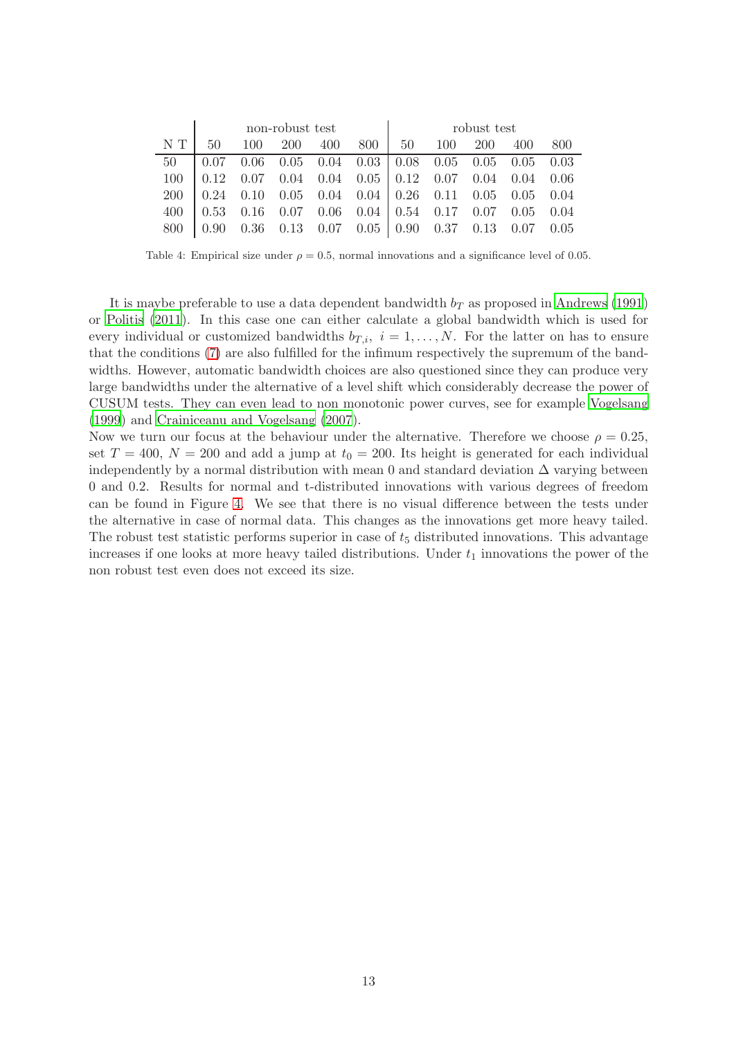| | non-robust test | | | | | robust test | | | | |
|---|---|---|---|---|---|---|---|---|---|---|
| N T | 50 | 100 | 200 | 400 | 800 | 50 | 100 | 200 | 400 | 800 |
| 50 | 0.07 | 0.06 | 0.05 | 0.04 | 0.03 | 0.08 | 0.05 | 0.05 | 0.05 | 0.03 |
| 100 | 0.12 | 0.07 | 0.04 | 0.04 | 0.05 | 0.12 | 0.07 | 0.04 | 0.04 | 0.06 |
| 200 | 0.24 | 0.10 | 0.05 | 0.04 | 0.04 | 0.26 | 0.11 | 0.05 | 0.05 | 0.04 |
| 400 | 0.53 | 0.16 | 0.07 | 0.06 | 0.04 | 0.54 | 0.17 | 0.07 | 0.05 | 0.04 |
| 800 | 0.90 | 0.36 | 0.13 | 0.07 | 0.05 | 0.90 | 0.37 | 0.13 | 0.07 | 0.05 |

Table 4: Empirical size under $\rho = 0.5$, normal innovations and a significance level of 0.05.

It is maybe preferable to use a data dependent bandwidth $b_T$ as proposed in Andrews (1991) or Politis (2011). In this case one can either calculate a global bandwidth which is used for every individual or customized bandwidths $b_{T,i},\ i = 1, \dots, N$. For the latter on has to ensure that the conditions (7) are also fulfilled for the infimum respectively the supremum of the bandwidths. However, automatic bandwidth choices are also questioned since they can produce very large bandwidths under the alternative of a level shift which considerably decrease the power of CUSUM tests. They can even lead to non monotonic power curves, see for example Vogelsang (1999) and Crainiceanu and Vogelsang (2007).

Now we turn our focus at the behaviour under the alternative. Therefore we choose $\rho = 0.25$, set $T = 400$, $N = 200$ and add a jump at $t_0 = 200$. Its height is generated for each individual independently by a normal distribution with mean 0 and standard deviation $\Delta$ varying between 0 and 0.2. Results for normal and t-distributed innovations with various degrees of freedom can be found in Figure 4. We see that there is no visual difference between the tests under the alternative in case of normal data. This changes as the innovations get more heavy tailed. The robust test statistic performs superior in case of $t_5$ distributed innovations. This advantage increases if one looks at more heavy tailed distributions. Under $t_1$ innovations the power of the non robust test even does not exceed its size.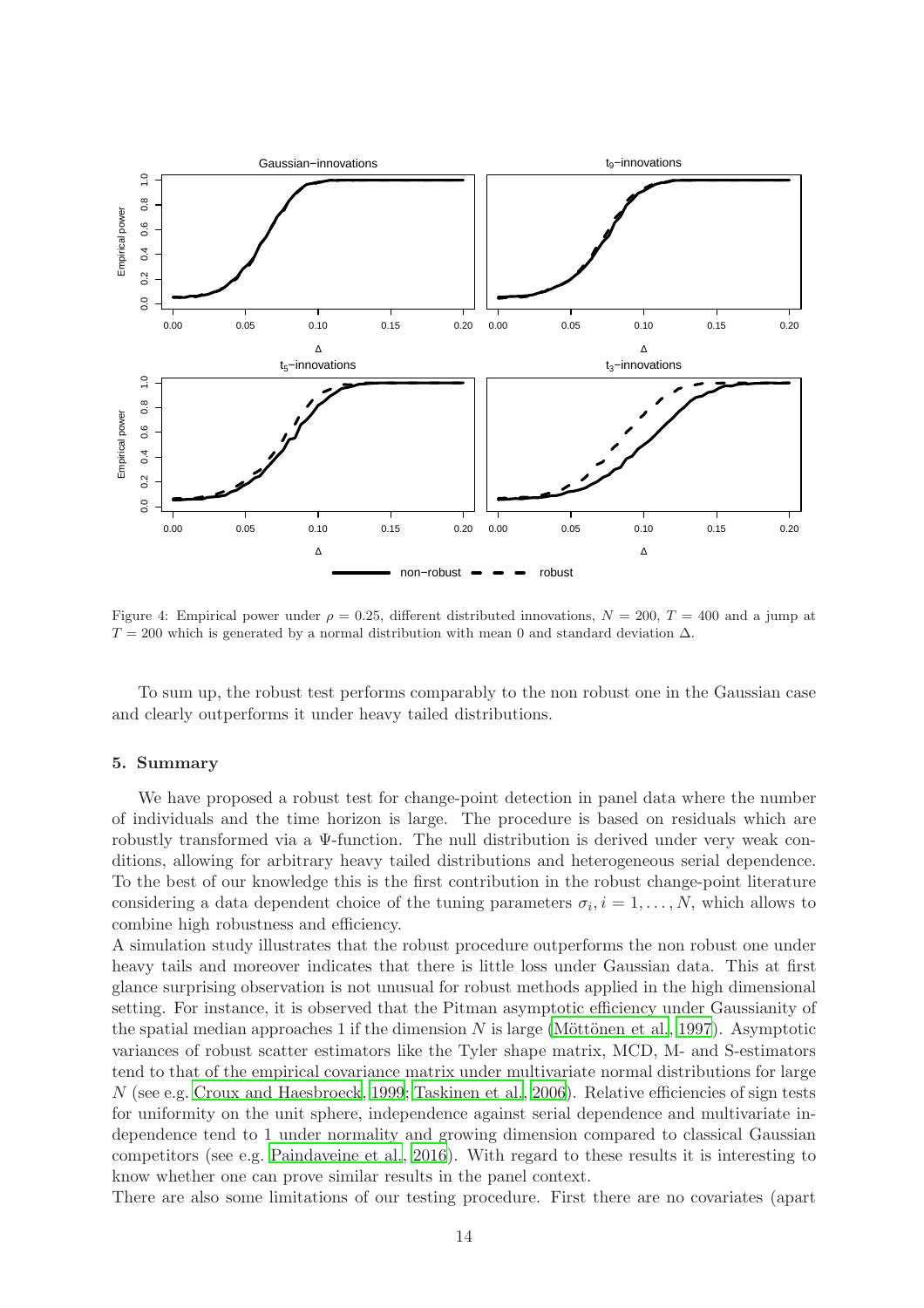Figure 4: Empirical power under $\rho = 0.25$, different distributed innovations, $N = 200$, $T = 400$ and a jump at $T = 200$ which is generated by a normal distribution with mean 0 and standard deviation $\Delta$.

To sum up, the robust test performs comparably to the non robust one in the Gaussian case and clearly outperforms it under heavy tailed distributions.

## 5. Summary

We have proposed a robust test for change-point detection in panel data where the number of individuals and the time horizon is large. The procedure is based on residuals which are robustly transformed via a $\Psi$-function. The null distribution is derived under very weak conditions, allowing for arbitrary heavy tailed distributions and heterogeneous serial dependence. To the best of our knowledge this is the first contribution in the robust change-point literature considering a data dependent choice of the tuning parameters $\sigma_i, i = 1, \ldots, N$, which allows to combine high robustness and efficiency.

A simulation study illustrates that the robust procedure outperforms the non robust one under heavy tails and moreover indicates that there is little loss under Gaussian data. This at first glance surprising observation is not unusual for robust methods applied in the high dimensional setting. For instance, it is observed that the Pitman asymptotic efficiency under Gaussianity of the spatial median approaches 1 if the dimension $N$ is large (Möttönen et al., 1997). Asymptotic variances of robust scatter estimators like the Tyler shape matrix, MCD, M- and S-estimators tend to that of the empirical covariance matrix under multivariate normal distributions for large $N$ (see e.g. Croux and Haesbroeck, 1999; Taskinen et al., 2006). Relative efficiencies of sign tests for uniformity on the unit sphere, independence against serial dependence and multivariate independence tend to 1 under normality and growing dimension compared to classical Gaussian competitors (see e.g. Paindaveine et al., 2016). With regard to these results it is interesting to know whether one can prove similar results in the panel context.

There are also some limitations of our testing procedure. First there are no covariates (apart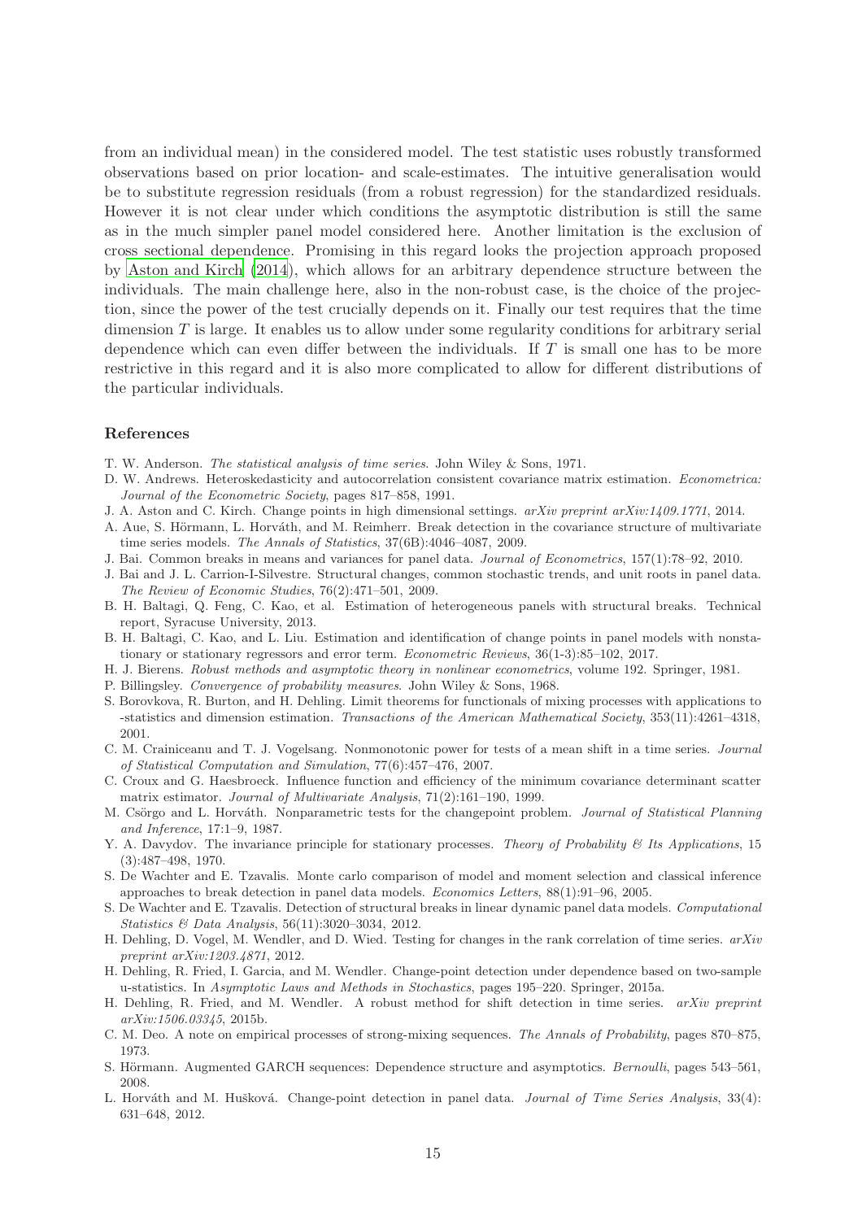from an individual mean) in the considered model. The test statistic uses robustly transformed observations based on prior location- and scale-estimates. The intuitive generalisation would be to substitute regression residuals (from a robust regression) for the standardized residuals. However it is not clear under which conditions the asymptotic distribution is still the same as in the much simpler panel model considered here. Another limitation is the exclusion of cross sectional dependence. Promising in this regard looks the projection approach proposed by Aston and Kirch (2014), which allows for an arbitrary dependence structure between the individuals. The main challenge here, also in the non-robust case, is the choice of the projection, since the power of the test crucially depends on it. Finally our test requires that the time dimension $T$ is large. It enables us to allow under some regularity conditions for arbitrary serial dependence which can even differ between the individuals. If $T$ is small one has to be more restrictive in this regard and it is also more complicated to allow for different distributions of the particular individuals.

## References

T. W. Anderson. *The statistical analysis of time series*. John Wiley & Sons, 1971.

D. W. Andrews. Heteroskedasticity and autocorrelation consistent covariance matrix estimation. *Econometrica: Journal of the Econometric Society*, pages 817–858, 1991.

J. A. Aston and C. Kirch. Change points in high dimensional settings. *arXiv preprint arXiv:1409.1771*, 2014.

A. Aue, S. Hörmann, L. Horváth, and M. Reimherr. Break detection in the covariance structure of multivariate time series models. *The Annals of Statistics*, 37(6B):4046–4087, 2009.

J. Bai. Common breaks in means and variances for panel data. *Journal of Econometrics*, 157(1):78–92, 2010.

J. Bai and J. L. Carrion-I-Silvestre. Structural changes, common stochastic trends, and unit roots in panel data. *The Review of Economic Studies*, 76(2):471–501, 2009.

B. H. Baltagi, Q. Feng, C. Kao, et al. Estimation of heterogeneous panels with structural breaks. Technical report, Syracuse University, 2013.

B. H. Baltagi, C. Kao, and L. Liu. Estimation and identification of change points in panel models with nonstationary or stationary regressors and error term. *Econometric Reviews*, 36(1-3):85–102, 2017.

H. J. Bierens. *Robust methods and asymptotic theory in nonlinear econometrics*, volume 192. Springer, 1981.

P. Billingsley. *Convergence of probability measures*. John Wiley & Sons, 1968.

S. Borovkova, R. Burton, and H. Dehling. Limit theorems for functionals of mixing processes with applications to -statistics and dimension estimation. *Transactions of the American Mathematical Society*, 353(11):4261–4318, 2001.

C. M. Crainiceanu and T. J. Vogelsang. Nonmonotonic power for tests of a mean shift in a time series. *Journal of Statistical Computation and Simulation*, 77(6):457–476, 2007.

C. Croux and G. Haesbroeck. Influence function and efficiency of the minimum covariance determinant scatter matrix estimator. *Journal of Multivariate Analysis*, 71(2):161–190, 1999.

M. Csörgo and L. Horváth. Nonparametric tests for the changepoint problem. *Journal of Statistical Planning and Inference*, 17:1–9, 1987.

Y. A. Davydov. The invariance principle for stationary processes. *Theory of Probability & Its Applications*, 15 (3):487–498, 1970.

S. De Wachter and E. Tzavalis. Monte carlo comparison of model and moment selection and classical inference approaches to break detection in panel data models. *Economics Letters*, 88(1):91–96, 2005.

S. De Wachter and E. Tzavalis. Detection of structural breaks in linear dynamic panel data models. *Computational Statistics & Data Analysis*, 56(11):3020–3034, 2012.

H. Dehling, D. Vogel, M. Wendler, and D. Wied. Testing for changes in the rank correlation of time series. *arXiv preprint arXiv:1203.4871*, 2012.

H. Dehling, R. Fried, I. Garcia, and M. Wendler. Change-point detection under dependence based on two-sample u-statistics. In *Asymptotic Laws and Methods in Stochastics*, pages 195–220. Springer, 2015a.

H. Dehling, R. Fried, and M. Wendler. A robust method for shift detection in time series. *arXiv preprint arXiv:1506.03345*, 2015b.

C. M. Deo. A note on empirical processes of strong-mixing sequences. *The Annals of Probability*, pages 870–875, 1973.

S. Hörmann. Augmented GARCH sequences: Dependence structure and asymptotics. *Bernoulli*, pages 543–561, 2008.

L. Horváth and M. Hušková. Change-point detection in panel data. *Journal of Time Series Analysis*, 33(4): 631–648, 2012.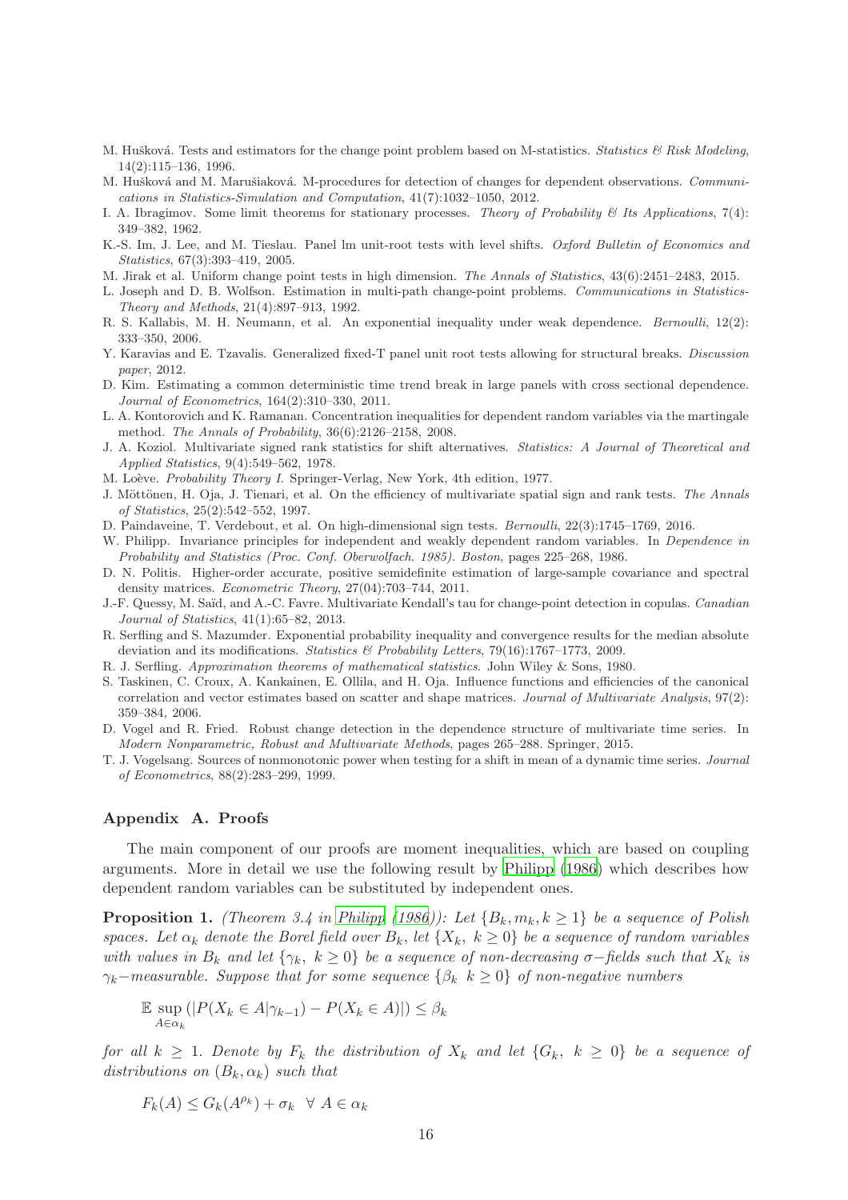M. Hušková. Tests and estimators for the change point problem based on M-statistics. *Statistics & Risk Modeling*, 14(2):115–136, 1996.

M. Hušková and M. Marušiaková. M-procedures for detection of changes for dependent observations. *Communications in Statistics-Simulation and Computation*, 41(7):1032–1050, 2012.

I. A. Ibragimov. Some limit theorems for stationary processes. *Theory of Probability & Its Applications*, 7(4): 349–382, 1962.

K.-S. Im, J. Lee, and M. Tieslau. Panel lm unit-root tests with level shifts. *Oxford Bulletin of Economics and Statistics*, 67(3):393–419, 2005.

M. Jirak et al. Uniform change point tests in high dimension. *The Annals of Statistics*, 43(6):2451–2483, 2015.

L. Joseph and D. B. Wolfson. Estimation in multi-path change-point problems. *Communications in Statistics-Theory and Methods*, 21(4):897–913, 1992.

R. S. Kallabis, M. H. Neumann, et al. An exponential inequality under weak dependence. *Bernoulli*, 12(2): 333–350, 2006.

Y. Karavias and E. Tzavalis. Generalized fixed-T panel unit root tests allowing for structural breaks. *Discussion paper*, 2012.

D. Kim. Estimating a common deterministic time trend break in large panels with cross sectional dependence. *Journal of Econometrics*, 164(2):310–330, 2011.

L. A. Kontorovich and K. Ramanan. Concentration inequalities for dependent random variables via the martingale method. *The Annals of Probability*, 36(6):2126–2158, 2008.

J. A. Koziol. Multivariate signed rank statistics for shift alternatives. *Statistics: A Journal of Theoretical and Applied Statistics*, 9(4):549–562, 1978.

M. Loève. *Probability Theory I*. Springer-Verlag, New York, 4th edition, 1977.

J. Möttönen, H. Oja, J. Tienari, et al. On the efficiency of multivariate spatial sign and rank tests. *The Annals of Statistics*, 25(2):542–552, 1997.

D. Paindaveine, T. Verdebout, et al. On high-dimensional sign tests. *Bernoulli*, 22(3):1745–1769, 2016.

W. Philipp. Invariance principles for independent and weakly dependent random variables. In *Dependence in Probability and Statistics (Proc. Conf. Oberwolfach. 1985). Boston*, pages 225–268, 1986.

D. N. Politis. Higher-order accurate, positive semidefinite estimation of large-sample covariance and spectral density matrices. *Econometric Theory*, 27(04):703–744, 2011.

J.-F. Quessy, M. Saïd, and A.-C. Favre. Multivariate Kendall's tau for change-point detection in copulas. *Canadian Journal of Statistics*, 41(1):65–82, 2013.

R. Serfling and S. Mazumder. Exponential probability inequality and convergence results for the median absolute deviation and its modifications. *Statistics & Probability Letters*, 79(16):1767–1773, 2009.

R. J. Serfling. *Approximation theorems of mathematical statistics*. John Wiley & Sons, 1980.

S. Taskinen, C. Croux, A. Kankainen, E. Ollila, and H. Oja. Influence functions and efficiencies of the canonical correlation and vector estimates based on scatter and shape matrices. *Journal of Multivariate Analysis*, 97(2): 359–384, 2006.

D. Vogel and R. Fried. Robust change detection in the dependence structure of multivariate time series. In *Modern Nonparametric, Robust and Multivariate Methods*, pages 265–288. Springer, 2015.

T. J. Vogelsang. Sources of nonmonotonic power when testing for a shift in mean of a dynamic time series. *Journal of Econometrics*, 88(2):283–299, 1999.

## Appendix A. Proofs

The main component of our proofs are moment inequalities, which are based on coupling arguments. More in detail we use the following result by Philipp (1986) which describes how dependent random variables can be substituted by independent ones.

**Proposition 1.** *(Theorem 3.4 in Philipp (1986)): Let $\{B_k, m_k, k \geq 1\}$ be a sequence of Polish spaces. Let $\alpha_k$ denote the Borel field over $B_k$, let $\{X_k,\ k \geq 0\}$ be a sequence of random variables with values in $B_k$ and let $\{\gamma_k,\ k \geq 0\}$ be a sequence of non-decreasing $\sigma-$fields such that $X_k$ is $\gamma_k-$measurable. Suppose that for some sequence $\{\beta_k\ \ k \geq 0\}$ of non-negative numbers*

$$\mathbb{E} \sup_{A \in \alpha_k} \left( |P(X_k \in A|\gamma_{k-1}) - P(X_k \in A)| \right) \leq \beta_k$$

*for all $k \geq 1$. Denote by $F_k$ the distribution of $X_k$ and let $\{G_k,\ k \geq 0\}$ be a sequence of distributions on $(B_k, \alpha_k)$ such that*

$$F_k(A) \leq G_k(A^{\rho_k}) + \sigma_k \ \ \forall\ A \in \alpha_k$$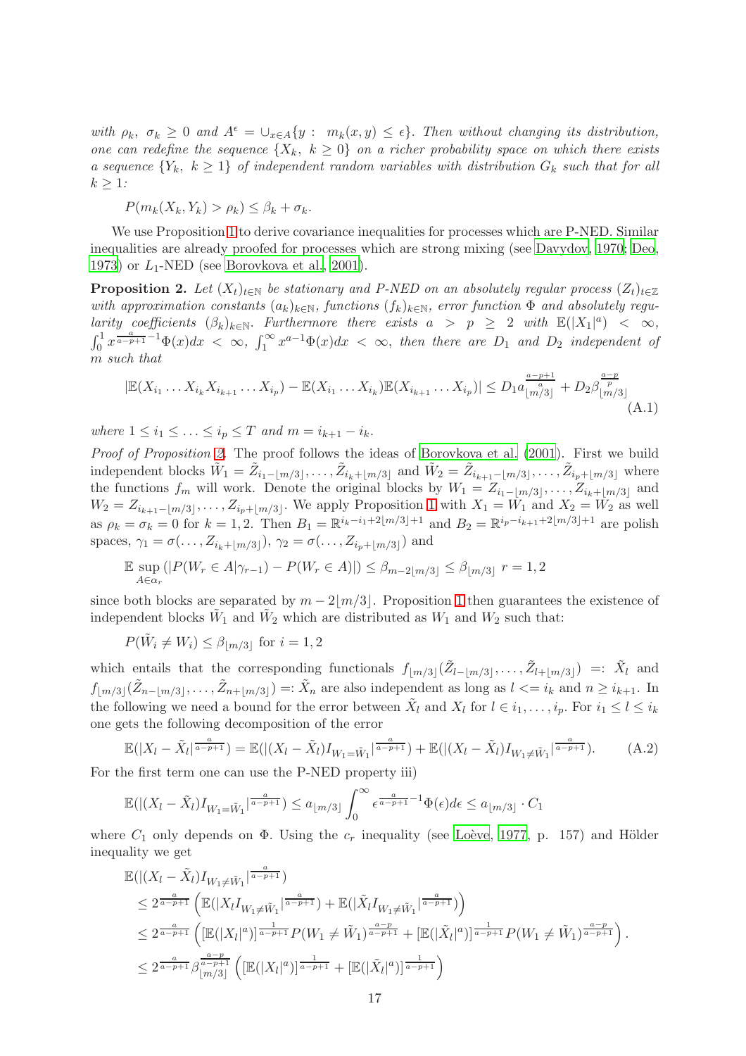*with $\rho_k,\ \sigma_k \geq 0$ and $A^\epsilon = \cup_{x\in A}\{y:\ m_k(x,y) \leq \epsilon\}$. Then without changing its distribution, one can redefine the sequence $\{X_k,\ k \geq 0\}$ on a richer probability space on which there exists a sequence $\{Y_k,\ k \geq 1\}$ of independent random variables with distribution $G_k$ such that for all $k \geq 1$:*

$$P(m_k(X_k, Y_k) > \rho_k) \leq \beta_k + \sigma_k.$$

We use Proposition 1 to derive covariance inequalities for processes which are P-NED. Similar inequalities are already proofed for processes which are strong mixing (see Davydov, 1970; Deo, 1973) or $L_1$-NED (see Borovkova et al., 2001).

**Proposition 2.** *Let $(X_t)_{t\in\mathbb{N}}$ be stationary and P-NED on an absolutely regular process $(Z_t)_{t\in\mathbb{Z}}$ with approximation constants $(a_k)_{k\in\mathbb{N}}$, functions $(f_k)_{k\in\mathbb{N}}$, error function $\Phi$ and absolutely regularity coefficients $(\beta_k)_{k\in\mathbb{N}}$. Furthermore there exists $a > p \geq 2$ with $\mathbb{E}(|X_1|^a) < \infty$, $\int_0^1 x^{\frac{a}{a-p+1}-1}\Phi(x)dx < \infty$, $\int_1^\infty x^{a-1}\Phi(x)dx < \infty$, then there are $D_1$ and $D_2$ independent of $m$ such that*

$$|\mathbb{E}(X_{i_1}\dots X_{i_k}X_{i_{k+1}}\dots X_{i_p}) - \mathbb{E}(X_{i_1}\dots X_{i_k})\mathbb{E}(X_{i_{k+1}}\dots X_{i_p})| \leq D_1 a_{\lfloor m/3\rfloor}^{\frac{a-p+1}{a}} + D_2\beta_{\lfloor m/3\rfloor}^{\frac{a-p}{p}} \tag{A.1}$$

*where $1 \leq i_1 \leq \ldots \leq i_p \leq T$ and $m = i_{k+1} - i_k$.*

*Proof of Proposition 2.* The proof follows the ideas of Borovkova et al. (2001). First we build independent blocks $\tilde{W}_1 = \tilde{Z}_{i_1-\lfloor m/3\rfloor},\ldots,\tilde{Z}_{i_k+\lfloor m/3\rfloor}$ and $\tilde{W}_2 = \tilde{Z}_{i_{k+1}-\lfloor m/3\rfloor},\ldots,\tilde{Z}_{i_p+\lfloor m/3\rfloor}$ where the functions $f_m$ will work. Denote the original blocks by $W_1 = Z_{i_1-\lfloor m/3\rfloor},\ldots,Z_{i_k+\lfloor m/3\rfloor}$ and $W_2 = Z_{i_{k+1}-\lfloor m/3\rfloor},\ldots,Z_{i_p+\lfloor m/3\rfloor}$. We apply Proposition 1 with $X_1 = W_1$ and $X_2 = W_2$ as well as $\rho_k = \sigma_k = 0$ for $k = 1, 2$. Then $B_1 = \mathbb{R}^{i_k-i_1+2\lfloor m/3\rfloor+1}$ and $B_2 = \mathbb{R}^{i_p-i_{k+1}+2\lfloor m/3\rfloor+1}$ are polish spaces, $\gamma_1 = \sigma(\ldots, Z_{i_k+\lfloor m/3\rfloor})$, $\gamma_2 = \sigma(\ldots, Z_{i_p+\lfloor m/3\rfloor})$ and

$$\mathbb{E}\sup_{A\in\alpha_r}(|P(W_r\in A|\gamma_{r-1}) - P(W_r\in A)|) \leq \beta_{m-2\lfloor m/3\rfloor} \leq \beta_{\lfloor m/3\rfloor}\ r = 1, 2$$

since both blocks are separated by $m - 2\lfloor m/3\rfloor$. Proposition 1 then guarantees the existence of independent blocks $\tilde{W}_1$ and $\tilde{W}_2$ which are distributed as $W_1$ and $W_2$ such that:

$$P(\tilde{W}_i \neq W_i) \leq \beta_{\lfloor m/3\rfloor} \text{ for } i = 1, 2$$

which entails that the corresponding functionals $f_{\lfloor m/3\rfloor}(\tilde{Z}_{l-\lfloor m/3\rfloor},\ldots,\tilde{Z}_{l+\lfloor m/3\rfloor}) =: \tilde{X}_l$ and $f_{\lfloor m/3\rfloor}(\tilde{Z}_{n-\lfloor m/3\rfloor},\ldots,\tilde{Z}_{n+\lfloor m/3\rfloor}) =: \tilde{X}_n$ are also independent as long as $l <= i_k$ and $n \geq i_{k+1}$. In the following we need a bound for the error between $\tilde{X}_l$ and $X_l$ for $l \in i_1,\ldots,i_p$. For $i_1 \leq l \leq i_k$ one gets the following decomposition of the error

$$\mathbb{E}(|X_l - \tilde{X}_l|^{\frac{a}{a-p+1}}) = \mathbb{E}(|(X_l - \tilde{X}_l)I_{W_1=\tilde{W}_1}|^{\frac{a}{a-p+1}}) + \mathbb{E}(|(X_l - \tilde{X}_l)I_{W_1\neq\tilde{W}_1}|^{\frac{a}{a-p+1}}). \tag{A.2}$$

For the first term one can use the P-NED property iii)

$$\mathbb{E}(|(X_l - \tilde{X}_l)I_{W_1=\tilde{W}_1}|^{\frac{a}{a-p+1}}) \leq a_{\lfloor m/3\rfloor}\int_0^\infty \epsilon^{\frac{a}{a-p+1}-1}\Phi(\epsilon)d\epsilon \leq a_{\lfloor m/3\rfloor}\cdot C_1$$

where $C_1$ only depends on $\Phi$. Using the $c_r$ inequality (see Loève, 1977, p. 157) and Hölder inequality we get

$$\begin{aligned}
&\mathbb{E}(|(X_l - \tilde{X}_l)I_{W_1\neq\tilde{W}_1}|^{\frac{a}{a-p+1}}) \\
&\leq 2^{\frac{a}{a-p+1}}\left(\mathbb{E}(|X_l I_{W_1\neq\tilde{W}_1}|^{\frac{a}{a-p+1}}) + \mathbb{E}(|\tilde{X}_l I_{W_1\neq\tilde{W}_1}|^{\frac{a}{a-p+1}})\right) \\
&\leq 2^{\frac{a}{a-p+1}}\left([\mathbb{E}(|X_l|^a)]^{\frac{1}{a-p+1}}P(W_1\neq\tilde{W}_1)^{\frac{a-p}{a-p+1}} + [\mathbb{E}(|\tilde{X}_l|^a)]^{\frac{1}{a-p+1}}P(W_1\neq\tilde{W}_1)^{\frac{a-p}{a-p+1}}\right). \\
&\leq 2^{\frac{a}{a-p+1}}\beta_{\lfloor m/3\rfloor}^{\frac{a-p}{a-p+1}}\left([\mathbb{E}(|X_l|^a)]^{\frac{1}{a-p+1}} + [\mathbb{E}(|\tilde{X}_l|^a)]^{\frac{1}{a-p+1}}\right)
\end{aligned}$$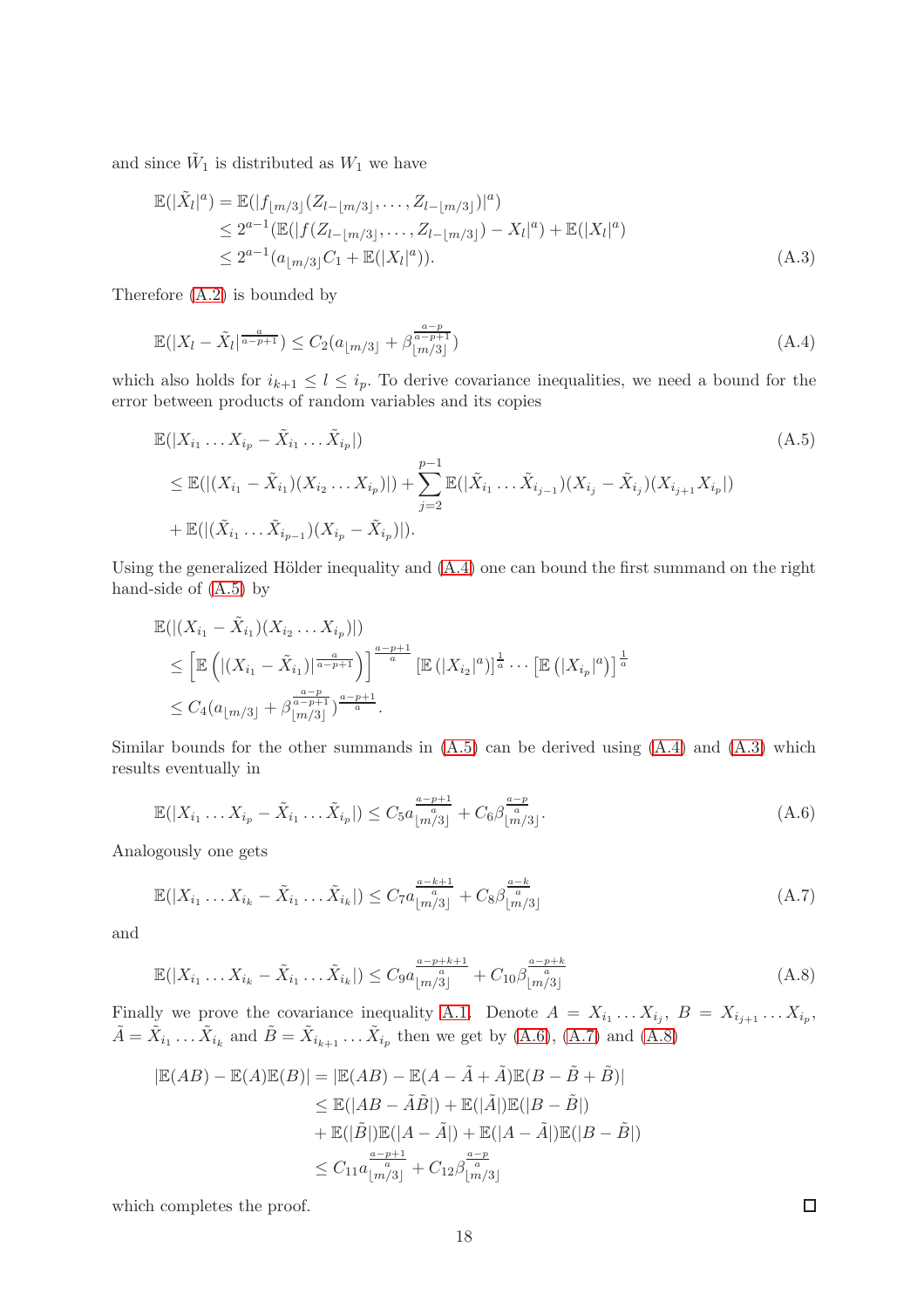and since $\tilde{W}_1$ is distributed as $W_1$ we have

$$
\begin{aligned}
\mathbb{E}(|\tilde{X}_l|^a) &= \mathbb{E}(|f_{\lfloor m/3 \rfloor}(Z_{l-\lfloor m/3 \rfloor}, \dots, Z_{l-\lfloor m/3 \rfloor})|^a) \\
&\leq 2^{a-1}(\mathbb{E}(|f(Z_{l-\lfloor m/3 \rfloor}, \dots, Z_{l-\lfloor m/3 \rfloor}) - X_l|^a) + \mathbb{E}(|X_l|^a) \\
&\leq 2^{a-1}(a_{\lfloor m/3 \rfloor} C_1 + \mathbb{E}(|X_l|^a)).
\end{aligned} \tag{A.3}
$$

Therefore (A.2) is bounded by

$$
\mathbb{E}(|X_l - \tilde{X}_l|^{\frac{a}{a-p+1}}) \leq C_2(a_{\lfloor m/3 \rfloor} + \beta_{\lfloor m/3 \rfloor}^{\frac{a-p}{a-p+1}}) \tag{A.4}
$$

which also holds for $i_{k+1} \leq l \leq i_p$. To derive covariance inequalities, we need a bound for the error between products of random variables and its copies

$$
\begin{aligned}
&\mathbb{E}(|X_{i_1} \dots X_{i_p} - \tilde{X}_{i_1} \dots \tilde{X}_{i_p}|) \\
&\leq \mathbb{E}(|(X_{i_1} - \tilde{X}_{i_1})(X_{i_2} \dots X_{i_p})|) + \sum_{j=2}^{p-1} \mathbb{E}(|\tilde{X}_{i_1} \dots \tilde{X}_{i_{j-1}})(X_{i_j} - \tilde{X}_{i_j})(X_{i_{j+1}} X_{i_p}|) \\
&+ \mathbb{E}(|(\tilde{X}_{i_1} \dots \tilde{X}_{i_{p-1}})(X_{i_p} - \tilde{X}_{i_p})|).
\end{aligned} \tag{A.5}
$$

Using the generalized Hölder inequality and (A.4) one can bound the first summand on the right hand-side of (A.5) by

$$
\begin{aligned}
&\mathbb{E}(|(X_{i_1} - \tilde{X}_{i_1})(X_{i_2} \dots X_{i_p})|) \\
&\leq \left[\mathbb{E}\left(|(X_{i_1} - \tilde{X}_{i_1})|^{\frac{a}{a-p+1}}\right)\right]^{\frac{a-p+1}{a}} \left[\mathbb{E}\left(|X_{i_2}|^a\right)\right]^{\frac{1}{a}} \cdots \left[\mathbb{E}\left(|X_{i_p}|^a\right)\right]^{\frac{1}{a}} \\
&\leq C_4(a_{\lfloor m/3 \rfloor} + \beta_{\lfloor m/3 \rfloor}^{\frac{a-p}{a-p+1}})^{\frac{a-p+1}{a}}.
\end{aligned}
$$

Similar bounds for the other summands in (A.5) can be derived using (A.4) and (A.3) which results eventually in

$$
\mathbb{E}(|X_{i_1} \dots X_{i_p} - \tilde{X}_{i_1} \dots \tilde{X}_{i_p}|) \leq C_5 a_{\lfloor m/3 \rfloor}^{\frac{a-p+1}{a}} + C_6 \beta_{\lfloor m/3 \rfloor}^{\frac{a-p}{a}}. \tag{A.6}
$$

Analogously one gets

$$
\mathbb{E}(|X_{i_1} \dots X_{i_k} - \tilde{X}_{i_1} \dots \tilde{X}_{i_k}|) \leq C_7 a_{\lfloor m/3 \rfloor}^{\frac{a-k+1}{a}} + C_8 \beta_{\lfloor m/3 \rfloor}^{\frac{a-k}{a}} \tag{A.7}
$$

and

$$
\mathbb{E}(|X_{i_1} \dots X_{i_k} - \tilde{X}_{i_1} \dots \tilde{X}_{i_k}|) \leq C_9 a_{\lfloor m/3 \rfloor}^{\frac{a-p+k+1}{a}} + C_{10} \beta_{\lfloor m/3 \rfloor}^{\frac{a-p+k}{a}} \tag{A.8}
$$

Finally we prove the covariance inequality A.1. Denote $A = X_{i_1} \dots X_{i_j}$, $B = X_{i_{j+1}} \dots X_{i_p}$, $\tilde{A} = \tilde{X}_{i_1} \dots \tilde{X}_{i_k}$ and $\tilde{B} = \tilde{X}_{i_{k+1}} \dots \tilde{X}_{i_p}$ then we get by (A.6), (A.7) and (A.8)

$$
\begin{aligned}
|\mathbb{E}(AB) - \mathbb{E}(A)\mathbb{E}(B)| &= |\mathbb{E}(AB) - \mathbb{E}(A - \tilde{A} + \tilde{A})\mathbb{E}(B - \tilde{B} + \tilde{B})| \\
&\leq \mathbb{E}(|AB - \tilde{A}\tilde{B}|) + \mathbb{E}(|\tilde{A}|)\mathbb{E}(|B - \tilde{B}|) \\
&+ \mathbb{E}(|\tilde{B}|)\mathbb{E}(|A - \tilde{A}|) + \mathbb{E}(|A - \tilde{A}|)\mathbb{E}(|B - \tilde{B}|) \\
&\leq C_{11} a_{\lfloor m/3 \rfloor}^{\frac{a-p+1}{a}} + C_{12} \beta_{\lfloor m/3 \rfloor}^{\frac{a-p}{a}}
\end{aligned}
$$

which completes the proof. ☐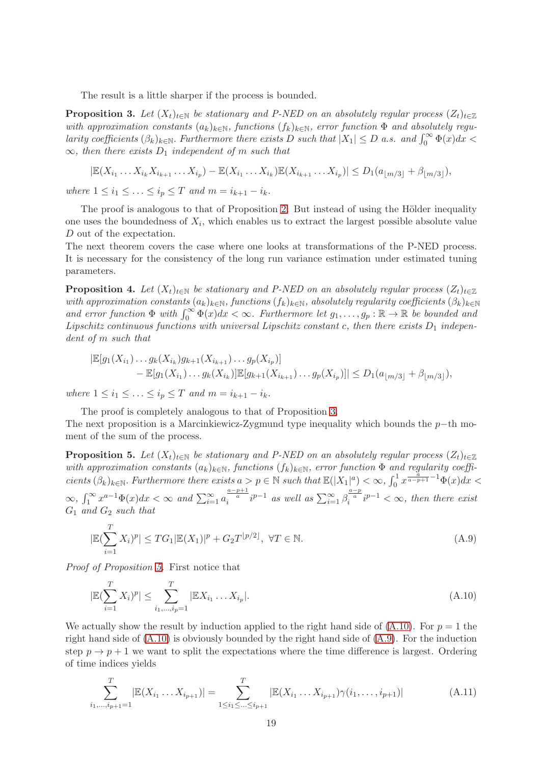The result is a little sharper if the process is bounded.

**Proposition 3.** *Let $(X_t)_{t\in\mathbb{N}}$ be stationary and P-NED on an absolutely regular process $(Z_t)_{t\in\mathbb{Z}}$ with approximation constants $(a_k)_{k\in\mathbb{N}}$, functions $(f_k)_{k\in\mathbb{N}}$, error function $\Phi$ and absolutely regularity coefficients $(\beta_k)_{k\in\mathbb{N}}$. Furthermore there exists $D$ such that $|X_1| \leq D$ a.s. and $\int_0^\infty \Phi(x)dx < \infty$, then there exists $D_1$ independent of $m$ such that*

$$|\mathbb{E}(X_{i_1}\dots X_{i_k}X_{i_{k+1}}\dots X_{i_p}) - \mathbb{E}(X_{i_1}\dots X_{i_k})\mathbb{E}(X_{i_{k+1}}\dots X_{i_p})| \leq D_1(a_{\lfloor m/3\rfloor} + \beta_{\lfloor m/3\rfloor}),$$

*where $1 \leq i_1 \leq \ldots \leq i_p \leq T$ and $m = i_{k+1} - i_k$.*

The proof is analogous to that of Proposition 2. But instead of using the Hölder inequality one uses the boundedness of $X_i$, which enables us to extract the largest possible absolute value $D$ out of the expectation.
The next theorem covers the case where one looks at transformations of the P-NED process. It is necessary for the consistency of the long run variance estimation under estimated tuning parameters.

**Proposition 4.** *Let $(X_t)_{t\in\mathbb{N}}$ be stationary and P-NED on an absolutely regular process $(Z_t)_{t\in\mathbb{Z}}$ with approximation constants $(a_k)_{k\in\mathbb{N}}$, functions $(f_k)_{k\in\mathbb{N}}$, absolutely regularity coefficients $(\beta_k)_{k\in\mathbb{N}}$ and error function $\Phi$ with $\int_0^\infty \Phi(x)dx < \infty$. Furthermore let $g_1, \ldots, g_p : \mathbb{R} \to \mathbb{R}$ be bounded and Lipschitz continuous functions with universal Lipschitz constant $c$, then there exists $D_1$ independent of $m$ such that*

$$\begin{aligned}|\mathbb{E}[g_1(X_{i_1})\dots g_k(X_{i_k})g_{k+1}(X_{i_{k+1}})\dots g_p(X_{i_p})]\\ - \mathbb{E}[g_1(X_{i_1})\dots g_k(X_{i_k})]\mathbb{E}[g_{k+1}(X_{i_{k+1}})\dots g_p(X_{i_p})]| \leq D_1(a_{\lfloor m/3\rfloor} + \beta_{\lfloor m/3\rfloor}),\end{aligned}$$

*where $1 \leq i_1 \leq \ldots \leq i_p \leq T$ and $m = i_{k+1} - i_k$.*

The proof is completely analogous to that of Proposition 3.
The next proposition is a Marcinkiewicz-Zygmund type inequality which bounds the $p-$th moment of the sum of the process.

**Proposition 5.** *Let $(X_t)_{t\in\mathbb{N}}$ be stationary and P-NED on an absolutely regular process $(Z_t)_{t\in\mathbb{Z}}$ with approximation constants $(a_k)_{k\in\mathbb{N}}$, functions $(f_k)_{k\in\mathbb{N}}$, error function $\Phi$ and regularity coefficients $(\beta_k)_{k\in\mathbb{N}}$. Furthermore there exists $a > p \in \mathbb{N}$ such that $\mathbb{E}(|X_1|^a) < \infty$, $\int_0^1 x^{\frac{a}{a-p+1}-1}\Phi(x)dx < \infty$, $\int_1^\infty x^{a-1}\Phi(x)dx < \infty$ and $\sum_{i=1}^\infty a_i^{\frac{a-p+1}{a}} i^{p-1}$ as well as $\sum_{i=1}^\infty \beta_i^{\frac{a-p}{a}} i^{p-1} < \infty$, then there exist $G_1$ and $G_2$ such that*

$$|\mathbb{E}(\sum_{i=1}^T X_i)^p| \leq TG_1|\mathbb{E}(X_1)|^p + G_2T^{\lfloor p/2\rfloor},\ \forall T \in \mathbb{N}. \tag{A.9}$$

*Proof of Proposition 5.* First notice that

$$|\mathbb{E}(\sum_{i=1}^T X_i)^p| \leq \sum_{i_1,\ldots,i_p=1}^T |\mathbb{E}X_{i_1}\dots X_{i_p}|. \tag{A.10}$$

We actually show the result by induction applied to the right hand side of (A.10). For $p = 1$ the right hand side of (A.10) is obviously bounded by the right hand side of (A.9). For the induction step $p \to p+1$ we want to split the expectations where the time difference is largest. Ordering of time indices yields

$$\sum_{i_1,\ldots,i_{p+1}=1}^T |\mathbb{E}(X_{i_1}\dots X_{i_{p+1}})| = \sum_{1\leq i_1\leq\ldots\leq i_{p+1}}^T |\mathbb{E}(X_{i_1}\dots X_{i_{p+1}})\gamma(i_1,\ldots,i_{p+1})| \tag{A.11}$$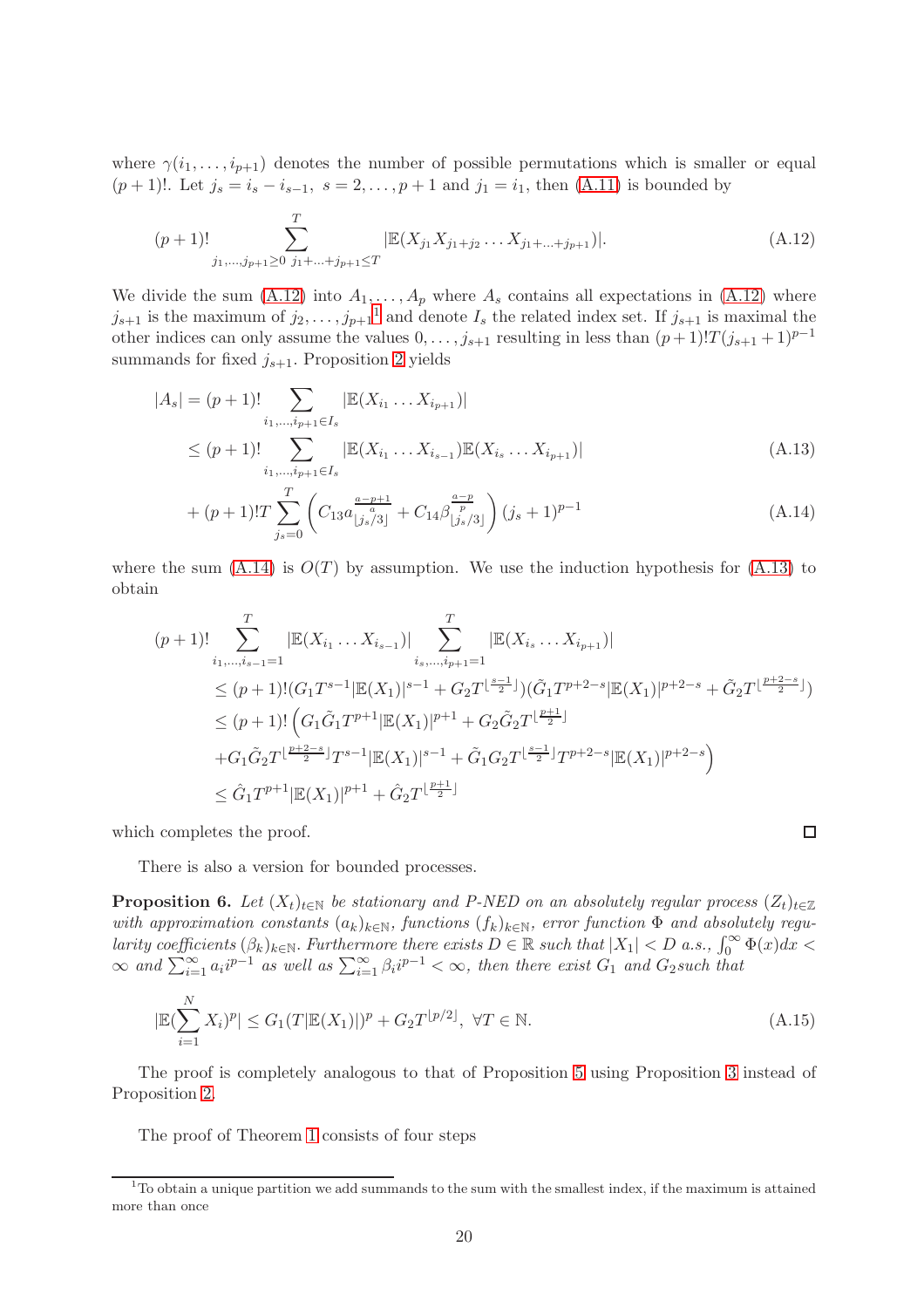where $\gamma(i_1, \ldots, i_{p+1})$ denotes the number of possible permutations which is smaller or equal $(p+1)!$. Let $j_s = i_s - i_{s-1},\ s = 2, \ldots, p+1$ and $j_1 = i_1$, then (A.11) is bounded by

$$(p+1)! \sum_{j_1,\ldots,j_{p+1}\geq 0}^{T} \sum_{j_1+\ldots+j_{p+1}\leq T} |\mathbb{E}(X_{j_1}X_{j_1+j_2}\ldots X_{j_1+\ldots+j_{p+1}})|. \tag{A.12}$$

We divide the sum (A.12) into $A_1, \ldots, A_p$ where $A_s$ contains all expectations in (A.12) where $j_{s+1}$ is the maximum of $j_2, \ldots, j_{p+1}$[1] and denote $I_s$ the related index set. If $j_{s+1}$ is maximal the other indices can only assume the values $0, \ldots, j_{s+1}$ resulting in less than $(p+1)!T(j_{s+1}+1)^{p-1}$ summands for fixed $j_{s+1}$. Proposition 2 yields

$$\begin{aligned}
|A_s| &= (p+1)! \sum_{i_1,\ldots,i_{p+1}\in I_s} |\mathbb{E}(X_{i_1}\ldots X_{i_{p+1}})| \\
&\leq (p+1)! \sum_{i_1,\ldots,i_{p+1}\in I_s} |\mathbb{E}(X_{i_1}\ldots X_{i_{s-1}})\mathbb{E}(X_{i_s}\ldots X_{i_{p+1}})| \qquad \text{(A.13)} \\
&+ (p+1)!T\sum_{j_s=0}^{T}\left(C_{13}a_{\lfloor j_s/3\rfloor}^{\frac{a-p+1}{a}} + C_{14}\beta_{\lfloor j_s/3\rfloor}^{\frac{a-p}{p}}\right)(j_s+1)^{p-1} \qquad \text{(A.14)}
\end{aligned}$$

where the sum (A.14) is $O(T)$ by assumption. We use the induction hypothesis for (A.13) to obtain

$$\begin{aligned}
&(p+1)! \sum_{i_1,\ldots,i_{s-1}=1}^{T} |\mathbb{E}(X_{i_1}\ldots X_{i_{s-1}})| \sum_{i_s,\ldots,i_{p+1}=1}^{T} |\mathbb{E}(X_{i_s}\ldots X_{i_{p+1}})| \\
&\leq (p+1)!(G_1T^{s-1}|\mathbb{E}(X_1)|^{s-1} + G_2T^{\lfloor\frac{s-1}{2}\rfloor})(\tilde{G}_1T^{p+2-s}|\mathbb{E}(X_1)|^{p+2-s} + \tilde{G}_2T^{\lfloor\frac{p+2-s}{2}\rfloor}) \\
&\leq (p+1)!\Big(G_1\tilde{G}_1T^{p+1}|\mathbb{E}(X_1)|^{p+1} + G_2\tilde{G}_2T^{\lfloor\frac{p+1}{2}\rfloor} \\
&+ G_1\tilde{G}_2T^{\lfloor\frac{p+2-s}{2}\rfloor}T^{s-1}|\mathbb{E}(X_1)|^{s-1} + \tilde{G}_1G_2T^{\lfloor\frac{s-1}{2}\rfloor}T^{p+2-s}|\mathbb{E}(X_1)|^{p+2-s}\Big) \\
&\leq \hat{G}_1T^{p+1}|\mathbb{E}(X_1)|^{p+1} + \hat{G}_2T^{\lfloor\frac{p+1}{2}\rfloor}
\end{aligned}$$

which completes the proof. □

There is also a version for bounded processes.

**Proposition 6.** *Let $(X_t)_{t\in\mathbb{N}}$ be stationary and P-NED on an absolutely regular process $(Z_t)_{t\in\mathbb{Z}}$ with approximation constants $(a_k)_{k\in\mathbb{N}}$, functions $(f_k)_{k\in\mathbb{N}}$, error function $\Phi$ and absolutely regularity coefficients $(\beta_k)_{k\in\mathbb{N}}$. Furthermore there exists $D \in \mathbb{R}$ such that $|X_1| < D$ a.s., $\int_0^\infty \Phi(x)dx < \infty$ and $\sum_{i=1}^\infty a_i i^{p-1}$ as well as $\sum_{i=1}^\infty \beta_i i^{p-1} < \infty$, then there exist $G_1$ and $G_2$such that*

$$|\mathbb{E}(\sum_{i=1}^{N} X_i)^p| \leq G_1(T|\mathbb{E}(X_1)|)^p + G_2T^{\lfloor p/2\rfloor},\ \forall T \in \mathbb{N}. \tag{A.15}$$

The proof is completely analogous to that of Proposition 5 using Proposition 3 instead of Proposition 2.

The proof of Theorem 1 consists of four steps

[1] To obtain a unique partition we add summands to the sum with the smallest index, if the maximum is attained more than once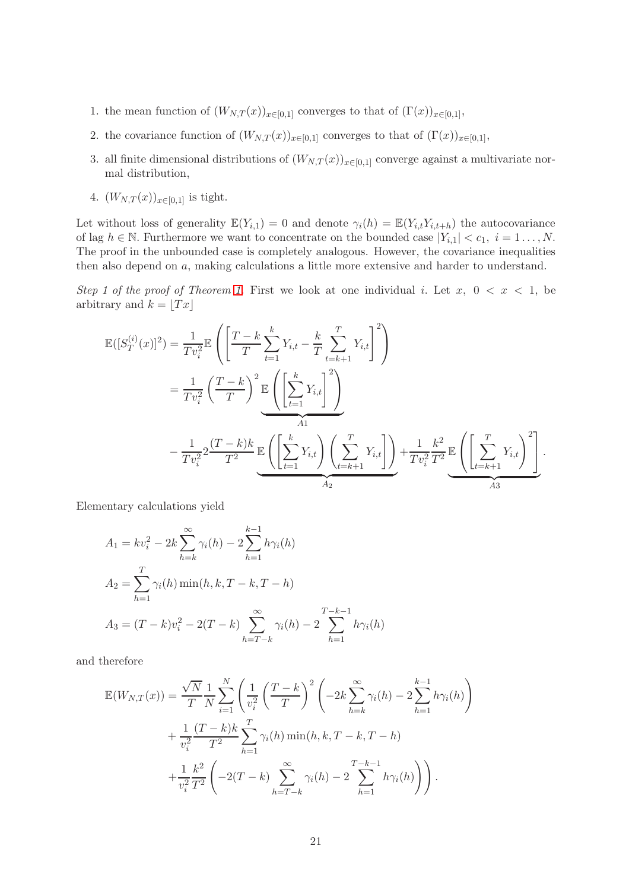1. the mean function of $(W_{N,T}(x))_{x\in[0,1]}$ converges to that of $(\Gamma(x))_{x\in[0,1]}$,
2. the covariance function of $(W_{N,T}(x))_{x\in[0,1]}$ converges to that of $(\Gamma(x))_{x\in[0,1]}$,
3. all finite dimensional distributions of $(W_{N,T}(x))_{x\in[0,1]}$ converge against a multivariate normal distribution,
4. $(W_{N,T}(x))_{x\in[0,1]}$ is tight.

Let without loss of generality $\mathbb{E}(Y_{i,1}) = 0$ and denote $\gamma_i(h) = \mathbb{E}(Y_{i,t}Y_{i,t+h})$ the autocovariance of lag $h \in \mathbb{N}$. Furthermore we want to concentrate on the bounded case $|Y_{i,1}| < c_1,\ i = 1\ldots, N$. The proof in the unbounded case is completely analogous. However, the covariance inequalities then also depend on $a$, making calculations a little more extensive and harder to understand.

*Step 1 of the proof of Theorem 1.* First we look at one individual $i$. Let $x,\ 0 < x < 1$, be arbitrary and $k = \lfloor Tx \rfloor$

$$
\begin{aligned}
\mathbb{E}([S_T^{(i)}(x)]^2) &= \frac{1}{Tv_i^2}\mathbb{E}\left(\left[\frac{T-k}{T}\sum_{t=1}^{k}Y_{i,t} - \frac{k}{T}\sum_{t=k+1}^{T}Y_{i,t}\right]^2\right) \\
&= \frac{1}{Tv_i^2}\left(\frac{T-k}{T}\right)^2 \underbrace{\mathbb{E}\left(\left[\sum_{t=1}^{k}Y_{i,t}\right]^2\right)}_{A1} \\
&\quad - \frac{1}{Tv_i^2}2\frac{(T-k)k}{T^2}\underbrace{\mathbb{E}\left(\left[\sum_{t=1}^{k}Y_{i,t}\right]\left(\sum_{t=k+1}^{T}Y_{i,t}\right]\right)}_{A_2} + \frac{1}{Tv_i^2}\frac{k^2}{T^2}\underbrace{\mathbb{E}\left(\left[\sum_{t=k+1}^{T}Y_{i,t}\right)^2\right]}_{A3}.
\end{aligned}
$$

Elementary calculations yield

$$
\begin{aligned}
A_1 &= kv_i^2 - 2k\sum_{h=k}^{\infty}\gamma_i(h) - 2\sum_{h=1}^{k-1}h\gamma_i(h) \\
A_2 &= \sum_{h=1}^{T}\gamma_i(h)\min(h,k,T-k,T-h) \\
A_3 &= (T-k)v_i^2 - 2(T-k)\sum_{h=T-k}^{\infty}\gamma_i(h) - 2\sum_{h=1}^{T-k-1}h\gamma_i(h)
\end{aligned}
$$

and therefore

$$
\begin{aligned}
\mathbb{E}(W_{N,T}(x)) = \frac{\sqrt{N}}{T}\frac{1}{N}\sum_{i=1}^{N}&\left(\frac{1}{v_i^2}\left(\frac{T-k}{T}\right)^2\left(-2k\sum_{h=k}^{\infty}\gamma_i(h) - 2\sum_{h=1}^{k-1}h\gamma_i(h)\right)\right. \\
&+ \frac{1}{v_i^2}\frac{(T-k)k}{T^2}\sum_{h=1}^{T}\gamma_i(h)\min(h,k,T-k,T-h) \\
&\left. + \frac{1}{v_i^2}\frac{k^2}{T^2}\left(-2(T-k)\sum_{h=T-k}^{\infty}\gamma_i(h) - 2\sum_{h=1}^{T-k-1}h\gamma_i(h)\right)\right).
\end{aligned}
$$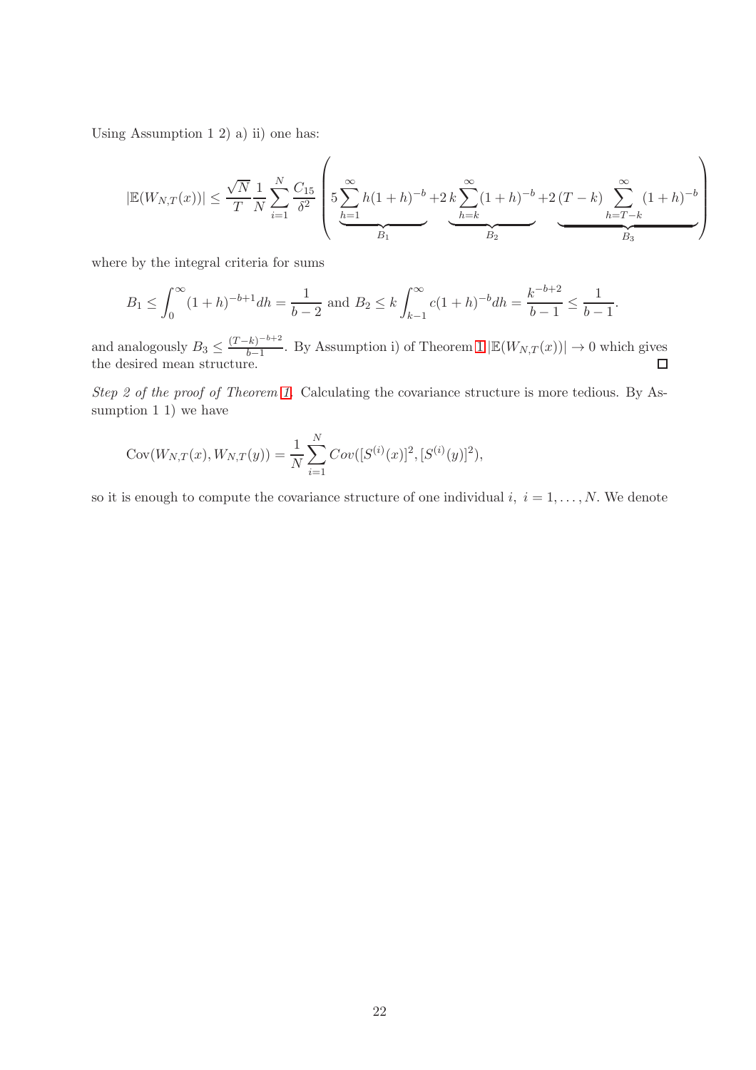Using Assumption 1 2) a) ii) one has:

$$
|\mathbb{E}(W_{N,T}(x))| \leq \frac{\sqrt{N}}{T}\frac{1}{N}\sum_{i=1}^{N}\frac{C_{15}}{\delta^2}\left(5\underbrace{\sum_{h=1}^{\infty}h(1+h)^{-b}}_{B_1}+2\underbrace{k\sum_{h=k}^{\infty}(1+h)^{-b}}_{B_2}+2\underbrace{(T-k)\sum_{h=T-k}^{\infty}(1+h)^{-b}}_{B_3}\right)
$$

where by the integral criteria for sums

$$
B_1 \leq \int_0^{\infty}(1+h)^{-b+1}dh = \frac{1}{b-2} \text{ and } B_2 \leq k\int_{k-1}^{\infty}c(1+h)^{-b}dh = \frac{k^{-b+2}}{b-1} \leq \frac{1}{b-1}.
$$

and analogously $B_3 \leq \frac{(T-k)^{-b+2}}{b-1}$. By Assumption i) of Theorem 1 $|\mathbb{E}(W_{N,T}(x))| \to 0$ which gives the desired mean structure. □

*Step 2 of the proof of Theorem 1.* Calculating the covariance structure is more tedious. By Assumption 1 1) we have

$$
\mathrm{Cov}(W_{N,T}(x), W_{N,T}(y)) = \frac{1}{N}\sum_{i=1}^{N}Cov([S^{(i)}(x)]^2, [S^{(i)}(y)]^2),
$$

so it is enough to compute the covariance structure of one individual $i,\ i = 1, \ldots, N$. We denote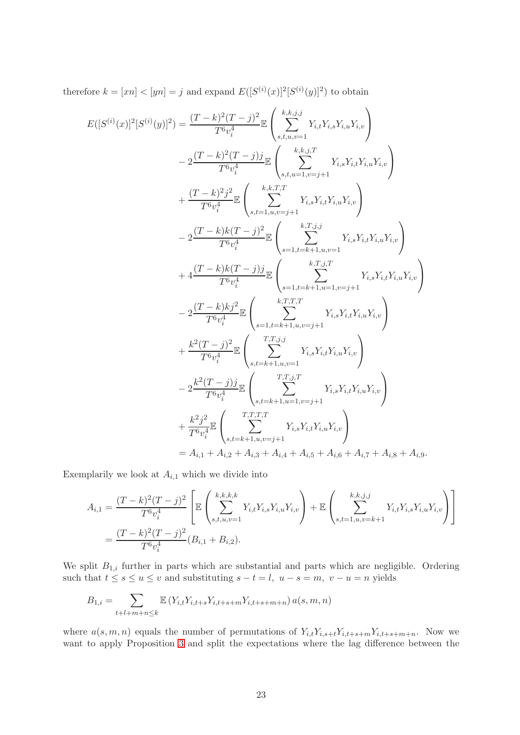therefore $k = [xn] < [yn] = j$ and expand $E([S^{(i)}(x)]^2[S^{(i)}(y)]^2)$ to obtain

$$
\begin{aligned}
E([S^{(i)}(x)]^2[S^{(i)}(y)]^2) &= \frac{(T-k)^2(T-j)^2}{T^6 v_i^4}\mathbb{E}\left(\sum_{s,t,u,v=1}^{k,k,j,j} Y_{i,t}Y_{i,s}Y_{i,u}Y_{i,v}\right) \\
&\quad - 2\frac{(T-k)^2(T-j)j}{T^6 v_i^4}\mathbb{E}\left(\sum_{s,t,u=1,v=j+1}^{k,k,j,T} Y_{i,s}Y_{i,t}Y_{i,u}Y_{i,v}\right) \\
&\quad + \frac{(T-k)^2 j^2}{T^6 v_i^4}\mathbb{E}\left(\sum_{s,t=1,u,v=j+1}^{k,k,T,T} Y_{i,s}Y_{i,t}Y_{i,u}Y_{i,v}\right) \\
&\quad - 2\frac{(T-k)k(T-j)^2}{T^6 v_i^4}\mathbb{E}\left(\sum_{s=1,t=k+1,u,v=1}^{k,T,j,j} Y_{i,s}Y_{i,t}Y_{i,u}Y_{i,v}\right) \\
&\quad + 4\frac{(T-k)k(T-j)j}{T^6 v_i^4}\mathbb{E}\left(\sum_{s=1,t=k+1,u=1,v=j+1}^{k,T,j,T} Y_{i,s}Y_{i,t}Y_{i,u}Y_{i,v}\right) \\
&\quad - 2\frac{(T-k)kj^2}{T^6 v_i^4}\mathbb{E}\left(\sum_{s=1,t=k+1,u,v=j+1}^{k,T,T,T} Y_{i,s}Y_{i,t}Y_{i,u}Y_{i,v}\right) \\
&\quad + \frac{k^2(T-j)^2}{T^6 v_i^4}\mathbb{E}\left(\sum_{s,t=k+1,u,v=1}^{T,T,j,j} Y_{i,s}Y_{i,t}Y_{i,u}Y_{i,v}\right) \\
&\quad - 2\frac{k^2(T-j)j}{T^6 v_i^4}\mathbb{E}\left(\sum_{s,t=k+1,u=1,v=j+1}^{T,T,j,T} Y_{i,s}Y_{i,t}Y_{i,u}Y_{i,v}\right) \\
&\quad + \frac{k^2 j^2}{T^6 v_i^4}\mathbb{E}\left(\sum_{s,t=k+1,u,v=j+1}^{T,T,T,T} Y_{i,s}Y_{i,t}Y_{i,u}Y_{i,v}\right) \\
&= A_{i,1} + A_{i,2} + A_{i,3} + A_{i,4} + A_{i,5} + A_{i,6} + A_{i,7} + A_{i,8} + A_{i,9}.
\end{aligned}
$$

Exemplarily we look at $A_{i,1}$ which we divide into

$$
\begin{aligned}
A_{i,1} &= \frac{(T-k)^2(T-j)^2}{T^6 v_i^4}\left[\mathbb{E}\left(\sum_{s,t,u,v=1}^{k,k,k,k} Y_{i,t}Y_{i,s}Y_{i,u}Y_{i,v}\right) + \mathbb{E}\left(\sum_{s,t=1,u,v=k+1}^{k,k,j,j} Y_{i,t}Y_{i,s}Y_{i,u}Y_{i,v}\right)\right] \\
&= \frac{(T-k)^2(T-j)^2}{T^6 v_i^4}(B_{i,1} + B_{i,2}).
\end{aligned}
$$

We split $B_{1,i}$ further in parts which are substantial and parts which are negligible. Ordering such that $t \le s \le u \le v$ and substituting $s - t = l,\ u - s = m,\ v - u = n$ yields

$$
B_{1,i} = \sum_{t+l+m+n \le k} \mathbb{E}\left(Y_{i,t}Y_{i,t+s}Y_{i,t+s+m}Y_{i,t+s+m+n}\right) a(s,m,n)
$$

where $a(s,m,n)$ equals the number of permutations of $Y_{i,t}Y_{i,s+t}Y_{i,t+s+m}Y_{i,t+s+m+n}$. Now we want to apply Proposition 3 and split the expectations where the lag difference between the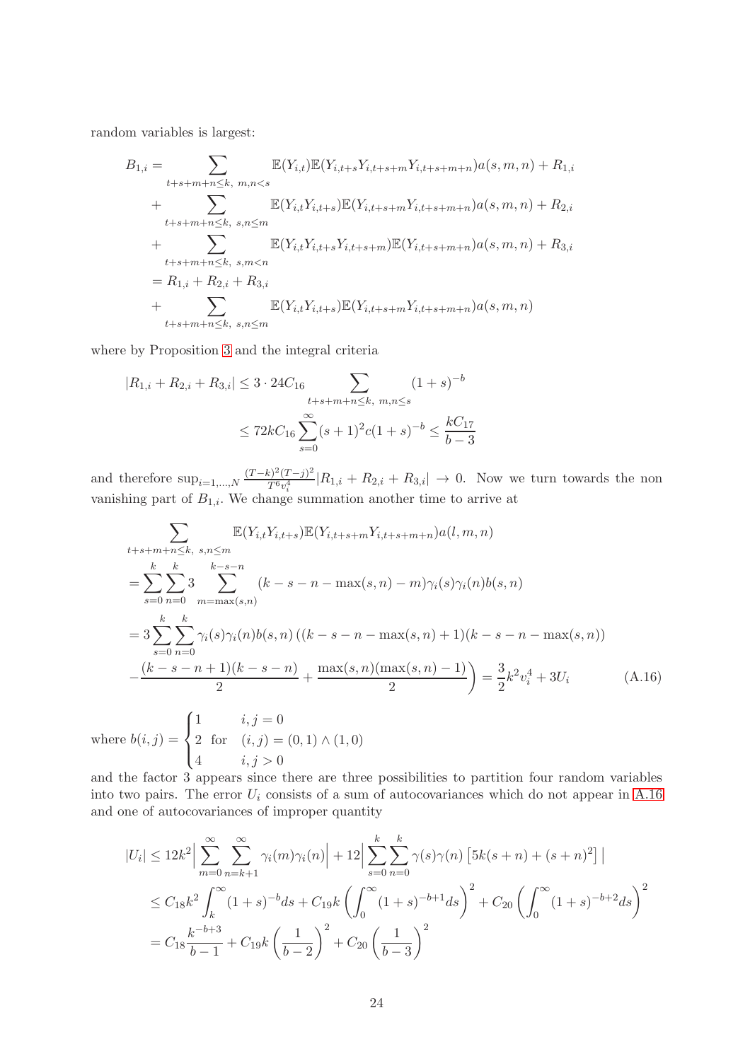random variables is largest:

$$
\begin{aligned}
B_{1,i} =& \sum_{t+s+m+n\leq k,\ m,n<s} \mathbb{E}(Y_{i,t})\mathbb{E}(Y_{i,t+s}Y_{i,t+s+m}Y_{i,t+s+m+n})a(s,m,n) + R_{1,i} \\
&+ \sum_{t+s+m+n\leq k,\ s,n\leq m} \mathbb{E}(Y_{i,t}Y_{i,t+s})\mathbb{E}(Y_{i,t+s+m}Y_{i,t+s+m+n})a(s,m,n) + R_{2,i} \\
&+ \sum_{t+s+m+n\leq k,\ s,m<n} \mathbb{E}(Y_{i,t}Y_{i,t+s}Y_{i,t+s+m})\mathbb{E}(Y_{i,t+s+m+n})a(s,m,n) + R_{3,i} \\
=& R_{1,i} + R_{2,i} + R_{3,i} \\
&+ \sum_{t+s+m+n\leq k,\ s,n\leq m} \mathbb{E}(Y_{i,t}Y_{i,t+s})\mathbb{E}(Y_{i,t+s+m}Y_{i,t+s+m+n})a(s,m,n)
\end{aligned}
$$

where by Proposition 3 and the integral criteria

$$
\begin{aligned}
|R_{1,i} + R_{2,i} + R_{3,i}| &\leq 3\cdot 24 C_{16} \sum_{t+s+m+n\leq k,\ m,n\leq s} (1+s)^{-b} \\
&\leq 72kC_{16}\sum_{s=0}^{\infty}(s+1)^2 c(1+s)^{-b} \leq \frac{kC_{17}}{b-3}
\end{aligned}
$$

and therefore $\sup_{i=1,\ldots,N} \frac{(T-k)^2(T-j)^2}{T^6 v_i^4}|R_{1,i}+R_{2,i}+R_{3,i}| \to 0$. Now we turn towards the non vanishing part of $B_{1,i}$. We change summation another time to arrive at

$$
\begin{aligned}
&\sum_{t+s+m+n\leq k,\ s,n\leq m} \mathbb{E}(Y_{i,t}Y_{i,t+s})\mathbb{E}(Y_{i,t+s+m}Y_{i,t+s+m+n})a(l,m,n) \\
&= \sum_{s=0}^{k}\sum_{n=0}^{k} 3 \sum_{m=\max(s,n)}^{k-s-n} (k-s-n-\max(s,n)-m)\gamma_i(s)\gamma_i(n)b(s,n) \\
&= 3\sum_{s=0}^{k}\sum_{n=0}^{k}\gamma_i(s)\gamma_i(n)b(s,n)\left((k-s-n-\max(s,n)+1)(k-s-n-\max(s,n))\right. \\
&\quad \left. -\frac{(k-s-n+1)(k-s-n)}{2} + \frac{\max(s,n)(\max(s,n)-1)}{2}\right) = \frac{3}{2}k^2 v_i^4 + 3U_i \qquad \text{(A.16)}
\end{aligned}
$$

where $b(i,j) = \begin{cases} 1 & i,j=0 \\ 2 \ \text{ for } & (i,j)=(0,1)\wedge(1,0) \\ 4 & i,j>0 \end{cases}$

and the factor 3 appears since there are three possibilities to partition four random variables into two pairs. The error $U_i$ consists of a sum of autocovariances which do not appear in A.16 and one of autocovariances of improper quantity

$$
\begin{aligned}
|U_i| &\leq 12k^2\Big|\sum_{m=0}^{\infty}\sum_{n=k+1}^{\infty}\gamma_i(m)\gamma_i(n)\Big| + 12\Big|\sum_{s=0}^{k}\sum_{n=0}^{k}\gamma(s)\gamma(n)\left[5k(s+n)+(s+n)^2\right]\Big| \\
&\leq C_{18}k^2\int_k^{\infty}(1+s)^{-b}ds + C_{19}k\left(\int_0^{\infty}(1+s)^{-b+1}ds\right)^2 + C_{20}\left(\int_0^{\infty}(1+s)^{-b+2}ds\right)^2 \\
&= C_{18}\frac{k^{-b+3}}{b-1} + C_{19}k\left(\frac{1}{b-2}\right)^2 + C_{20}\left(\frac{1}{b-3}\right)^2
\end{aligned}
$$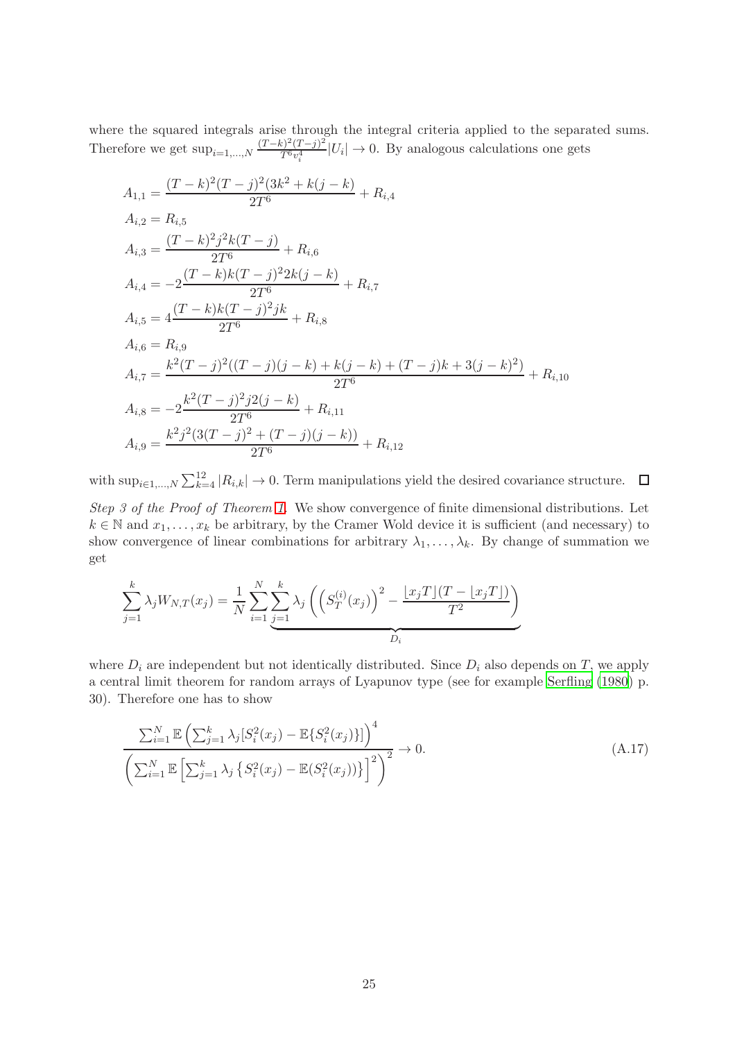where the squared integrals arise through the integral criteria applied to the separated sums. Therefore we get $\sup_{i=1,\dots,N} \frac{(T-k)^2(T-j)^2}{T^6 v_i^4}|U_i| \to 0$. By analogous calculations one gets

$$
\begin{aligned}
A_{1,1} &= \frac{(T-k)^2(T-j)^2(3k^2+k(j-k)}{2T^6} + R_{i,4} \\
A_{i,2} &= R_{i,5} \\
A_{i,3} &= \frac{(T-k)^2 j^2 k(T-j)}{2T^6} + R_{i,6} \\
A_{i,4} &= -2\frac{(T-k)k(T-j)^2 2k(j-k)}{2T^6} + R_{i,7} \\
A_{i,5} &= 4\frac{(T-k)k(T-j)^2 jk}{2T^6} + R_{i,8} \\
A_{i,6} &= R_{i,9} \\
A_{i,7} &= \frac{k^2(T-j)^2((T-j)(j-k)+k(j-k)+(T-j)k+3(j-k)^2)}{2T^6} + R_{i,10} \\
A_{i,8} &= -2\frac{k^2(T-j)^2 j2(j-k)}{2T^6} + R_{i,11} \\
A_{i,9} &= \frac{k^2 j^2(3(T-j)^2+(T-j)(j-k))}{2T^6} + R_{i,12}
\end{aligned}
$$

with $\sup_{i\in 1,\dots,N} \sum_{k=4}^{12} |R_{i,k}| \to 0$. Term manipulations yield the desired covariance structure. $\square$

*Step 3 of the Proof of Theorem 1.* We show convergence of finite dimensional distributions. Let $k \in \mathbb{N}$ and $x_1, \dots, x_k$ be arbitrary, by the Cramer Wold device it is sufficient (and necessary) to show convergence of linear combinations for arbitrary $\lambda_1, \dots, \lambda_k$. By change of summation we get

$$
\sum_{j=1}^{k} \lambda_j W_{N,T}(x_j) = \frac{1}{N} \sum_{i=1}^{N} \underbrace{\sum_{j=1}^{k} \lambda_j \left( \left(S_T^{(i)}(x_j)\right)^2 - \frac{\lfloor x_j T \rfloor (T - \lfloor x_j T \rfloor)}{T^2} \right)}_{D_i}
$$

where $D_i$ are independent but not identically distributed. Since $D_i$ also depends on $T$, we apply a central limit theorem for random arrays of Lyapunov type (see for example Serfling (1980) p. 30). Therefore one has to show

$$
\frac{\sum_{i=1}^{N} \mathbb{E}\left(\sum_{j=1}^{k} \lambda_j [S_i^2(x_j) - \mathbb{E}\{S_i^2(x_j)\}]\right)^4}{\left(\sum_{i=1}^{N} \mathbb{E}\left[\sum_{j=1}^{k} \lambda_j \left\{S_i^2(x_j) - \mathbb{E}(S_i^2(x_j))\right\}\right]^2\right)^2} \to 0. \tag{A.17}
$$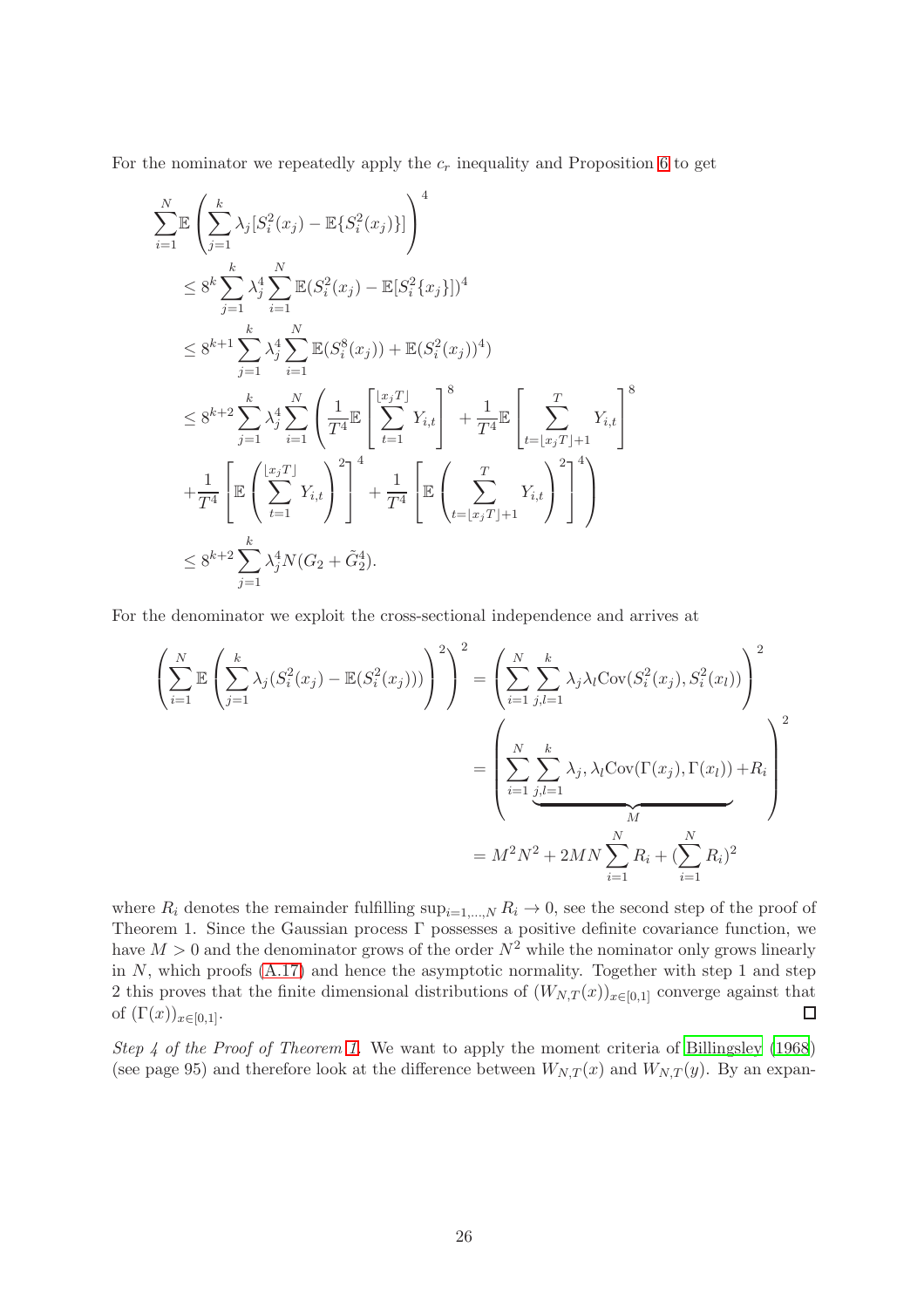For the nominator we repeatedly apply the $c_r$ inequality and Proposition 6 to get

$$
\begin{aligned}
&\sum_{i=1}^{N}\mathbb{E}\left(\sum_{j=1}^{k}\lambda_j[S_i^2(x_j)-\mathbb{E}\{S_i^2(x_j)\}]\right)^4 \\
&\leq 8^k\sum_{j=1}^{k}\lambda_j^4\sum_{i=1}^{N}\mathbb{E}(S_i^2(x_j)-\mathbb{E}[S_i^2\{x_j\}])^4 \\
&\leq 8^{k+1}\sum_{j=1}^{k}\lambda_j^4\sum_{i=1}^{N}\mathbb{E}(S_i^8(x_j))+\mathbb{E}(S_i^2(x_j))^4) \\
&\leq 8^{k+2}\sum_{j=1}^{k}\lambda_j^4\sum_{i=1}^{N}\left(\frac{1}{T^4}\mathbb{E}\left[\sum_{t=1}^{\lfloor x_jT\rfloor}Y_{i,t}\right]^8+\frac{1}{T^4}\mathbb{E}\left[\sum_{t=\lfloor x_jT\rfloor+1}^{T}Y_{i,t}\right]^8\right. \\
&\left.+\frac{1}{T^4}\left[\mathbb{E}\left(\sum_{t=1}^{\lfloor x_jT\rfloor}Y_{i,t}\right)^2\right]^4+\frac{1}{T^4}\left[\mathbb{E}\left(\sum_{t=\lfloor x_jT\rfloor+1}^{T}Y_{i,t}\right)^2\right]^4\right) \\
&\leq 8^{k+2}\sum_{j=1}^{k}\lambda_j^4N(G_2+\tilde{G}_2^4).
\end{aligned}
$$

For the denominator we exploit the cross-sectional independence and arrives at

$$
\begin{aligned}
\left(\sum_{i=1}^{N}\mathbb{E}\left(\sum_{j=1}^{k}\lambda_j(S_i^2(x_j)-\mathbb{E}(S_i^2(x_j)))\right)^2\right)^2 &= \left(\sum_{i=1}^{N}\sum_{j,l=1}^{k}\lambda_j\lambda_l\mathrm{Cov}(S_i^2(x_j),S_i^2(x_l))\right)^2 \\
&= \left(\sum_{i=1}^{N}\underbrace{\sum_{j,l=1}^{k}\lambda_j,\lambda_l\mathrm{Cov}(\Gamma(x_j),\Gamma(x_l))}_{M}+R_i\right)^2 \\
&= M^2N^2+2MN\sum_{i=1}^{N}R_i+(\sum_{i=1}^{N}R_i)^2
\end{aligned}
$$

where $R_i$ denotes the remainder fulfilling $\sup_{i=1,\ldots,N}R_i\to 0$, see the second step of the proof of Theorem 1. Since the Gaussian process $\Gamma$ possesses a positive definite covariance function, we have $M>0$ and the denominator grows of the order $N^2$ while the nominator only grows linearly in $N$, which proofs (A.17) and hence the asymptotic normality. Together with step 1 and step 2 this proves that the finite dimensional distributions of $(W_{N,T}(x))_{x\in[0,1]}$ converge against that of $(\Gamma(x))_{x\in[0,1]}$. □

*Step 4 of the Proof of Theorem 1.* We want to apply the moment criteria of Billingsley (1968) (see page 95) and therefore look at the difference between $W_{N,T}(x)$ and $W_{N,T}(y)$. By an expan-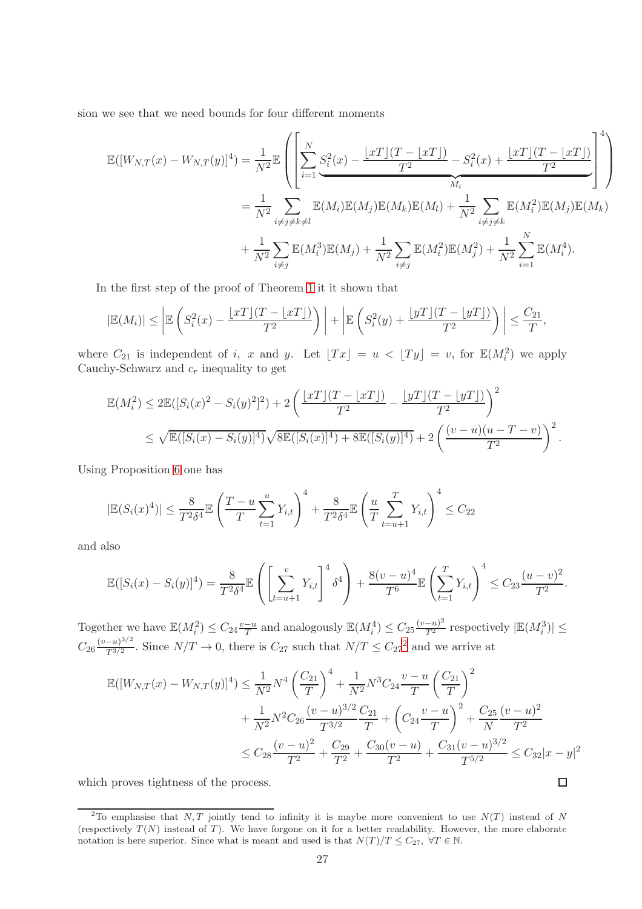sion we see that we need bounds for four different moments

$$
\begin{aligned}
\mathbb{E}([W_{N,T}(x) - W_{N,T}(y)]^4) &= \frac{1}{N^2}\mathbb{E}\left(\left[\sum_{i=1}^{N} \underbrace{S_i^2(x) - \frac{\lfloor xT\rfloor(T-\lfloor xT\rfloor)}{T^2} - S_i^2(x) + \frac{\lfloor xT\rfloor(T-\lfloor xT\rfloor)}{T^2}}_{M_i}\right]^4\right) \\
&= \frac{1}{N^2}\sum_{i\neq j\neq k\neq l}\mathbb{E}(M_i)\mathbb{E}(M_j)\mathbb{E}(M_k)\mathbb{E}(M_l) + \frac{1}{N^2}\sum_{i\neq j\neq k}\mathbb{E}(M_i^2)\mathbb{E}(M_j)\mathbb{E}(M_k) \\
&\quad + \frac{1}{N^2}\sum_{i\neq j}\mathbb{E}(M_i^3)\mathbb{E}(M_j) + \frac{1}{N^2}\sum_{i\neq j}\mathbb{E}(M_i^2)\mathbb{E}(M_j^2) + \frac{1}{N^2}\sum_{i=1}^{N}\mathbb{E}(M_i^4).
\end{aligned}
$$

In the first step of the proof of Theorem 1 it it shown that

$$
|\mathbb{E}(M_i)| \leq \left|\mathbb{E}\left(S_i^2(x) - \frac{\lfloor xT\rfloor(T-\lfloor xT\rfloor)}{T^2}\right)\right| + \left|\mathbb{E}\left(S_i^2(y) + \frac{\lfloor yT\rfloor(T-\lfloor yT\rfloor)}{T^2}\right)\right| \leq \frac{C_{21}}{T},
$$

where $C_{21}$ is independent of $i$, $x$ and $y$. Let $\lfloor Tx\rfloor = u < \lfloor Ty\rfloor = v$, for $\mathbb{E}(M_i^2)$ we apply Cauchy-Schwarz and $c_r$ inequality to get

$$
\begin{aligned}
\mathbb{E}(M_i^2) &\leq 2\mathbb{E}([S_i(x)^2 - S_i(y)^2]^2) + 2\left(\frac{\lfloor xT\rfloor(T-\lfloor xT\rfloor)}{T^2} - \frac{\lfloor yT\rfloor(T-\lfloor yT\rfloor)}{T^2}\right)^2 \\
&\leq \sqrt{\mathbb{E}([S_i(x) - S_i(y)]^4)}\sqrt{8\mathbb{E}([S_i(x)]^4) + 8\mathbb{E}([S_i(y)]^4)} + 2\left(\frac{(v-u)(u-T-v)}{T^2}\right)^2.
\end{aligned}
$$

Using Proposition 6 one has

$$
|\mathbb{E}(S_i(x)^4)| \leq \frac{8}{T^2\delta^4}\mathbb{E}\left(\frac{T-u}{T}\sum_{t=1}^{u} Y_{i,t}\right)^4 + \frac{8}{T^2\delta^4}\mathbb{E}\left(\frac{u}{T}\sum_{t=u+1}^{T} Y_{i,t}\right)^4 \leq C_{22}
$$

and also

$$
\mathbb{E}([S_i(x) - S_i(y)]^4) = \frac{8}{T^2\delta^4}\mathbb{E}\left(\left[\sum_{t=u+1}^{v} Y_{i,t}\right]^4 \delta^4\right) + \frac{8(v-u)^4}{T^6}\mathbb{E}\left(\sum_{t=1}^{T} Y_{i,t}\right)^4 \leq C_{23}\frac{(u-v)^2}{T^2}.
$$

Together we have $\mathbb{E}(M_i^2) \leq C_{24}\frac{v-u}{T}$ and analogously $\mathbb{E}(M_i^4) \leq C_{25}\frac{(v-u)^2}{T^2}$ respectively $|\mathbb{E}(M_i^3)| \leq C_{26}\frac{(v-u)^{3/2}}{T^{3/2}}$. Since $N/T \to 0$, there is $C_{27}$ such that $N/T \leq C_{27}$[2] and we arrive at

$$
\begin{aligned}
\mathbb{E}([W_{N,T}(x) - W_{N,T}(y)]^4) &\leq \frac{1}{N^2}N^4\left(\frac{C_{21}}{T}\right)^4 + \frac{1}{N^2}N^3 C_{24}\frac{v-u}{T}\left(\frac{C_{21}}{T}\right)^2 \\
&\quad + \frac{1}{N^2}N^2 C_{26}\frac{(v-u)^{3/2}}{T^{3/2}}\frac{C_{21}}{T} + \left(C_{24}\frac{v-u}{T}\right)^2 + \frac{C_{25}}{N}\frac{(v-u)^2}{T^2} \\
&\leq C_{28}\frac{(v-u)^2}{T^2} + \frac{C_{29}}{T^2} + \frac{C_{30}(v-u)}{T^2} + \frac{C_{31}(v-u)^{3/2}}{T^{5/2}} \leq C_{32}|x-y|^2
\end{aligned}
$$

which proves tightness of the process. □

[2] To emphasise that $N, T$ jointly tend to infinity it is maybe more convenient to use $N(T)$ instead of $N$ (respectively $T(N)$ instead of $T$). We have forgone on it for a better readability. However, the more elaborate notation is here superior. Since what is meant and used is that $N(T)/T \leq C_{27}$, $\forall T \in \mathbb{N}$.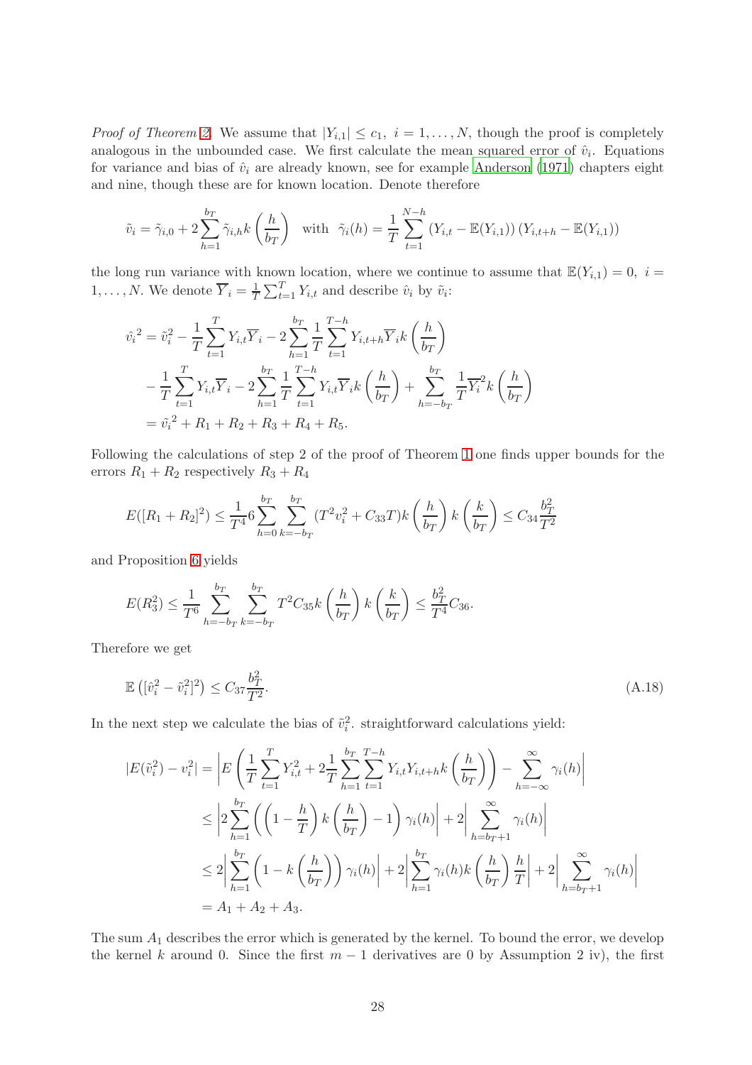*Proof of Theorem 2.* We assume that $|Y_{i,1}| \leq c_1, \ i = 1, \dots, N$, though the proof is completely analogous in the unbounded case. We first calculate the mean squared error of $\hat{v}_i$. Equations for variance and bias of $\hat{v}_i$ are already known, see for example Anderson (1971) chapters eight and nine, though these are for known location. Denote therefore

$$\tilde{v}_i = \tilde{\gamma}_{i,0} + 2\sum_{h=1}^{b_T} \tilde{\gamma}_{i,h} k\left(\frac{h}{b_T}\right) \quad \text{with} \quad \tilde{\gamma}_i(h) = \frac{1}{T}\sum_{t=1}^{N-h} \left(Y_{i,t} - \mathbb{E}(Y_{i,1})\right)\left(Y_{i,t+h} - \mathbb{E}(Y_{i,1})\right)$$

the long run variance with known location, where we continue to assume that $\mathbb{E}(Y_{i,1}) = 0, \ i = 1, \dots, N$. We denote $\overline{Y}_i = \frac{1}{T}\sum_{t=1}^{T} Y_{i,t}$ and describe $\hat{v}_i$ by $\tilde{v}_i$:

$$\begin{aligned}
\hat{v_i}^2 &= \tilde{v}_i^2 - \frac{1}{T}\sum_{t=1}^{T} Y_{i,t}\overline{Y}_i - 2\sum_{h=1}^{b_T}\frac{1}{T}\sum_{t=1}^{T-h} Y_{i,t+h}\overline{Y}_i k\left(\frac{h}{b_T}\right) \\
&\quad - \frac{1}{T}\sum_{t=1}^{T} Y_{i,t}\overline{Y}_i - 2\sum_{h=1}^{b_T}\frac{1}{T}\sum_{t=1}^{T-h} Y_{i,t}\overline{Y}_i k\left(\frac{h}{b_T}\right) + \sum_{h=-b_T}^{b_T}\frac{1}{T}\overline{Y_i}^2 k\left(\frac{h}{b_T}\right) \\
&= \tilde{v_i}^2 + R_1 + R_2 + R_3 + R_4 + R_5.
\end{aligned}$$

Following the calculations of step 2 of the proof of Theorem 1 one finds upper bounds for the errors $R_1 + R_2$ respectively $R_3 + R_4$

$$E([R_1 + R_2]^2) \leq \frac{1}{T^4} 6\sum_{h=0}^{b_T}\sum_{k=-b_T}^{b_T} (T^2 v_i^2 + C_{33}T) k\left(\frac{h}{b_T}\right) k\left(\frac{k}{b_T}\right) \leq C_{34}\frac{b_T^2}{T^2}$$

and Proposition 6 yields

$$E(R_3^2) \leq \frac{1}{T^6}\sum_{h=-b_T}^{b_T}\sum_{k=-b_T}^{b_T} T^2 C_{35} k\left(\frac{h}{b_T}\right) k\left(\frac{k}{b_T}\right) \leq \frac{b_T^2}{T^4} C_{36}.$$

Therefore we get

$$\mathbb{E}\left([\hat{v}_i^2 - \tilde{v}_i^2]^2\right) \leq C_{37}\frac{b_T^2}{T^2}. \tag{A.18}$$

In the next step we calculate the bias of $\tilde{v}_i^2$. straightforward calculations yield:

$$\begin{aligned}
|E(\tilde{v}_i^2) - v_i^2| &= \left| E\left(\frac{1}{T}\sum_{t=1}^{T} Y_{i,t}^2 + 2\frac{1}{T}\sum_{h=1}^{b_T}\sum_{t=1}^{T-h} Y_{i,t}Y_{i,t+h} k\left(\frac{h}{b_T}\right)\right) - \sum_{h=-\infty}^{\infty}\gamma_i(h)\right| \\
&\leq \left| 2\sum_{h=1}^{b_T}\left(\left(1 - \frac{h}{T}\right) k\left(\frac{h}{b_T}\right) - 1\right)\gamma_i(h)\right| + 2\left|\sum_{h=b_T+1}^{\infty}\gamma_i(h)\right| \\
&\leq 2\left|\sum_{h=1}^{b_T}\left(1 - k\left(\frac{h}{b_T}\right)\right)\gamma_i(h)\right| + 2\left|\sum_{h=1}^{b_T}\gamma_i(h) k\left(\frac{h}{b_T}\right)\frac{h}{T}\right| + 2\left|\sum_{h=b_T+1}^{\infty}\gamma_i(h)\right| \\
&= A_1 + A_2 + A_3.
\end{aligned}$$

The sum $A_1$ describes the error which is generated by the kernel. To bound the error, we develop the kernel $k$ around 0. Since the first $m-1$ derivatives are 0 by Assumption 2 iv), the first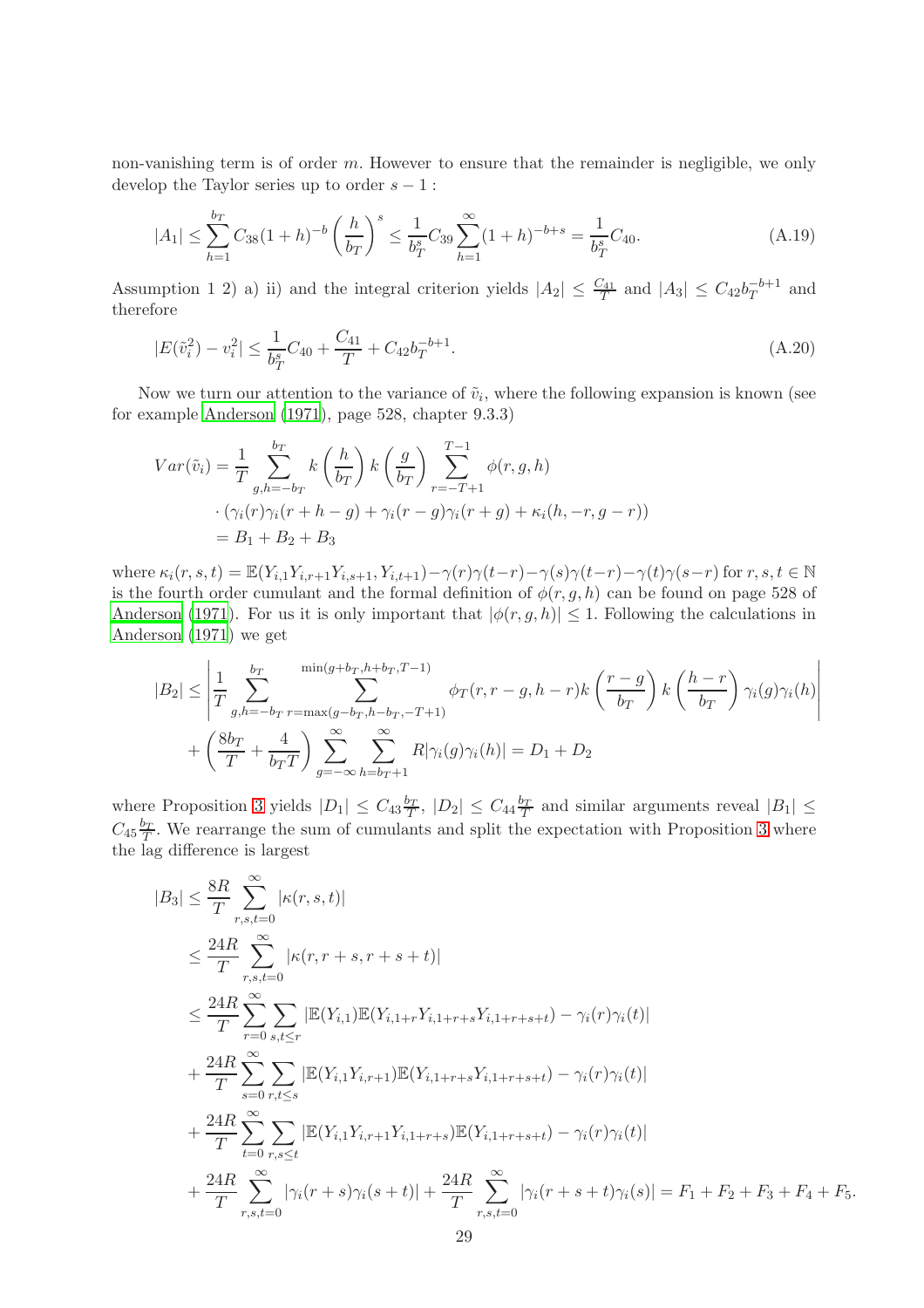non-vanishing term is of order $m$. However to ensure that the remainder is negligible, we only develop the Taylor series up to order $s-1$ :

$$|A_1| \leq \sum_{h=1}^{b_T} C_{38}(1+h)^{-b} \left(\frac{h}{b_T}\right)^s \leq \frac{1}{b_T^s} C_{39} \sum_{h=1}^{\infty} (1+h)^{-b+s} = \frac{1}{b_T^s} C_{40}. \tag{A.19}$$

Assumption 1 2) a) ii) and the integral criterion yields $|A_2| \leq \frac{C_{41}}{T}$ and $|A_3| \leq C_{42} b_T^{-b+1}$ and therefore

$$|E(\tilde{v}_i^2) - v_i^2| \leq \frac{1}{b_T^s} C_{40} + \frac{C_{41}}{T} + C_{42} b_T^{-b+1}. \tag{A.20}$$

Now we turn our attention to the variance of $\tilde{v}_i$, where the following expansion is known (see for example Anderson (1971), page 528, chapter 9.3.3)

$$\begin{aligned}
Var(\tilde{v}_i) &= \frac{1}{T} \sum_{g,h=-b_T}^{b_T} k\left(\frac{h}{b_T}\right) k\left(\frac{g}{b_T}\right) \sum_{r=-T+1}^{T-1} \phi(r,g,h) \\
&\quad \cdot \left(\gamma_i(r)\gamma_i(r+h-g) + \gamma_i(r-g)\gamma_i(r+g) + \kappa_i(h,-r,g-r)\right) \\
&= B_1 + B_2 + B_3
\end{aligned}$$

where $\kappa_i(r,s,t) = \mathbb{E}(Y_{i,1}Y_{i,r+1}Y_{i,s+1}, Y_{i,t+1}) - \gamma(r)\gamma(t-r) - \gamma(s)\gamma(t-r) - \gamma(t)\gamma(s-r)$ for $r,s,t \in \mathbb{N}$ is the fourth order cumulant and the formal definition of $\phi(r,g,h)$ can be found on page 528 of Anderson (1971). For us it is only important that $|\phi(r,g,h)| \leq 1$. Following the calculations in Anderson (1971) we get

$$\begin{aligned}
|B_2| &\leq \left| \frac{1}{T} \sum_{g,h=-b_T}^{b_T} \sum_{r=\max(g-b_T,h-b_T,-T+1)}^{\min(g+b_T,h+b_T,T-1)} \phi_T(r,r-g,h-r) k\left(\frac{r-g}{b_T}\right) k\left(\frac{h-r}{b_T}\right) \gamma_i(g)\gamma_i(h) \right| \\
&\quad + \left(\frac{8b_T}{T} + \frac{4}{b_T T}\right) \sum_{g=-\infty}^{\infty} \sum_{h=b_T+1}^{\infty} R|\gamma_i(g)\gamma_i(h)| = D_1 + D_2
\end{aligned}$$

where Proposition 3 yields $|D_1| \leq C_{43}\frac{b_T}{T}$, $|D_2| \leq C_{44}\frac{b_T}{T}$ and similar arguments reveal $|B_1| \leq C_{45}\frac{b_T}{T}$. We rearrange the sum of cumulants and split the expectation with Proposition 3 where the lag difference is largest

$$\begin{aligned}
|B_3| &\leq \frac{8R}{T} \sum_{r,s,t=0}^{\infty} |\kappa(r,s,t)| \\
&\leq \frac{24R}{T} \sum_{r,s,t=0}^{\infty} |\kappa(r, r+s, r+s+t)| \\
&\leq \frac{24R}{T} \sum_{r=0}^{\infty} \sum_{s,t \leq r} |\mathbb{E}(Y_{i,1})\mathbb{E}(Y_{i,1+r}Y_{i,1+r+s}Y_{i,1+r+s+t}) - \gamma_i(r)\gamma_i(t)| \\
&\quad + \frac{24R}{T} \sum_{s=0}^{\infty} \sum_{r,t \leq s} |\mathbb{E}(Y_{i,1}Y_{i,r+1})\mathbb{E}(Y_{i,1+r+s}Y_{i,1+r+s+t}) - \gamma_i(r)\gamma_i(t)| \\
&\quad + \frac{24R}{T} \sum_{t=0}^{\infty} \sum_{r,s \leq t} |\mathbb{E}(Y_{i,1}Y_{i,r+1}Y_{i,1+r+s})\mathbb{E}(Y_{i,1+r+s+t}) - \gamma_i(r)\gamma_i(t)| \\
&\quad + \frac{24R}{T} \sum_{r,s,t=0}^{\infty} |\gamma_i(r+s)\gamma_i(s+t)| + \frac{24R}{T} \sum_{r,s,t=0}^{\infty} |\gamma_i(r+s+t)\gamma_i(s)| = F_1 + F_2 + F_3 + F_4 + F_5.
\end{aligned}$$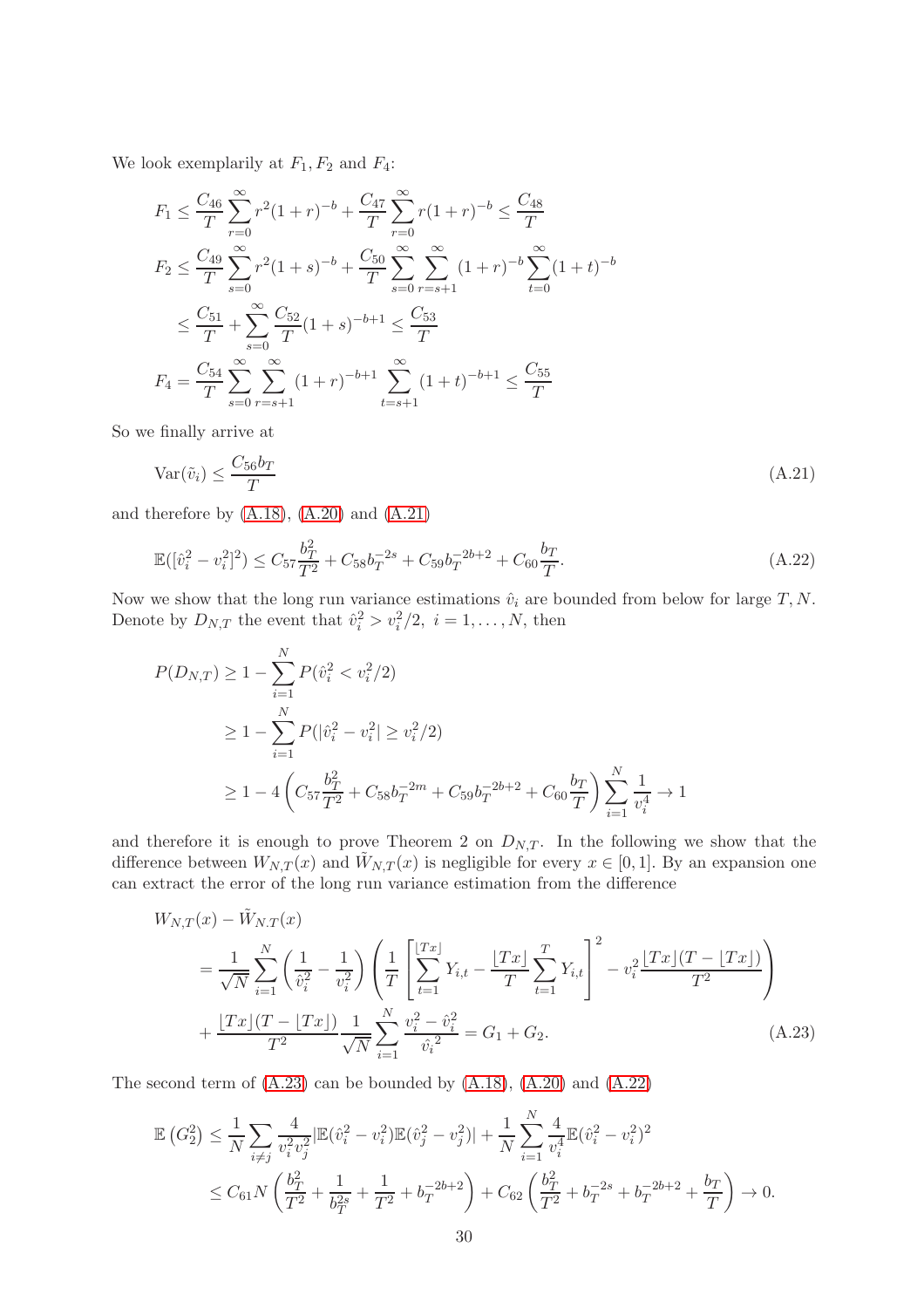We look exemplarily at $F_1, F_2$ and $F_4$:

$$
\begin{aligned}
F_1 &\leq \frac{C_{46}}{T}\sum_{r=0}^{\infty} r^2(1+r)^{-b} + \frac{C_{47}}{T}\sum_{r=0}^{\infty} r(1+r)^{-b} \leq \frac{C_{48}}{T} \\
F_2 &\leq \frac{C_{49}}{T}\sum_{s=0}^{\infty} r^2(1+s)^{-b} + \frac{C_{50}}{T}\sum_{s=0}^{\infty}\sum_{r=s+1}^{\infty}(1+r)^{-b}\sum_{t=0}^{\infty}(1+t)^{-b} \\
&\leq \frac{C_{51}}{T} + \sum_{s=0}^{\infty}\frac{C_{52}}{T}(1+s)^{-b+1} \leq \frac{C_{53}}{T} \\
F_4 &= \frac{C_{54}}{T}\sum_{s=0}^{\infty}\sum_{r=s+1}^{\infty}(1+r)^{-b+1}\sum_{t=s+1}^{\infty}(1+t)^{-b+1} \leq \frac{C_{55}}{T}
\end{aligned}
$$

So we finally arrive at

$$
\operatorname{Var}(\tilde{v}_i) \leq \frac{C_{56} b_T}{T} \tag{A.21}
$$

and therefore by (A.18), (A.20) and (A.21)

$$
\mathbb{E}([\hat{v}_i^2 - v_i^2]^2) \leq C_{57}\frac{b_T^2}{T^2} + C_{58} b_T^{-2s} + C_{59} b_T^{-2b+2} + C_{60}\frac{b_T}{T}. \tag{A.22}
$$

Now we show that the long run variance estimations $\hat{v}_i$ are bounded from below for large $T, N$. Denote by $D_{N,T}$ the event that $\hat{v}_i^2 > v_i^2/2,\ i = 1, \ldots, N$, then

$$
\begin{aligned}
P(D_{N,T}) &\geq 1 - \sum_{i=1}^{N} P(\hat{v}_i^2 < v_i^2/2) \\
&\geq 1 - \sum_{i=1}^{N} P(|\hat{v}_i^2 - v_i^2| \geq v_i^2/2) \\
&\geq 1 - 4\left(C_{57}\frac{b_T^2}{T^2} + C_{58} b_T^{-2m} + C_{59} b_T^{-2b+2} + C_{60}\frac{b_T}{T}\right)\sum_{i=1}^{N}\frac{1}{v_i^4} \to 1
\end{aligned}
$$

and therefore it is enough to prove Theorem 2 on $D_{N,T}$. In the following we show that the difference between $W_{N,T}(x)$ and $\tilde{W}_{N,T}(x)$ is negligible for every $x \in [0,1]$. By an expansion one can extract the error of the long run variance estimation from the difference

$$
\begin{aligned}
&W_{N,T}(x) - \tilde{W}_{N.T}(x) \\
&= \frac{1}{\sqrt{N}}\sum_{i=1}^{N}\left(\frac{1}{\hat{v}_i^2} - \frac{1}{v_i^2}\right)\left(\frac{1}{T}\left[\sum_{t=1}^{\lfloor Tx \rfloor} Y_{i,t} - \frac{\lfloor Tx \rfloor}{T}\sum_{t=1}^{T} Y_{i,t}\right]^2 - v_i^2\frac{\lfloor Tx \rfloor(T - \lfloor Tx \rfloor)}{T^2}\right) \\
&+ \frac{\lfloor Tx \rfloor(T - \lfloor Tx \rfloor)}{T^2}\frac{1}{\sqrt{N}}\sum_{i=1}^{N}\frac{v_i^2 - \hat{v}_i^2}{\hat{v}_i^{\,2}} = G_1 + G_2.
\end{aligned} \tag{A.23}
$$

The second term of (A.23) can be bounded by (A.18), (A.20) and (A.22)

$$
\begin{aligned}
\mathbb{E}\left(G_2^2\right) &\leq \frac{1}{N}\sum_{i \neq j}\frac{4}{v_i^2 v_j^2}|\mathbb{E}(\hat{v}_i^2 - v_i^2)\mathbb{E}(\hat{v}_j^2 - v_j^2)| + \frac{1}{N}\sum_{i=1}^{N}\frac{4}{v_i^4}\mathbb{E}(\hat{v}_i^2 - v_i^2)^2 \\
&\leq C_{61} N\left(\frac{b_T^2}{T^2} + \frac{1}{b_T^{2s}} + \frac{1}{T^2} + b_T^{-2b+2}\right) + C_{62}\left(\frac{b_T^2}{T^2} + b_T^{-2s} + b_T^{-2b+2} + \frac{b_T}{T}\right) \to 0.
\end{aligned}
$$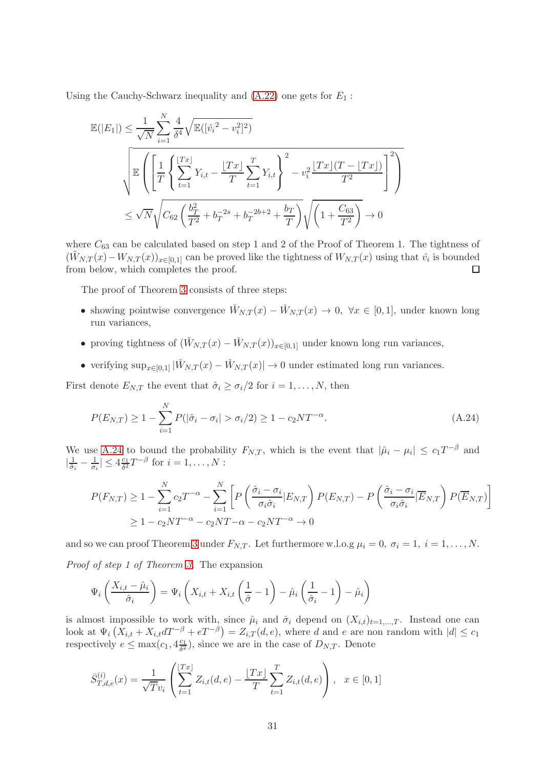Using the Cauchy-Schwarz inequality and (A.22) one gets for $E_1$ :

$$
\begin{aligned}
\mathbb{E}(|E_1|) &\leq \frac{1}{\sqrt{N}} \sum_{i=1}^{N} \frac{4}{\delta^4} \sqrt{\mathbb{E}([\hat{v}_i{}^2 - v_i^2]^2)} \\
&\quad \sqrt{\mathbb{E}\left(\left[\frac{1}{T}\left\{\sum_{t=1}^{\lfloor Tx \rfloor} Y_{i,t} - \frac{\lfloor Tx \rfloor}{T}\sum_{t=1}^{T} Y_{i,t}\right\}^2 - v_i^2 \frac{\lfloor Tx \rfloor (T - \lfloor Tx \rfloor)}{T^2}\right]^2\right)} \\
&\leq \sqrt{N}\sqrt{C_{62}\left(\frac{b_T^2}{T^2} + b_T^{-2s} + b_T^{-2b+2} + \frac{b_T}{T}\right)}\sqrt{\left(1 + \frac{C_{63}}{T^2}\right)} \to 0
\end{aligned}
$$

where $C_{63}$ can be calculated based on step 1 and 2 of the Proof of Theorem 1. The tightness of $(\tilde{W}_{N,T}(x) - W_{N,T}(x))_{x\in[0,1]}$ can be proved like the tightness of $W_{N,T}(x)$ using that $\hat{v}_i$ is bounded from below, which completes the proof. $\square$

The proof of Theorem 3 consists of three steps:

- showing pointwise convergence $\check{W}_{N,T}(x) - \check{W}_{N,T}(x) \to 0, \ \forall x \in [0,1]$, under known long run variances,
- proving tightness of $(\check{W}_{N,T}(x) - \check{W}_{N,T}(x))_{x\in[0,1]}$ under known long run variances,
- verifying $\sup_{x\in[0,1]} |\check{W}_{N,T}(x) - \check{W}_{N,T}(x)| \to 0$ under estimated long run variances.

First denote $E_{N,T}$ the event that $\hat{\sigma}_i \geq \sigma_i/2$ for $i = 1, \ldots, N$, then

$$
P(E_{N,T}) \geq 1 - \sum_{i=1}^{N} P(|\hat{\sigma}_i - \sigma_i| > \sigma_i/2) \geq 1 - c_2 N T^{-\alpha}. \tag{A.24}
$$

We use A.24 to bound the probability $F_{N,T}$, which is the event that $|\hat{\mu}_i - \mu_i| \leq c_1 T^{-\beta}$ and $|\frac{1}{\hat{\sigma}_i} - \frac{1}{\sigma_i}| \leq 4\frac{c_1}{\delta^2} T^{-\beta}$ for $i = 1, \ldots, N$ :

$$
\begin{aligned}
P(F_{N,T}) &\geq 1 - \sum_{i=1}^{N} c_2 T^{-\alpha} - \sum_{i=1}^{N}\left[P\left(\frac{\hat{\sigma}_i - \sigma_i}{\sigma_i \hat{\sigma}_i} | E_{N,T}\right) P(E_{N,T}) - P\left(\frac{\hat{\sigma}_i - \sigma_i}{\sigma_i \hat{\sigma}_i} | \overline{E}_{N,T}\right) P(\overline{E}_{N,T})\right] \\
&\geq 1 - c_2 N T^{-\alpha} - c_2 N T{-\alpha} - c_2 N T^{-\alpha} \to 0
\end{aligned}
$$

and so we can proof Theorem 3 under $F_{N,T}$. Let furthermore w.l.o.g $\mu_i = 0, \ \sigma_i = 1, \ i = 1, \ldots, N$.

*Proof of step 1 of Theorem 3.* The expansion

$$
\Psi_i\left(\frac{X_{i,t} - \hat{\mu}_i}{\hat{\sigma}_i}\right) = \Psi_i\left(X_{i,t} + X_{i,t}\left(\frac{1}{\hat{\sigma}} - 1\right) - \hat{\mu}_i\left(\frac{1}{\hat{\sigma}_i} - 1\right) - \hat{\mu}_i\right)
$$

is almost impossible to work with, since $\hat{\mu}_i$ and $\hat{\sigma}_i$ depend on $(X_{i,t})_{t=1,\ldots,T}$. Instead one can look at $\Psi_i\left(X_{i,t} + X_{i,t} d T^{-\beta} + e T^{-\beta}\right) = Z_{i,T}(d,e)$, where $d$ and $e$ are non random with $|d| \leq c_1$ respectively $e \leq \max(c_1, 4\frac{c_1}{\delta^2})$, since we are in the case of $D_{N,T}$. Denote

$$
\bar{S}_{T,d,e}^{(i)}(x) = \frac{1}{\sqrt{T} v_i}\left(\sum_{t=1}^{\lfloor Tx \rfloor} Z_{i,t}(d,e) - \frac{\lfloor Tx \rfloor}{T}\sum_{t=1}^{T} Z_{i,t}(d,e)\right), \quad x \in [0,1]
$$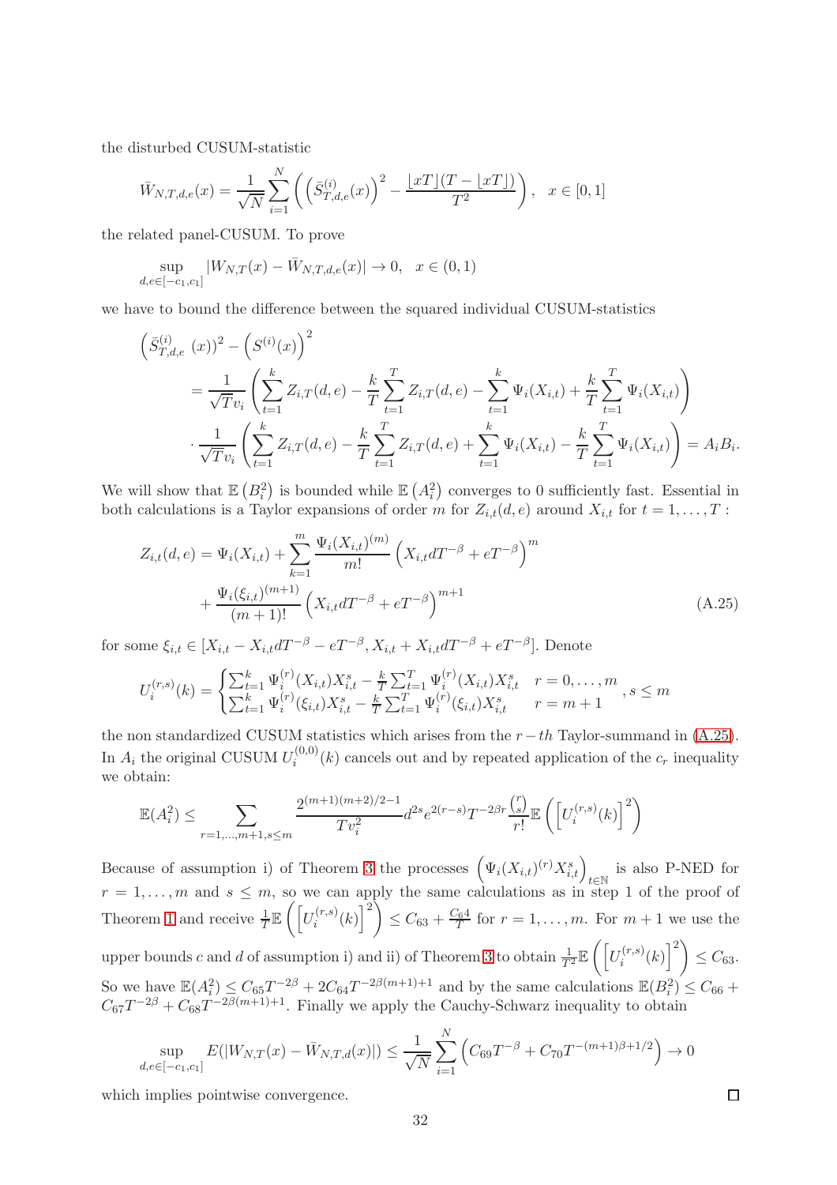the disturbed CUSUM-statistic

$$\bar{W}_{N,T,d,e}(x) = \frac{1}{\sqrt{N}} \sum_{i=1}^{N} \left( \left( \bar{S}_{T,d,e}^{(i)}(x) \right)^2 - \frac{\lfloor xT \rfloor (T - \lfloor xT \rfloor)}{T^2} \right), \quad x \in [0,1]$$

the related panel-CUSUM. To prove

$$\sup_{d,e \in [-c_1, c_1]} |W_{N,T}(x) - \bar{W}_{N,T,d,e}(x)| \to 0, \quad x \in (0,1)$$

we have to bound the difference between the squared individual CUSUM-statistics

$$\begin{aligned}
\left( \bar{S}_{T,d,e}^{(i)} \ (x) \right)^2 - \left( S^{(i)}(x) \right)^2 &= \frac{1}{\sqrt{T} v_i} \left( \sum_{t=1}^{k} Z_{i,T}(d,e) - \frac{k}{T} \sum_{t=1}^{T} Z_{i,T}(d,e) - \sum_{t=1}^{k} \Psi_i(X_{i,t}) + \frac{k}{T} \sum_{t=1}^{T} \Psi_i(X_{i,t}) \right) \\
&\cdot \frac{1}{\sqrt{T} v_i} \left( \sum_{t=1}^{k} Z_{i,T}(d,e) - \frac{k}{T} \sum_{t=1}^{T} Z_{i,T}(d,e) + \sum_{t=1}^{k} \Psi_i(X_{i,t}) - \frac{k}{T} \sum_{t=1}^{T} \Psi_i(X_{i,t}) \right) = A_i B_i.
\end{aligned}$$

We will show that $\mathbb{E}\left(B_i^2\right)$ is bounded while $\mathbb{E}\left(A_i^2\right)$ converges to 0 sufficiently fast. Essential in both calculations is a Taylor expansions of order $m$ for $Z_{i,t}(d,e)$ around $X_{i,t}$ for $t = 1, \ldots, T$ :

$$\begin{aligned}
Z_{i,t}(d,e) &= \Psi_i(X_{i,t}) + \sum_{k=1}^{m} \frac{\Psi_i(X_{i,t})^{(m)}}{m!} \left( X_{i,t} d T^{-\beta} + e T^{-\beta} \right)^m \\
&+ \frac{\Psi_i(\xi_{i,t})^{(m+1)}}{(m+1)!} \left( X_{i,t} d T^{-\beta} + e T^{-\beta} \right)^{m+1}
\end{aligned} \tag{A.25}$$

for some $\xi_{i,t} \in [X_{i,t} - X_{i,t} d T^{-\beta} - e T^{-\beta}, X_{i,t} + X_{i,t} d T^{-\beta} + e T^{-\beta}]$. Denote

$$U_i^{(r,s)}(k) = \begin{cases} \sum_{t=1}^{k} \Psi_i^{(r)}(X_{i,t}) X_{i,t}^s - \frac{k}{T} \sum_{t=1}^{T} \Psi_i^{(r)}(X_{i,t}) X_{i,t}^s & r = 0, \ldots, m \\ \sum_{t=1}^{k} \Psi_i^{(r)}(\xi_{i,t}) X_{i,t}^s - \frac{k}{T} \sum_{t=1}^{T} \Psi_i^{(r)}(\xi_{i,t}) X_{i,t}^s & r = m+1 \end{cases}, s \leq m$$

the non standardized CUSUM statistics which arises from the $r-th$ Taylor-summand in (A.25). In $A_i$ the original CUSUM $U_i^{(0,0)}(k)$ cancels out and by repeated application of the $c_r$ inequality we obtain:

$$\mathbb{E}(A_i^2) \leq \sum_{r=1,\ldots,m+1, s \leq m} \frac{2^{(m+1)(m+2)/2-1}}{T v_i^2} d^{2s} e^{2(r-s)} T^{-2\beta r} \frac{\binom{r}{s}}{r!} \mathbb{E}\left( \left[ U_i^{(r,s)}(k) \right]^2 \right)$$

Because of assumption i) of Theorem 3 the processes $\left( \Psi_i(X_{i,t})^{(r)} X_{i,t}^s \right)_{t \in \mathbb{N}}$ is also P-NED for $r = 1, \ldots, m$ and $s \leq m$, so we can apply the same calculations as in step 1 of the proof of Theorem 1 and receive $\frac{1}{T}\mathbb{E}\left( \left[ U_i^{(r,s)}(k) \right]^2 \right) \leq C_{63} + \frac{C_64}{T}$ for $r = 1, \ldots, m$. For $m+1$ we use the upper bounds $c$ and $d$ of assumption i) and ii) of Theorem 3 to obtain $\frac{1}{T^2}\mathbb{E}\left( \left[ U_i^{(r,s)}(k) \right]^2 \right) \leq C_{63}$. So we have $\mathbb{E}(A_i^2) \leq C_{65} T^{-2\beta} + 2 C_{64} T^{-2\beta(m+1)+1}$ and by the same calculations $\mathbb{E}(B_i^2) \leq C_{66} + C_{67} T^{-2\beta} + C_{68} T^{-2\beta(m+1)+1}$. Finally we apply the Cauchy-Schwarz inequality to obtain

$$\sup_{d,e \in [-c_1, c_1]} E(|W_{N,T}(x) - \bar{W}_{N,T,d}(x)|) \leq \frac{1}{\sqrt{N}} \sum_{i=1}^{N} \left( C_{69} T^{-\beta} + C_{70} T^{-(m+1)\beta + 1/2} \right) \to 0$$

which implies pointwise convergence. □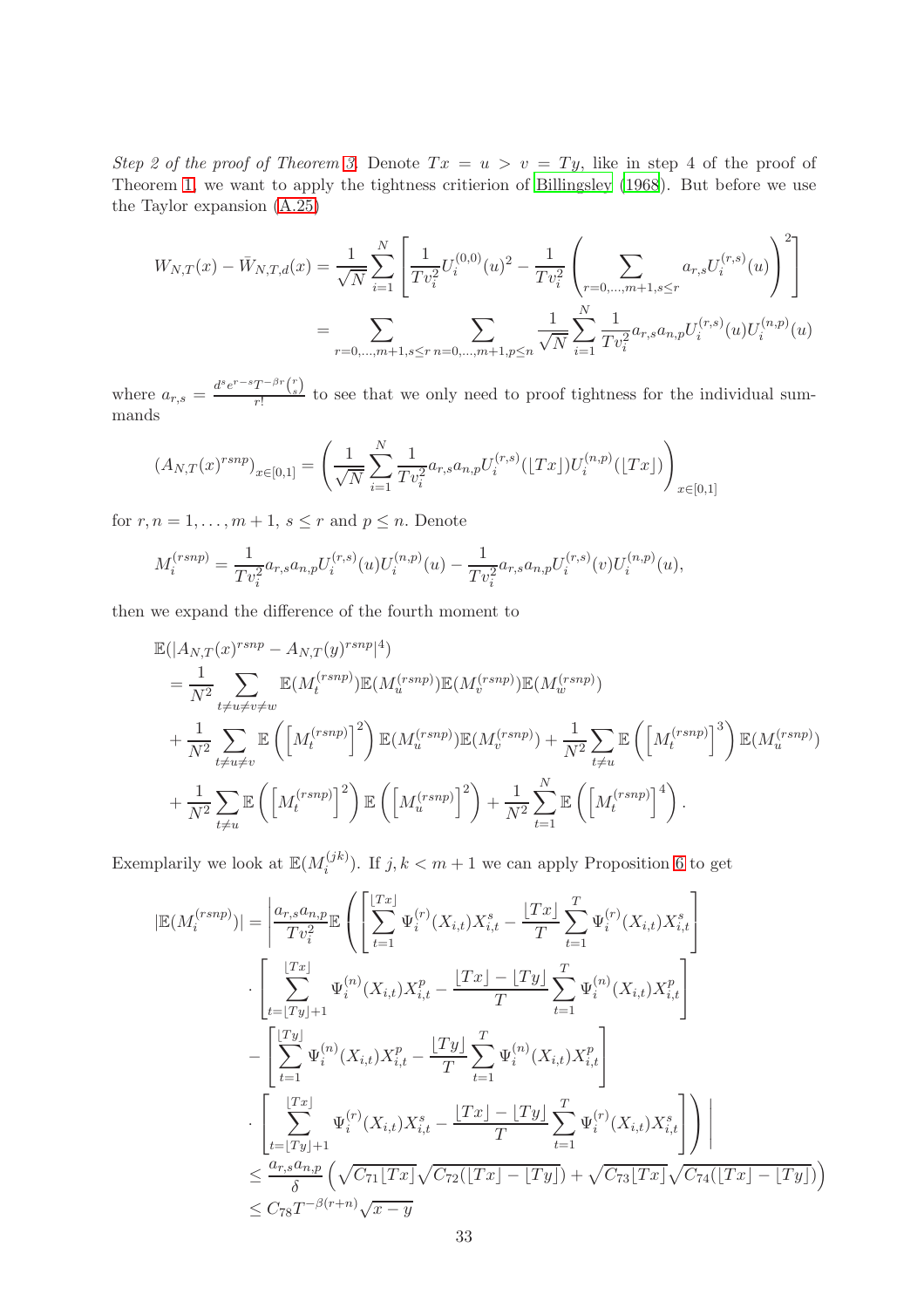*Step 2 of the proof of Theorem 3.* Denote $Tx = u > v = Ty$, like in step 4 of the proof of Theorem 1, we want to apply the tightness critierion of Billingsley (1968). But before we use the Taylor expansion (A.25)

$$
\begin{aligned}
W_{N,T}(x) - \bar{W}_{N,T,d}(x) &= \frac{1}{\sqrt{N}} \sum_{i=1}^{N} \left[ \frac{1}{Tv_i^2} U_i^{(0,0)}(u)^2 - \frac{1}{Tv_i^2} \left( \sum_{r=0,\dots,m+1, s \le r} a_{r,s} U_i^{(r,s)}(u) \right)^2 \right] \\
&= \sum_{r=0,\dots,m+1, s\le r} \; \sum_{n=0,\dots,m+1, p \le n} \frac{1}{\sqrt{N}} \sum_{i=1}^{N} \frac{1}{Tv_i^2} a_{r,s} a_{n,p} U_i^{(r,s)}(u) U_i^{(n,p)}(u)
\end{aligned}
$$

where $a_{r,s} = \frac{d^s e^{r-s} T^{-\beta r} \binom{r}{s}}{r!}$ to see that we only need to proof tightness for the individual summands

$$
(A_{N,T}(x)^{rsnp})_{x\in[0,1]} = \left( \frac{1}{\sqrt{N}} \sum_{i=1}^{N} \frac{1}{Tv_i^2} a_{r,s} a_{n,p} U_i^{(r,s)}(\lfloor Tx \rfloor) U_i^{(n,p)}(\lfloor Tx \rfloor) \right)_{x\in[0,1]}
$$

for $r, n = 1, \dots, m+1$, $s \le r$ and $p \le n$. Denote

$$
M_i^{(rsnp)} = \frac{1}{Tv_i^2} a_{r,s} a_{n,p} U_i^{(r,s)}(u) U_i^{(n,p)}(u) - \frac{1}{Tv_i^2} a_{r,s} a_{n,p} U_i^{(r,s)}(v) U_i^{(n,p)}(u),
$$

then we expand the difference of the fourth moment to

$$
\begin{aligned}
&\mathbb{E}(|A_{N,T}(x)^{rsnp} - A_{N,T}(y)^{rsnp}|^4) \\
&= \frac{1}{N^2} \sum_{t\ne u \ne v \ne w} \mathbb{E}(M_t^{(rsnp)}) \mathbb{E}(M_u^{(rsnp)}) \mathbb{E}(M_v^{(rsnp)}) \mathbb{E}(M_w^{(rsnp)}) \\
&+ \frac{1}{N^2} \sum_{t \ne u \ne v} \mathbb{E}\left( \left[ M_t^{(rsnp)} \right]^2 \right) \mathbb{E}(M_u^{(rsnp)}) \mathbb{E}(M_v^{(rsnp)}) + \frac{1}{N^2} \sum_{t\ne u} \mathbb{E}\left( \left[ M_t^{(rsnp)} \right]^3 \right) \mathbb{E}(M_u^{(rsnp)}) \\
&+ \frac{1}{N^2} \sum_{t\ne u} \mathbb{E}\left( \left[ M_t^{(rsnp)} \right]^2 \right) \mathbb{E}\left( \left[ M_u^{(rsnp)} \right]^2 \right) + \frac{1}{N^2} \sum_{t=1}^{N} \mathbb{E}\left( \left[ M_t^{(rsnp)} \right]^4 \right).
\end{aligned}
$$

Exemplarily we look at $\mathbb{E}(M_i^{(jk)})$. If $j, k < m+1$ we can apply Proposition 6 to get

$$
\begin{aligned}
|\mathbb{E}(M_i^{(rsnp)})| &= \Bigg| \frac{a_{r,s} a_{n,p}}{Tv_i^2} \mathbb{E} \Bigg( \left[ \sum_{t=1}^{\lfloor Tx \rfloor} \Psi_i^{(r)}(X_{i,t}) X_{i,t}^s - \frac{\lfloor Tx \rfloor}{T} \sum_{t=1}^{T} \Psi_i^{(r)}(X_{i,t}) X_{i,t}^s \right] \\
&\quad \cdot \left[ \sum_{t=\lfloor Ty \rfloor+1}^{\lfloor Tx \rfloor} \Psi_i^{(n)}(X_{i,t}) X_{i,t}^p - \frac{\lfloor Tx \rfloor - \lfloor Ty \rfloor}{T} \sum_{t=1}^{T} \Psi_i^{(n)}(X_{i,t}) X_{i,t}^p \right] \\
&\quad - \left[ \sum_{t=1}^{\lfloor Ty \rfloor} \Psi_i^{(n)}(X_{i,t}) X_{i,t}^p - \frac{\lfloor Ty \rfloor}{T} \sum_{t=1}^{T} \Psi_i^{(n)}(X_{i,t}) X_{i,t}^p \right] \\
&\quad \cdot \left[ \sum_{t=\lfloor Ty \rfloor+1}^{\lfloor Tx \rfloor} \Psi_i^{(r)}(X_{i,t}) X_{i,t}^s - \frac{\lfloor Tx \rfloor - \lfloor Ty \rfloor}{T} \sum_{t=1}^{T} \Psi_i^{(r)}(X_{i,t}) X_{i,t}^s \right] \Bigg) \Bigg| \\
&\le \frac{a_{r,s} a_{n,p}}{\delta} \left( \sqrt{C_{71} \lfloor Tx \rfloor} \sqrt{C_{72}(\lfloor Tx \rfloor - \lfloor Ty \rfloor)} + \sqrt{C_{73} \lfloor Tx \rfloor} \sqrt{C_{74}(\lfloor Tx \rfloor - \lfloor Ty \rfloor)} \right) \\
&\le C_{78} T^{-\beta(r+n)} \sqrt{x-y}
\end{aligned}
$$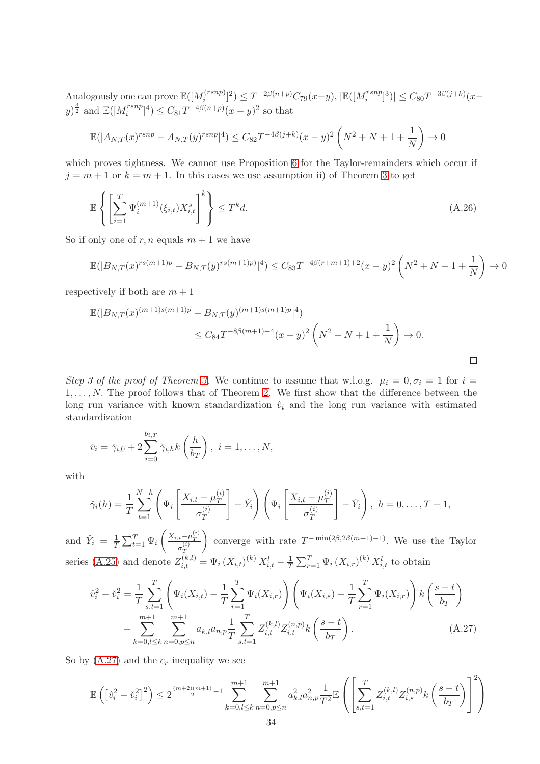Analogously one can prove $\mathbb{E}([M_i^{(rsnp)}]^2) \leq T^{-2\beta(n+p)} C_{79}(x-y)$, $|\mathbb{E}([M_i^{rsnp}]^3)| \leq C_{80} T^{-3\beta(j+k)}(x-y)^{\frac{3}{2}}$ and $\mathbb{E}([M_i^{rsnp}]^4) \leq C_{81} T^{-4\beta(n+p)}(x-y)^2$ so that

$$\mathbb{E}(|A_{N,T}(x)^{rsnp} - A_{N,T}(y)^{rsnp}|^4) \leq C_{82} T^{-4\beta(j+k)}(x-y)^2 \left(N^2 + N + 1 + \frac{1}{N}\right) \to 0$$

which proves tightness. We cannot use Proposition 6 for the Taylor-remainders which occur if $j = m+1$ or $k = m+1$. In this cases we use assumption ii) of Theorem 3 to get

$$\mathbb{E}\left\{\left[\sum_{i=1}^{T} \Psi_i^{(m+1)}(\xi_{i,t}) X_{i,t}^s\right]^k\right\} \leq T^k d. \tag{A.26}$$

So if only one of $r, n$ equals $m+1$ we have

$$\mathbb{E}(|B_{N,T}(x)^{rs(m+1)p} - B_{N,T}(y)^{rs(m+1)p}|^4) \leq C_{83} T^{-4\beta(r+m+1)+2}(x-y)^2 \left(N^2 + N + 1 + \frac{1}{N}\right) \to 0$$

respectively if both are $m+1$

$$\begin{aligned}\mathbb{E}(|B_{N,T}(x)^{(m+1)s(m+1)p} &- B_{N,T}(y)^{(m+1)s(m+1)p}|^4) \\ &\leq C_{84} T^{-8\beta(m+1)+4}(x-y)^2 \left(N^2 + N + 1 + \frac{1}{N}\right) \to 0.\end{aligned}$$

□

*Step 3 of the proof of Theorem 3.* We continue to assume that w.l.o.g. $\mu_i = 0, \sigma_i = 1$ for $i = 1, \ldots, N$. The proof follows that of Theorem 2. We first show that the difference between the long run variance with known standardization $\hat{v}_i$ and the long run variance with estimated standardization

$$\check{v}_i = \check{\gamma}_{i,0} + 2\sum_{i=0}^{b_{i,T}} \check{\gamma}_{i,h} k\left(\frac{h}{b_T}\right),\ i = 1, \ldots, N,$$

with

$$\check{\gamma}_i(h) = \frac{1}{T}\sum_{t=1}^{N-h}\left(\Psi_i\left[\frac{X_{i,t} - \mu_T^{(i)}}{\sigma_T^{(i)}}\right] - \check{Y}_i\right)\left(\Psi_i\left[\frac{X_{i,t} - \mu_T^{(i)}}{\sigma_T^{(i)}}\right] - \check{Y}_i\right),\ h = 0, \ldots, T-1,$$

and $\check{Y}_i = \frac{1}{T}\sum_{t=1}^{T}\Psi_i\left(\frac{X_{i,t} - \mu_T^{(i)}}{\sigma_T^{(i)}}\right)$ converge with rate $T^{-\min(2\beta, 2\beta(m+1)-1)}$. We use the Taylor series (A.25) and denote $Z_{i,t}^{(k,l)} = \Psi_i(X_{i,t})^{(k)} X_{i,t}^l - \frac{1}{T}\sum_{r=1}^{T}\Psi_i(X_{i,r})^{(k)} X_{i,t}^l$ to obtain

$$\begin{aligned}\hat{v}_i^2 - \check{v}_i^2 = \frac{1}{T}\sum_{s.t=1}^{T}&\left(\Psi_i(X_{i,t}) - \frac{1}{T}\sum_{r=1}^{T}\Psi_i(X_{i,r})\right)\left(\Psi_i(X_{i,s}) - \frac{1}{T}\sum_{r=1}^{T}\Psi_i(X_{i,r})\right) k\left(\frac{s-t}{b_T}\right) \\ &- \sum_{k=0,l\leq k}^{m+1}\sum_{n=0,p\leq n}^{m+1} a_{k,l} a_{n,p} \frac{1}{T}\sum_{s.t=1}^{T} Z_{i,t}^{(k,l)} Z_{i,t}^{(n,p)} k\left(\frac{s-t}{b_T}\right).\end{aligned} \tag{A.27}$$

So by (A.27) and the $c_r$ inequality we see

$$\mathbb{E}\left(\left[\hat{v}_i^2 - \check{v}_i^2\right]^2\right) \leq 2^{\frac{(m+2)(m+1)}{2}-1}\sum_{k=0,l\leq k}^{m+1}\sum_{n=0,p\leq n}^{m+1} a_{k,l}^2 a_{n,p}^2 \frac{1}{T^2}\mathbb{E}\left(\left[\sum_{s,t=1}^{T} Z_{i,t}^{(k,l)} Z_{i,s}^{(n,p)} k\left(\frac{s-t}{b_T}\right)\right]^2\right)$$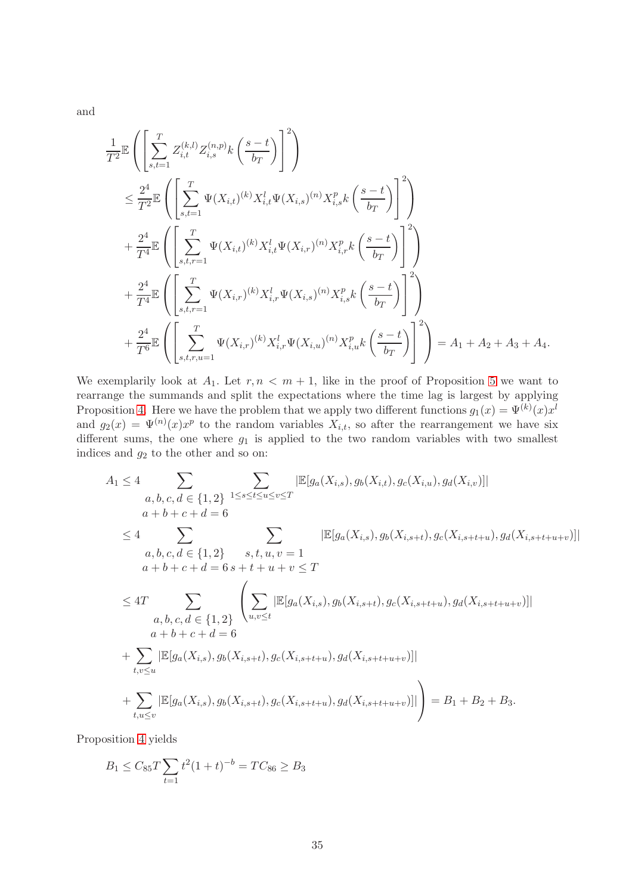and

$$
\begin{aligned}
&\frac{1}{T^2}\mathbb{E}\left(\left[\sum_{s,t=1}^{T} Z_{i,t}^{(k,l)} Z_{i,s}^{(n,p)} k\left(\frac{s-t}{b_T}\right)\right]^2\right) \\
&\leq \frac{2^4}{T^2}\mathbb{E}\left(\left[\sum_{s,t=1}^{T} \Psi(X_{i,t})^{(k)} X_{i,t}^{l} \Psi(X_{i,s})^{(n)} X_{i,s}^{p} k\left(\frac{s-t}{b_T}\right)\right]^2\right) \\
&+ \frac{2^4}{T^4}\mathbb{E}\left(\left[\sum_{s,t,r=1}^{T} \Psi(X_{i,t})^{(k)} X_{i,t}^{l} \Psi(X_{i,r})^{(n)} X_{i,r}^{p} k\left(\frac{s-t}{b_T}\right)\right]^2\right) \\
&+ \frac{2^4}{T^4}\mathbb{E}\left(\left[\sum_{s,t,r=1}^{T} \Psi(X_{i,r})^{(k)} X_{i,r}^{l} \Psi(X_{i,s})^{(n)} X_{i,s}^{p} k\left(\frac{s-t}{b_T}\right)\right]^2\right) \\
&+ \frac{2^4}{T^6}\mathbb{E}\left(\left[\sum_{s,t,r,u=1}^{T} \Psi(X_{i,r})^{(k)} X_{i,r}^{l} \Psi(X_{i,u})^{(n)} X_{i,u}^{p} k\left(\frac{s-t}{b_T}\right)\right]^2\right) = A_1 + A_2 + A_3 + A_4.
\end{aligned}
$$

We exemplarily look at $A_1$. Let $r, n < m+1$, like in the proof of Proposition 5 we want to rearrange the summands and split the expectations where the time lag is largest by applying Proposition 4. Here we have the problem that we apply two different functions $g_1(x) = \Psi^{(k)}(x)x^l$ and $g_2(x) = \Psi^{(n)}(x)x^p$ to the random variables $X_{i,t}$, so after the rearrangement we have six different sums, the one where $g_1$ is applied to the two random variables with two smallest indices and $g_2$ to the other and so on:

$$
\begin{aligned}
A_1 &\leq 4 \sum_{\substack{a,b,c,d \in \{1,2\} \\ a+b+c+d=6}} \sum_{1\leq s\leq t\leq u\leq v\leq T} |\mathbb{E}[g_a(X_{i,s}), g_b(X_{i,t}), g_c(X_{i,u}), g_d(X_{i,v})]| \\
&\leq 4 \sum_{\substack{a,b,c,d \in \{1,2\} \\ a+b+c+d=6}} \sum_{\substack{s,t,u,v=1 \\ s+t+u+v\leq T}} |\mathbb{E}[g_a(X_{i,s}), g_b(X_{i,s+t}), g_c(X_{i,s+t+u}), g_d(X_{i,s+t+u+v})]| \\
&\leq 4T \sum_{\substack{a,b,c,d \in \{1,2\} \\ a+b+c+d=6}} \left(\sum_{u,v\leq t} |\mathbb{E}[g_a(X_{i,s}), g_b(X_{i,s+t}), g_c(X_{i,s+t+u}), g_d(X_{i,s+t+u+v})]|\right. \\
&+ \sum_{t,v\leq u} |\mathbb{E}[g_a(X_{i,s}), g_b(X_{i,s+t}), g_c(X_{i,s+t+u}), g_d(X_{i,s+t+u+v})]| \\
&+ \left.\sum_{t,u\leq v} |\mathbb{E}[g_a(X_{i,s}), g_b(X_{i,s+t}), g_c(X_{i,s+t+u}), g_d(X_{i,s+t+u+v})]|\right) = B_1 + B_2 + B_3.
\end{aligned}
$$

Proposition 4 yields

$$
B_1 \leq C_{85} T \sum_{t=1} t^2 (1+t)^{-b} = TC_{86} \geq B_3
$$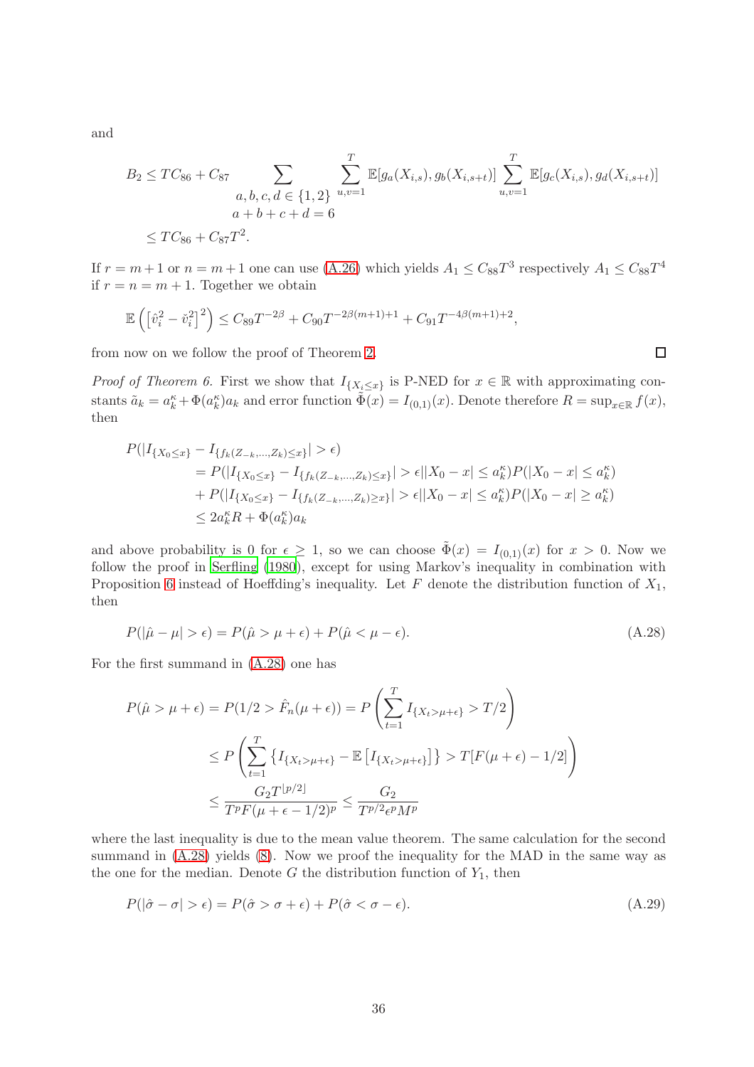and

$$
\begin{aligned}
B_2 &\leq TC_{86} + C_{87} \sum_{\substack{a,b,c,d \in \{1,2\} \\ a+b+c+d=6}} \sum_{u,v=1}^{T} \mathbb{E}[g_a(X_{i,s}), g_b(X_{i,s+t})] \sum_{u,v=1}^{T} \mathbb{E}[g_c(X_{i,s}), g_d(X_{i,s+t})] \\
&\leq TC_{86} + C_{87}T^2.
\end{aligned}
$$

If $r = m+1$ or $n = m+1$ one can use (A.26) which yields $A_1 \leq C_{88}T^3$ respectively $A_1 \leq C_{88}T^4$ if $r = n = m+1$. Together we obtain

$$
\mathbb{E}\left(\left[\hat{v}_i^2 - \check{v}_i^2\right]^2\right) \leq C_{89}T^{-2\beta} + C_{90}T^{-2\beta(m+1)+1} + C_{91}T^{-4\beta(m+1)+2},
$$

from now on we follow the proof of Theorem 2. □

*Proof of Theorem 6.* First we show that $I_{\{X_i \leq x\}}$ is P-NED for $x \in \mathbb{R}$ with approximating constants $\tilde{a}_k = a_k^\kappa + \Phi(a_k^\kappa)a_k$ and error function $\tilde{\Phi}(x) = I_{(0,1)}(x)$. Denote therefore $R = \sup_{x \in \mathbb{R}} f(x)$, then

$$
\begin{aligned}
&P(|I_{\{X_0 \leq x\}} - I_{\{f_k(Z_{-k},\ldots,Z_k) \leq x\}}| > \epsilon) \\
&\quad = P(|I_{\{X_0 \leq x\}} - I_{\{f_k(Z_{-k},\ldots,Z_k) \leq x\}}| > \epsilon \,|\, |X_0 - x| \leq a_k^\kappa) P(|X_0 - x| \leq a_k^\kappa) \\
&\quad + P(|I_{\{X_0 \leq x\}} - I_{\{f_k(Z_{-k},\ldots,Z_k) \geq x\}}| > \epsilon \,|\, |X_0 - x| \leq a_k^\kappa) P(|X_0 - x| \geq a_k^\kappa) \\
&\quad \leq 2a_k^\kappa R + \Phi(a_k^\kappa)a_k
\end{aligned}
$$

and above probability is 0 for $\epsilon \geq 1$, so we can choose $\tilde{\Phi}(x) = I_{(0,1)}(x)$ for $x > 0$. Now we follow the proof in Serfling (1980), except for using Markov's inequality in combination with Proposition 6 instead of Hoeffding's inequality. Let $F$ denote the distribution function of $X_1$, then

$$
P(|\hat{\mu} - \mu| > \epsilon) = P(\hat{\mu} > \mu + \epsilon) + P(\hat{\mu} < \mu - \epsilon). \tag{A.28}
$$

For the first summand in (A.28) one has

$$
\begin{aligned}
P(\hat{\mu} > \mu + \epsilon) = P(1/2 > \hat{F}_n(\mu + \epsilon)) &= P\left(\sum_{t=1}^{T} I_{\{X_t > \mu + \epsilon\}} > T/2\right) \\
&\leq P\left(\sum_{t=1}^{T} \left\{I_{\{X_t > \mu+\epsilon\}} - \mathbb{E}\left[I_{\{X_t > \mu+\epsilon\}}\right]\right\} > T[F(\mu + \epsilon) - 1/2]\right) \\
&\leq \frac{G_2 T^{\lfloor p/2 \rfloor}}{T^p F(\mu + \epsilon - 1/2)^p} \leq \frac{G_2}{T^{p/2}\epsilon^p M^p}
\end{aligned}
$$

where the last inequality is due to the mean value theorem. The same calculation for the second summand in (A.28) yields (8). Now we proof the inequality for the MAD in the same way as the one for the median. Denote $G$ the distribution function of $Y_1$, then

$$
P(|\hat{\sigma} - \sigma| > \epsilon) = P(\hat{\sigma} > \sigma + \epsilon) + P(\hat{\sigma} < \sigma - \epsilon). \tag{A.29}
$$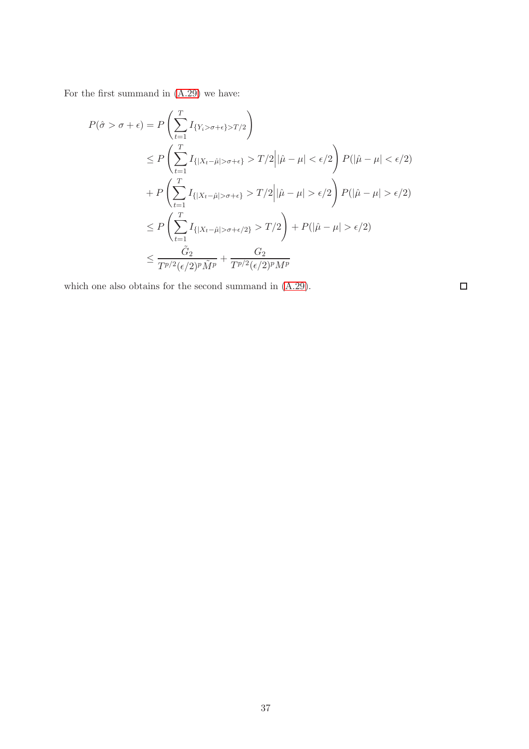For the first summand in (A.29) we have:

$$
\begin{aligned}
P(\hat{\sigma} > \sigma + \epsilon) &= P\left(\sum_{t=1}^{T} I_{\{Y_i > \sigma+\epsilon\} > T/2}\right) \\
&\leq P\left(\sum_{t=1}^{T} I_{\{|X_t - \hat{\mu}| > \sigma+\epsilon\}} > T/2 \,\middle|\, |\hat{\mu} - \mu| < \epsilon/2\right) P(|\hat{\mu} - \mu| < \epsilon/2) \\
&+ P\left(\sum_{t=1}^{T} I_{\{|X_t - \hat{\mu}| > \sigma+\epsilon\}} > T/2 \,\middle|\, |\hat{\mu} - \mu| > \epsilon/2\right) P(|\hat{\mu} - \mu| > \epsilon/2) \\
&\leq P\left(\sum_{t=1}^{T} I_{\{|X_t - \hat{\mu}| > \sigma+\epsilon/2\}} > T/2\right) + P(|\hat{\mu} - \mu| > \epsilon/2) \\
&\leq \frac{\tilde{G}_2}{T^{p/2}(\epsilon/2)^p \tilde{M}^p} + \frac{G_2}{T^{p/2}(\epsilon/2)^p M^p}
\end{aligned}
$$

which one also obtains for the second summand in (A.29). □